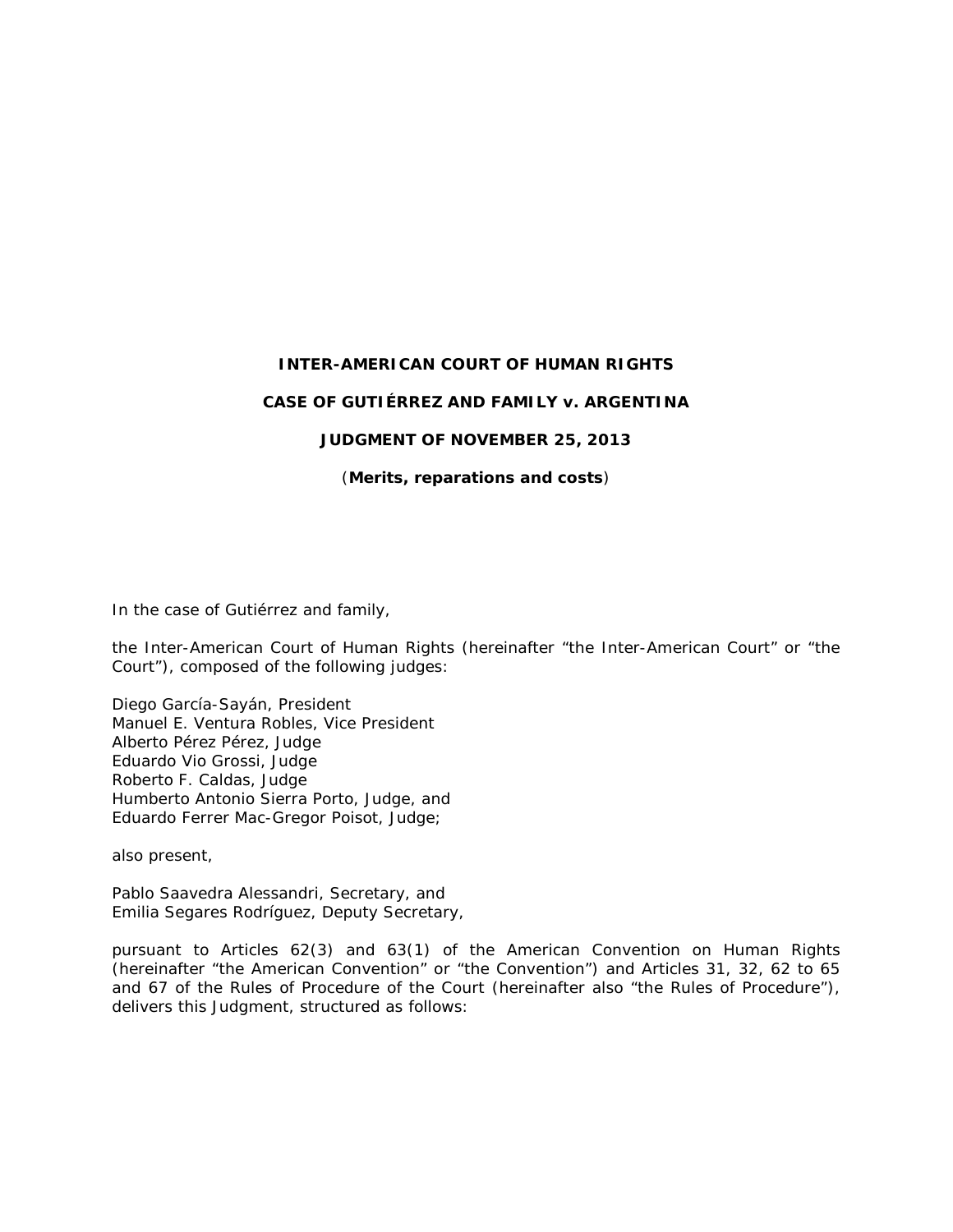**INTER-AMERICAN COURT OF HUMAN RIGHTS**

**CASE OF GUTIÉRREZ AND FAMILY v. ARGENTINA**

**JUDGMENT OF NOVEMBER 25, 2013**

(**Merits, reparations and costs**)

In the case of Gutiérrez and family,

the Inter-American Court of Human Rights (hereinafter "the Inter-American Court" or "the Court"), composed of the following judges:

Diego García-Sayán, President
Manuel E. Ventura Robles, Vice President
Alberto Pérez Pérez, Judge
Eduardo Vio Grossi, Judge
Roberto F. Caldas, Judge
Humberto Antonio Sierra Porto, Judge, and
Eduardo Ferrer Mac-Gregor Poisot, Judge;

also present,

Pablo Saavedra Alessandri, Secretary, and
Emilia Segares Rodríguez, Deputy Secretary,

pursuant to Articles 62(3) and 63(1) of the American Convention on Human Rights (hereinafter "the American Convention" or "the Convention") and Articles 31, 32, 62 to 65 and 67 of the Rules of Procedure of the Court (hereinafter also "the Rules of Procedure"), delivers this Judgment, structured as follows: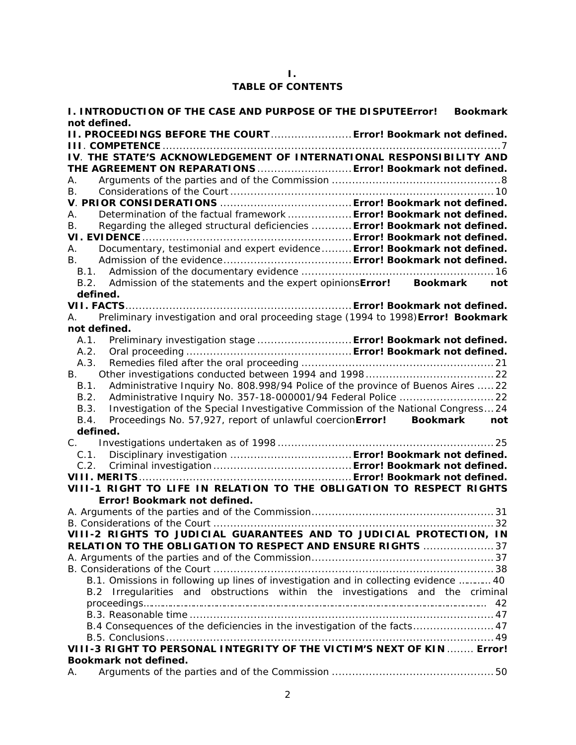# I.
# TABLE OF CONTENTS

**I. INTRODUCTION OF THE CASE AND PURPOSE OF THE DISPUTE** **Error! Bookmark not defined.**

**II. PROCEEDINGS BEFORE THE COURT** ........................ **Error! Bookmark not defined.**

**III. COMPETENCE** ........................................................................................................ 7

**IV. THE STATE'S ACKNOWLEDGEMENT OF INTERNATIONAL RESPONSIBILITY AND THE AGREEMENT ON REPARATIONS** ............................ **Error! Bookmark not defined.**

A. Arguments of the parties and of the Commission .................................................. 8

B. Considerations of the Court .............................................................................. 10

**V. PRIOR CONSIDERATIONS** ...................................... **Error! Bookmark not defined.**

A. Determination of the factual framework ................... **Error! Bookmark not defined.**

B. Regarding the alleged structural deficiencies ............ **Error! Bookmark not defined.**

**VI. EVIDENCE** ............................................................. **Error! Bookmark not defined.**

A. Documentary, testimonial and expert evidence ......... **Error! Bookmark not defined.**

B. Admission of the evidence ...................................... **Error! Bookmark not defined.**

B.1. Admission of the documentary evidence ......................................................... 16

B.2. Admission of the statements and the expert opinions **Error! Bookmark not defined.**

**VII. FACTS** .................................................................. **Error! Bookmark not defined.**

A. Preliminary investigation and oral proceeding stage (1994 to 1998) **Error! Bookmark not defined.**

A.1. Preliminary investigation stage ............................ **Error! Bookmark not defined.**

A.2. Oral proceeding ................................................ **Error! Bookmark not defined.**

A.3. Remedies filed after the oral proceeding ......................................................... 21

B. Other investigations conducted between 1994 and 1998 ...................................... 22

B.1. Administrative Inquiry No. 808.998/94 Police of the province of Buenos Aires ..... 22

B.2. Administrative Inquiry No. 357-18-000001/94 Federal Police ............................ 22

B.3. Investigation of the Special Investigative Commission of the National Congress ... 24

B.4. Proceedings No. 57,927, report of unlawful coercion **Error! Bookmark not defined.**

C. Investigations undertaken as of 1998 ................................................................ 25

C.1. Disciplinary investigation .................................... **Error! Bookmark not defined.**

C.2. Criminal investigation ......................................... **Error! Bookmark not defined.**

**VIII. MERITS** ............................................................... **Error! Bookmark not defined.**

**VIII-1 RIGHT TO LIFE IN RELATION TO THE OBLIGATION TO RESPECT RIGHTS** **Error! Bookmark not defined.**

A. Arguments of the parties and of the Commission ...................................................... 31

B. Considerations of the Court .................................................................................... 32

**VIII-2 RIGHTS TO JUDICIAL GUARANTEES AND TO JUDICIAL PROTECTION, IN RELATION TO THE OBLIGATION TO RESPECT AND ENSURE RIGHTS** ..................... 37

A. Arguments of the parties and of the Commission ...................................................... 37

B. Considerations of the Court .................................................................................... 38

B.1. Omissions in following up lines of investigation and in collecting evidence ........... 40

B.2 Irregularities and obstructions within the investigations and the criminal proceedings.............................................................................................................. 42

B.3. Reasonable time ........................................................................................... 47

B.4 Consequences of the deficiencies in the investigation of the facts........................ 47

B.5. Conclusions .................................................................................................. 49

**VIII-3 RIGHT TO PERSONAL INTEGRITY OF THE VICTIM'S NEXT OF KIN** ........ **Error! Bookmark not defined.**

A. Arguments of the parties and of the Commission ................................................ 50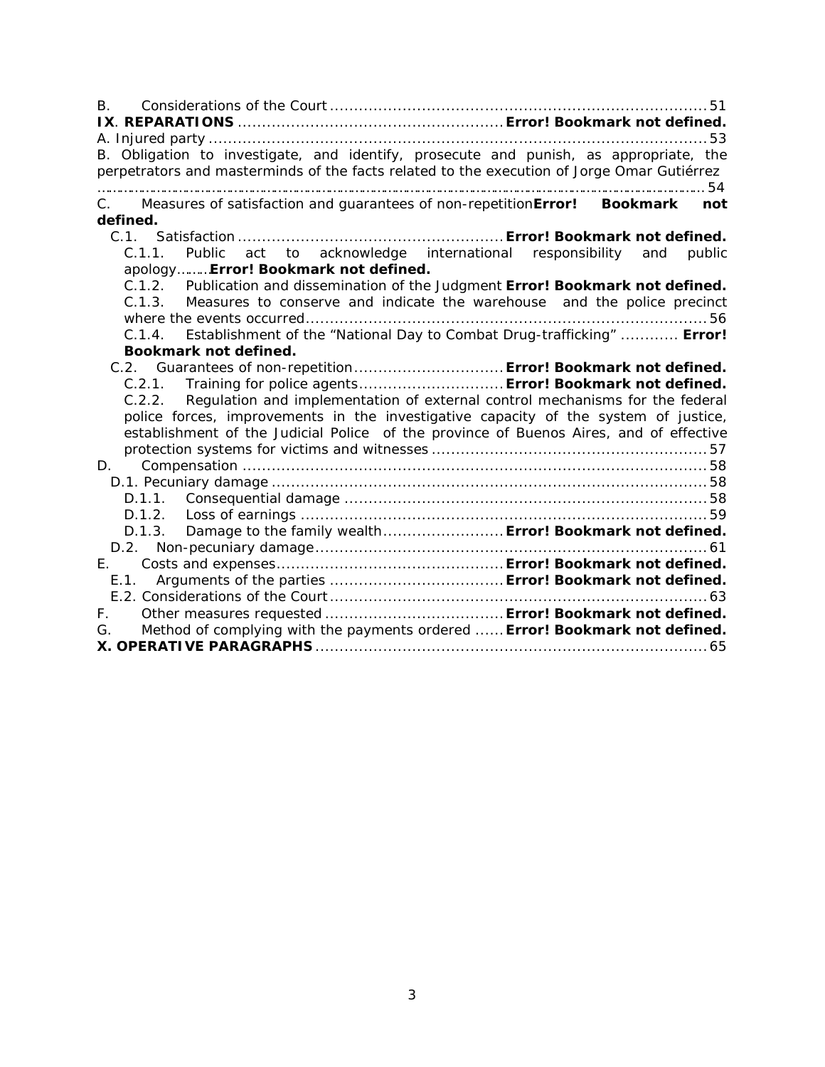B. Considerations of the Court ........................................................................... 51

**IX. REPARATIONS** ..................................................... **Error! Bookmark not defined.**

A. Injured party ........................................................................................................ 53

B. Obligation to investigate, and identify, prosecute and punish, as appropriate, the perpetrators and masterminds of the facts related to the execution of Jorge Omar Gutiérrez ........................................................................................................................ 54

C. Measures of satisfaction and guarantees of non-repetition **Error! Bookmark not defined.**

C.1. Satisfaction ...................................................... **Error! Bookmark not defined.**

C.1.1. Public act to acknowledge international responsibility and public apology........ **Error! Bookmark not defined.**

C.1.2. Publication and dissemination of the Judgment **Error! Bookmark not defined.**

C.1.3. Measures to conserve and indicate the warehouse and the police precinct where the events occurred ................................................................................. 56

C.1.4. Establishment of the "National Day to Combat Drug-trafficking" ............ **Error! Bookmark not defined.**

C.2. Guarantees of non-repetition .............................. **Error! Bookmark not defined.**

C.2.1. Training for police agents ............................ **Error! Bookmark not defined.**

C.2.2. Regulation and implementation of external control mechanisms for the federal police forces, improvements in the investigative capacity of the system of justice, establishment of the Judicial Police of the province of Buenos Aires, and of effective protection systems for victims and witnesses ....................................................... 57

D. Compensation ............................................................................................... 58

D.1. Pecuniary damage ........................................................................................ 58

D.1.1. Consequential damage ......................................................................... 58

D.1.2. Loss of earnings ................................................................................... 59

D.1.3. Damage to the family wealth ........................ **Error! Bookmark not defined.**

D.2. Non-pecuniary damage ................................................................................ 61

E. Costs and expenses ............................................. **Error! Bookmark not defined.**

E.1. Arguments of the parties .................................. **Error! Bookmark not defined.**

E.2. Considerations of the Court ........................................................................... 63

F. Other measures requested ................................... **Error! Bookmark not defined.**

G. Method of complying with the payments ordered ...... **Error! Bookmark not defined.**

**X. OPERATIVE PARAGRAPHS** ................................................................................ 65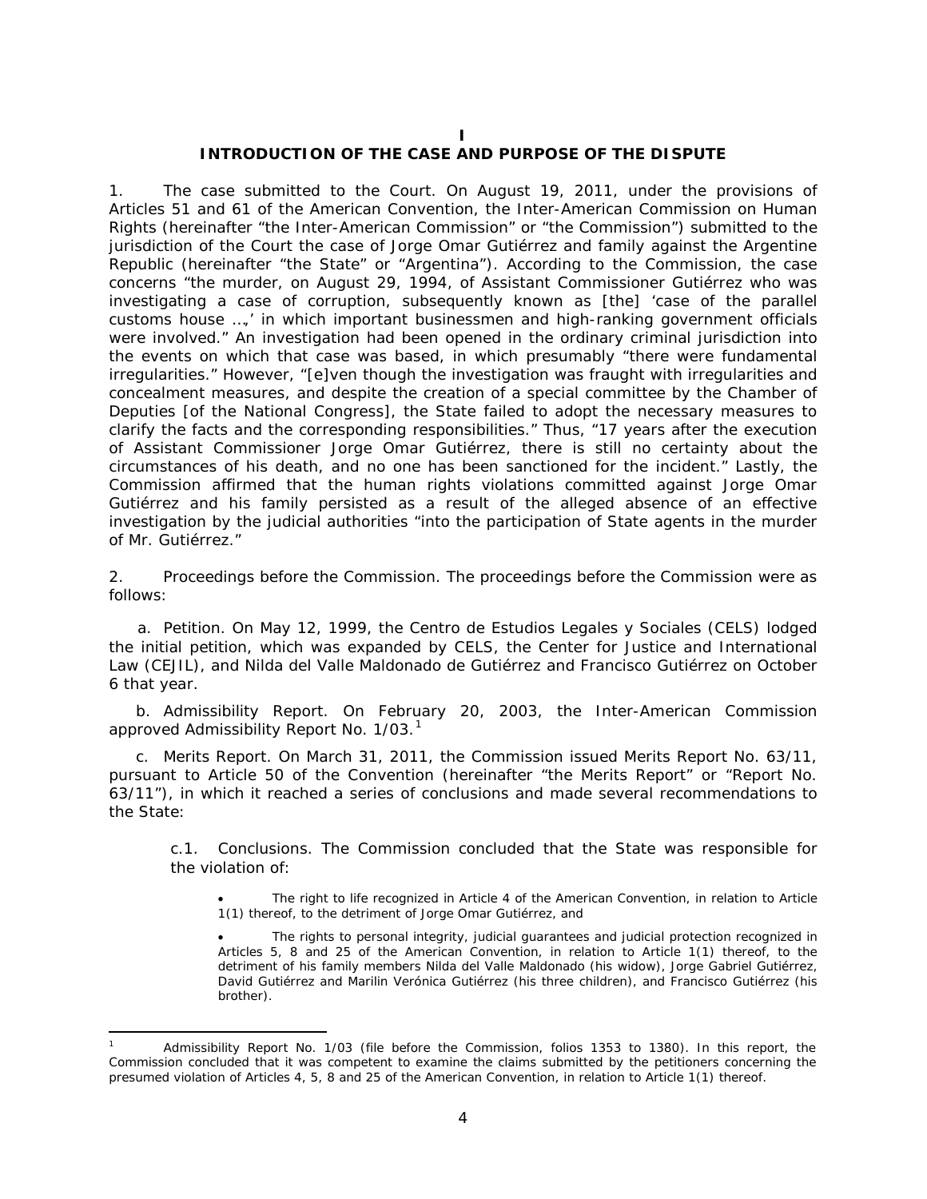# I
## INTRODUCTION OF THE CASE AND PURPOSE OF THE DISPUTE

1. The case submitted to the Court. On August 19, 2011, under the provisions of Articles 51 and 61 of the American Convention, the Inter-American Commission on Human Rights (hereinafter "the Inter-American Commission" or "the Commission") submitted to the jurisdiction of the Court the case of Jorge Omar Gutiérrez and family against the Argentine Republic (hereinafter "the State" or "Argentina"). According to the Commission, the case concerns "the murder, on August 29, 1994, of Assistant Commissioner Gutiérrez who was investigating a case of corruption, subsequently known as [the] 'case of the parallel customs house ...,' in which important businessmen and high-ranking government officials were involved." An investigation had been opened in the ordinary criminal jurisdiction into the events on which that case was based, in which presumably "there were fundamental irregularities." However, "[e]ven though the investigation was fraught with irregularities and concealment measures, and despite the creation of a special committee by the Chamber of Deputies [of the National Congress], the State failed to adopt the necessary measures to clarify the facts and the corresponding responsibilities." Thus, "17 years after the execution of Assistant Commissioner Jorge Omar Gutiérrez, there is still no certainty about the circumstances of his death, and no one has been sanctioned for the incident." Lastly, the Commission affirmed that the human rights violations committed against Jorge Omar Gutiérrez and his family persisted as a result of the alleged absence of an effective investigation by the judicial authorities "into the participation of State agents in the murder of Mr. Gutiérrez."

2. Proceedings before the Commission. The proceedings before the Commission were as follows:

a. Petition. On May 12, 1999, the Centro de Estudios Legales y Sociales (CELS) lodged the initial petition, which was expanded by CELS, the Center for Justice and International Law (CEJIL), and Nilda del Valle Maldonado de Gutiérrez and Francisco Gutiérrez on October 6 that year.

b. Admissibility Report. On February 20, 2003, the Inter-American Commission approved Admissibility Report No. 1/03.[1]

c. Merits Report. On March 31, 2011, the Commission issued Merits Report No. 63/11, pursuant to Article 50 of the Convention (hereinafter "the Merits Report" or "Report No. 63/11"), in which it reached a series of conclusions and made several recommendations to the State:

c.1. Conclusions. The Commission concluded that the State was responsible for the violation of:

- The right to life recognized in Article 4 of the American Convention, in relation to Article 1(1) thereof, to the detriment of Jorge Omar Gutiérrez, and
- The rights to personal integrity, judicial guarantees and judicial protection recognized in Articles 5, 8 and 25 of the American Convention, in relation to Article 1(1) thereof, to the detriment of his family members Nilda del Valle Maldonado (his widow), Jorge Gabriel Gutiérrez, David Gutiérrez and Marilin Verónica Gutiérrez (his three children), and Francisco Gutiérrez (his brother).

---

[1] Admissibility Report No. 1/03 (file before the Commission, folios 1353 to 1380). In this report, the Commission concluded that it was competent to examine the claims submitted by the petitioners concerning the presumed violation of Articles 4, 5, 8 and 25 of the American Convention, in relation to Article 1(1) thereof.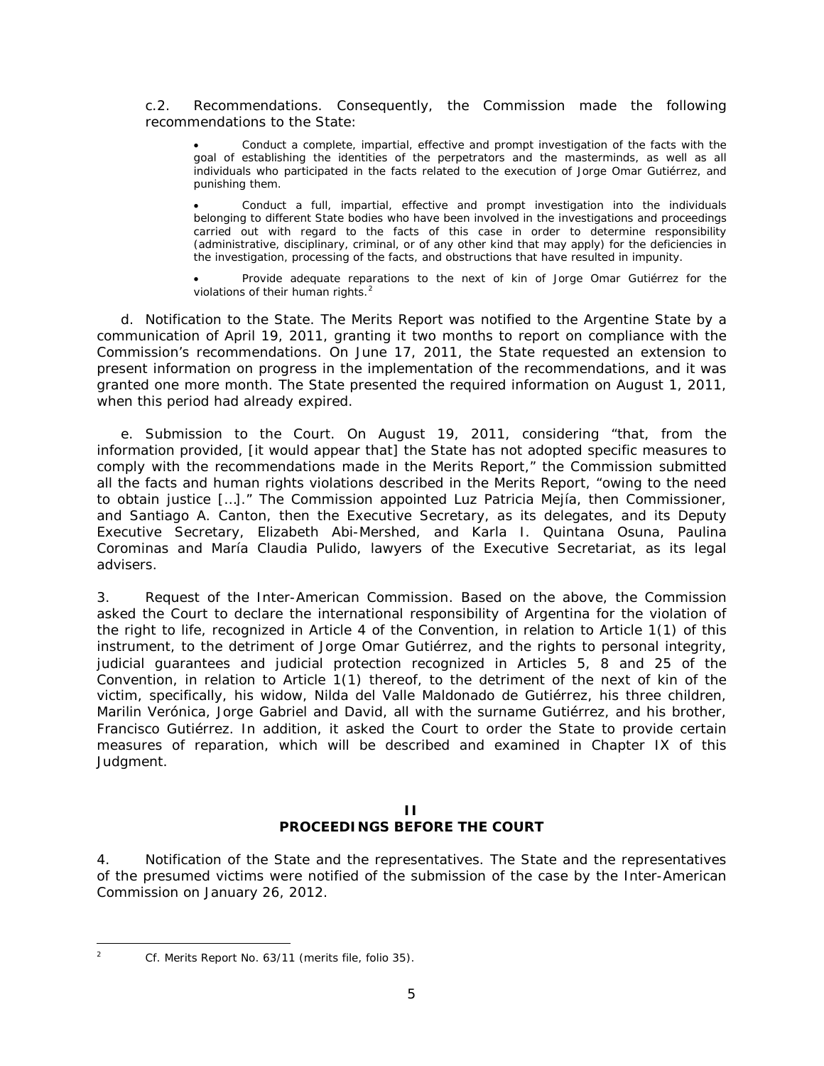c.2. *Recommendations*. Consequently, the Commission made the following recommendations to the State:

- Conduct a complete, impartial, effective and prompt investigation of the facts with the goal of establishing the identities of the perpetrators and the masterminds, as well as all individuals who participated in the facts related to the execution of Jorge Omar Gutiérrez, and punishing them.

- Conduct a full, impartial, effective and prompt investigation into the individuals belonging to different State bodies who have been involved in the investigations and proceedings carried out with regard to the facts of this case in order to determine responsibility (administrative, disciplinary, criminal, or of any other kind that may apply) for the deficiencies in the investigation, processing of the facts, and obstructions that have resulted in impunity.

- Provide adequate reparations to the next of kin of Jorge Omar Gutiérrez for the violations of their human rights.[2]

d. *Notification to the State*. The Merits Report was notified to the Argentine State by a communication of April 19, 2011, granting it two months to report on compliance with the Commission's recommendations. On June 17, 2011, the State requested an extension to present information on progress in the implementation of the recommendations, and it was granted one more month. The State presented the required information on August 1, 2011, when this period had already expired.

e. *Submission to the Court*. On August 19, 2011, considering "that, from the information provided, [it would appear that] the State has not adopted specific measures to comply with the recommendations made in the Merits Report," the Commission submitted all the facts and human rights violations described in the Merits Report, "owing to the need to obtain justice […]." The Commission appointed Luz Patricia Mejía, then Commissioner, and Santiago A. Canton, then the Executive Secretary, as its delegates, and its Deputy Executive Secretary, Elizabeth Abi-Mershed, and Karla I. Quintana Osuna, Paulina Corominas and María Claudia Pulido, lawyers of the Executive Secretariat, as its legal advisers.

3. *Request of the Inter-American Commission*. Based on the above, the Commission asked the Court to declare the international responsibility of Argentina for the violation of the right to life, recognized in Article 4 of the Convention, in relation to Article 1(1) of this instrument, to the detriment of Jorge Omar Gutiérrez, and the rights to personal integrity, judicial guarantees and judicial protection recognized in Articles 5, 8 and 25 of the Convention, in relation to Article 1(1) thereof, to the detriment of the next of kin of the victim, specifically, his widow, Nilda del Valle Maldonado de Gutiérrez, his three children, Marilin Verónica, Jorge Gabriel and David, all with the surname Gutiérrez, and his brother, Francisco Gutiérrez. In addition, it asked the Court to order the State to provide certain measures of reparation, which will be described and examined in Chapter IX of this Judgment.

## II
## PROCEEDINGS BEFORE THE COURT

4. *Notification of the State and the representatives*. The State and the representatives of the presumed victims were notified of the submission of the case by the Inter-American Commission on January 26, 2012.

[2] *Cf.* Merits Report No. 63/11 (merits file, folio 35).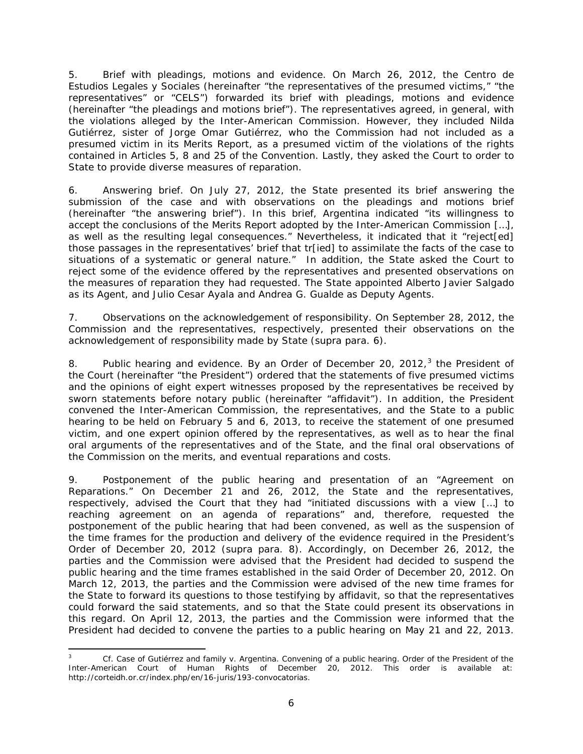5. *Brief with pleadings, motions and evidence*. On March 26, 2012, the Centro de Estudios Legales y Sociales (hereinafter "the representatives of the presumed victims," "the representatives" or "CELS") forwarded its brief with pleadings, motions and evidence (hereinafter "the pleadings and motions brief"). The representatives agreed, in general, with the violations alleged by the Inter-American Commission. However, they included Nilda Gutiérrez, sister of Jorge Omar Gutiérrez, who the Commission had not included as a presumed victim in its Merits Report, as a presumed victim of the violations of the rights contained in Articles 5, 8 and 25 of the Convention. Lastly, they asked the Court to order to State to provide diverse measures of reparation.

6. *Answering brief*. On July 27, 2012, the State presented its brief answering the submission of the case and with observations on the pleadings and motions brief (hereinafter "the answering brief"). In this brief, Argentina indicated "its willingness to accept the conclusions of the Merits Report adopted by the Inter-American Commission […], as well as the resulting legal consequences." Nevertheless, it indicated that it "reject[ed] those passages in the representatives' brief that tr[ied] to assimilate the facts of the case to situations of a systematic or general nature." In addition, the State asked the Court to reject some of the evidence offered by the representatives and presented observations on the measures of reparation they had requested. The State appointed Alberto Javier Salgado as its Agent, and Julio Cesar Ayala and Andrea G. Gualde as Deputy Agents.

7. *Observations on the acknowledgement of responsibility*. On September 28, 2012, the Commission and the representatives, respectively, presented their observations on the acknowledgement of responsibility made by State (*supra* para. 6).

8. *Public hearing and evidence*. By an Order of December 20, 2012,[3] the President of the Court (hereinafter "the President") ordered that the statements of five presumed victims and the opinions of eight expert witnesses proposed by the representatives be received by sworn statements before notary public (hereinafter "affidavit"). In addition, the President convened the Inter-American Commission, the representatives, and the State to a public hearing to be held on February 5 and 6, 2013, to receive the statement of one presumed victim, and one expert opinion offered by the representatives, as well as to hear the final oral arguments of the representatives and of the State, and the final oral observations of the Commission on the merits, and eventual reparations and costs.

9. *Postponement of the public hearing and presentation of an "Agreement on Reparations."* On December 21 and 26, 2012, the State and the representatives, respectively, advised the Court that they had "initiated discussions with a view […] to reaching agreement on an agenda of reparations" and, therefore, requested the postponement of the public hearing that had been convened, as well as the suspension of the time frames for the production and delivery of the evidence required in the President's Order of December 20, 2012 (*supra* para. 8). Accordingly, on December 26, 2012, the parties and the Commission were advised that the President had decided to suspend the public hearing and the time frames established in the said Order of December 20, 2012. On March 12, 2013, the parties and the Commission were advised of the new time frames for the State to forward its questions to those testifying by affidavit, so that the representatives could forward the said statements, and so that the State could present its observations in this regard. On April 12, 2013, the parties and the Commission were informed that the President had decided to convene the parties to a public hearing on May 21 and 22, 2013.

---

[3] *Cf. Case of Gutiérrez and family v. Argentina. Convening of a public hearing.* Order of the President of the Inter-American Court of Human Rights of December 20, 2012. This order is available at: http://corteidh.or.cr/index.php/en/16-juris/193-convocatorias.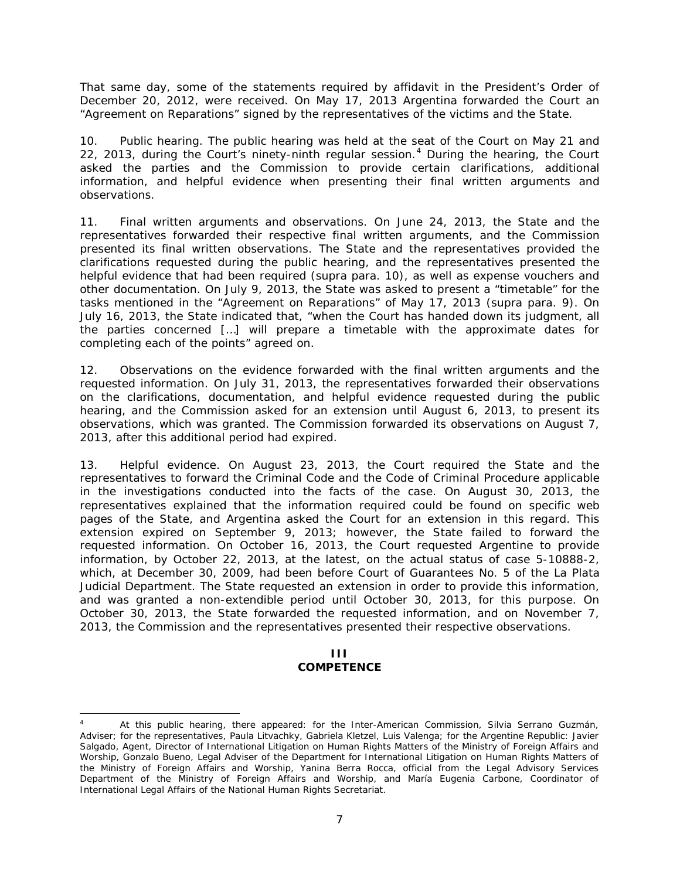That same day, some of the statements required by affidavit in the President's Order of December 20, 2012, were received. On May 17, 2013 Argentina forwarded the Court an "Agreement on Reparations" signed by the representatives of the victims and the State.

10. *Public hearing*. The public hearing was held at the seat of the Court on May 21 and 22, 2013, during the Court's ninety-ninth regular session.[4] During the hearing, the Court asked the parties and the Commission to provide certain clarifications, additional information, and helpful evidence when presenting their final written arguments and observations.

11. *Final written arguments and observations*. On June 24, 2013, the State and the representatives forwarded their respective final written arguments, and the Commission presented its final written observations. The State and the representatives provided the clarifications requested during the public hearing, and the representatives presented the helpful evidence that had been required (*supra* para. 10), as well as expense vouchers and other documentation. On July 9, 2013, the State was asked to present a "timetable" for the tasks mentioned in the "Agreement on Reparations" of May 17, 2013 (*supra* para. 9). On July 16, 2013, the State indicated that, "when the Court has handed down its judgment, all the parties concerned […] will prepare a timetable with the approximate dates for completing each of the points" agreed on.

12. *Observations on the evidence forwarded with the final written arguments and the requested information*. On July 31, 2013, the representatives forwarded their observations on the clarifications, documentation, and helpful evidence requested during the public hearing, and the Commission asked for an extension until August 6, 2013, to present its observations, which was granted. The Commission forwarded its observations on August 7, 2013, after this additional period had expired.

13. *Helpful evidence*. On August 23, 2013, the Court required the State and the representatives to forward the Criminal Code and the Code of Criminal Procedure applicable in the investigations conducted into the facts of the case. On August 30, 2013, the representatives explained that the information required could be found on specific web pages of the State, and Argentina asked the Court for an extension in this regard. This extension expired on September 9, 2013; however, the State failed to forward the requested information. On October 16, 2013, the Court requested Argentine to provide information, by October 22, 2013, at the latest, on the actual status of case 5-10888-2, which, at December 30, 2009, had been before Court of Guarantees No. 5 of the La Plata Judicial Department. The State requested an extension in order to provide this information, and was granted a non-extendible period until October 30, 2013, for this purpose. On October 30, 2013, the State forwarded the requested information, and on November 7, 2013, the Commission and the representatives presented their respective observations.

## III
## COMPETENCE

---

[4] At this public hearing, there appeared: for the Inter-American Commission, Silvia Serrano Guzmán, Adviser; for the representatives, Paula Litvachky, Gabriela Kletzel, Luis Valenga; for the Argentine Republic: Javier Salgado, Agent, Director of International Litigation on Human Rights Matters of the Ministry of Foreign Affairs and Worship, Gonzalo Bueno, Legal Adviser of the Department for International Litigation on Human Rights Matters of the Ministry of Foreign Affairs and Worship, Yanina Berra Rocca, official from the Legal Advisory Services Department of the Ministry of Foreign Affairs and Worship, and María Eugenia Carbone, Coordinator of International Legal Affairs of the National Human Rights Secretariat.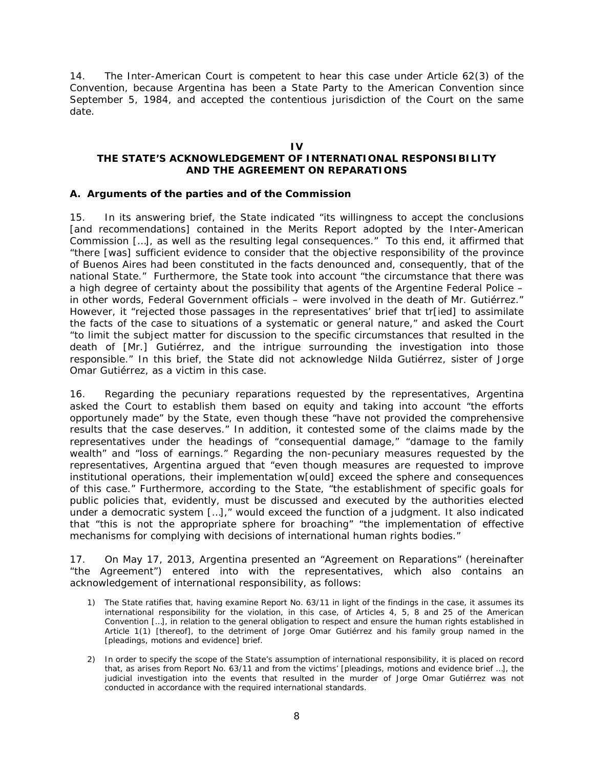14. The Inter-American Court is competent to hear this case under Article 62(3) of the Convention, because Argentina has been a State Party to the American Convention since September 5, 1984, and accepted the contentious jurisdiction of the Court on the same date.

## IV
## THE STATE'S ACKNOWLEDGEMENT OF INTERNATIONAL RESPONSIBILITY AND THE AGREEMENT ON REPARATIONS

### A. Arguments of the parties and of the Commission

15. In its answering brief, the State indicated "its willingness to accept the conclusions [and recommendations] contained in the Merits Report adopted by the Inter-American Commission […], as well as the resulting legal consequences." To this end, it affirmed that "there [was] sufficient evidence to consider that the objective responsibility of the province of Buenos Aires had been constituted in the facts denounced and, consequently, that of the national State." Furthermore, the State took into account "the circumstance that there was a high degree of certainty about the possibility that agents of the Argentine Federal Police – in other words, Federal Government officials – were involved in the death of Mr. Gutiérrez." However, it "rejected those passages in the representatives' brief that tr[ied] to assimilate the facts of the case to situations of a systematic or general nature," and asked the Court "to limit the subject matter for discussion to the specific circumstances that resulted in the death of [Mr.] Gutiérrez, and the intrigue surrounding the investigation into those responsible." In this brief, the State did not acknowledge Nilda Gutiérrez, sister of Jorge Omar Gutiérrez, as a victim in this case.

16. Regarding the pecuniary reparations requested by the representatives, Argentina asked the Court to establish them based on equity and taking into account "the efforts opportunely made" by the State, even though these "have not provided the comprehensive results that the case deserves." In addition, it contested some of the claims made by the representatives under the headings of "consequential damage," "damage to the family wealth" and "loss of earnings." Regarding the non-pecuniary measures requested by the representatives, Argentina argued that "even though measures are requested to improve institutional operations, their implementation w[ould] exceed the sphere and consequences of this case." Furthermore, according to the State, "the establishment of specific goals for public policies that, evidently, must be discussed and executed by the authorities elected under a democratic system […]," would exceed the function of a judgment. It also indicated that "this is not the appropriate sphere for broaching" "the implementation of effective mechanisms for complying with decisions of international human rights bodies."

17. On May 17, 2013, Argentina presented an "Agreement on Reparations" (hereinafter "the Agreement") entered into with the representatives, which also contains an acknowledgement of international responsibility, as follows:

> 1) The State ratifies that, having examine Report No. 63/11 in light of the findings in the case, it assumes its international responsibility for the violation, in this case, of Articles 4, 5, 8 and 25 of the American Convention […], in relation to the general obligation to respect and ensure the human rights established in Article 1(1) [thereof], to the detriment of Jorge Omar Gutiérrez and his family group named in the [pleadings, motions and evidence] brief.
>
> 2) In order to specify the scope of the State's assumption of international responsibility, it is placed on record that, as arises from Report No. 63/11 and from the victims' [pleadings, motions and evidence brief …], the judicial investigation into the events that resulted in the murder of Jorge Omar Gutiérrez was not conducted in accordance with the required international standards.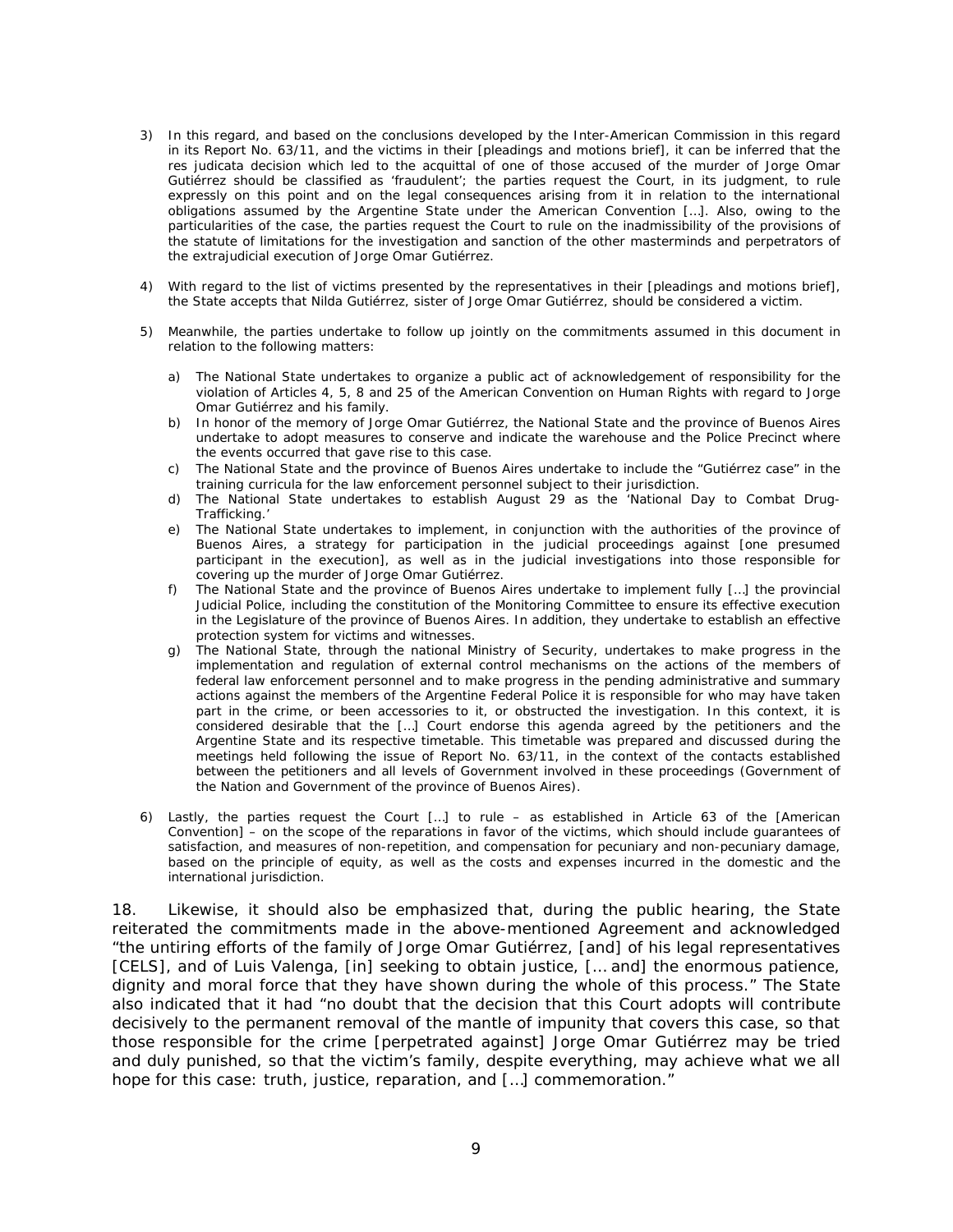3) In this regard, and based on the conclusions developed by the Inter-American Commission in this regard in its Report No. 63/11, and the victims in their [pleadings and motions brief], it can be inferred that the res judicata decision which led to the acquittal of one of those accused of the murder of Jorge Omar Gutiérrez should be classified as 'fraudulent'; the parties request the Court, in its judgment, to rule expressly on this point and on the legal consequences arising from it in relation to the international obligations assumed by the Argentine State under the American Convention […]. Also, owing to the particularities of the case, the parties request the Court to rule on the inadmissibility of the provisions of the statute of limitations for the investigation and sanction of the other masterminds and perpetrators of the extrajudicial execution of Jorge Omar Gutiérrez.

4) With regard to the list of victims presented by the representatives in their [pleadings and motions brief], the State accepts that Nilda Gutiérrez, sister of Jorge Omar Gutiérrez, should be considered a victim.

5) Meanwhile, the parties undertake to follow up jointly on the commitments assumed in this document in relation to the following matters:

   a) The National State undertakes to organize a public act of acknowledgement of responsibility for the violation of Articles 4, 5, 8 and 25 of the American Convention on Human Rights with regard to Jorge Omar Gutiérrez and his family.
   b) In honor of the memory of Jorge Omar Gutiérrez, the National State and the province of Buenos Aires undertake to adopt measures to conserve and indicate the warehouse and the Police Precinct where the events occurred that gave rise to this case.
   c) The National State and the province of Buenos Aires undertake to include the "Gutiérrez case" in the training curricula for the law enforcement personnel subject to their jurisdiction.
   d) The National State undertakes to establish August 29 as the 'National Day to Combat Drug-Trafficking.'
   e) The National State undertakes to implement, in conjunction with the authorities of the province of Buenos Aires, a strategy for participation in the judicial proceedings against [one presumed participant in the execution], as well as in the judicial investigations into those responsible for covering up the murder of Jorge Omar Gutiérrez.
   f) The National State and the province of Buenos Aires undertake to implement fully […] the provincial Judicial Police, including the constitution of the Monitoring Committee to ensure its effective execution in the Legislature of the province of Buenos Aires. In addition, they undertake to establish an effective protection system for victims and witnesses.
   g) The National State, through the national Ministry of Security, undertakes to make progress in the implementation and regulation of external control mechanisms on the actions of the members of federal law enforcement personnel and to make progress in the pending administrative and summary actions against the members of the Argentine Federal Police it is responsible for who may have taken part in the crime, or been accessories to it, or obstructed the investigation. In this context, it is considered desirable that the […] Court endorse this agenda agreed by the petitioners and the Argentine State and its respective timetable. This timetable was prepared and discussed during the meetings held following the issue of Report No. 63/11, in the context of the contacts established between the petitioners and all levels of Government involved in these proceedings (Government of the Nation and Government of the province of Buenos Aires).

6) Lastly, the parties request the Court […] to rule – as established in Article 63 of the [American Convention] – on the scope of the reparations in favor of the victims, which should include guarantees of satisfaction, and measures of non-repetition, and compensation for pecuniary and non-pecuniary damage, based on the principle of equity, as well as the costs and expenses incurred in the domestic and the international jurisdiction.

18. Likewise, it should also be emphasized that, during the public hearing, the State reiterated the commitments made in the above-mentioned Agreement and acknowledged "the untiring efforts of the family of Jorge Omar Gutiérrez, [and] of his legal representatives [CELS], and of Luis Valenga, [in] seeking to obtain justice, [… and] the enormous patience, dignity and moral force that they have shown during the whole of this process." The State also indicated that it had "no doubt that the decision that this Court adopts will contribute decisively to the permanent removal of the mantle of impunity that covers this case, so that those responsible for the crime [perpetrated against] Jorge Omar Gutiérrez may be tried and duly punished, so that the victim's family, despite everything, may achieve what we all hope for this case: truth, justice, reparation, and […] commemoration."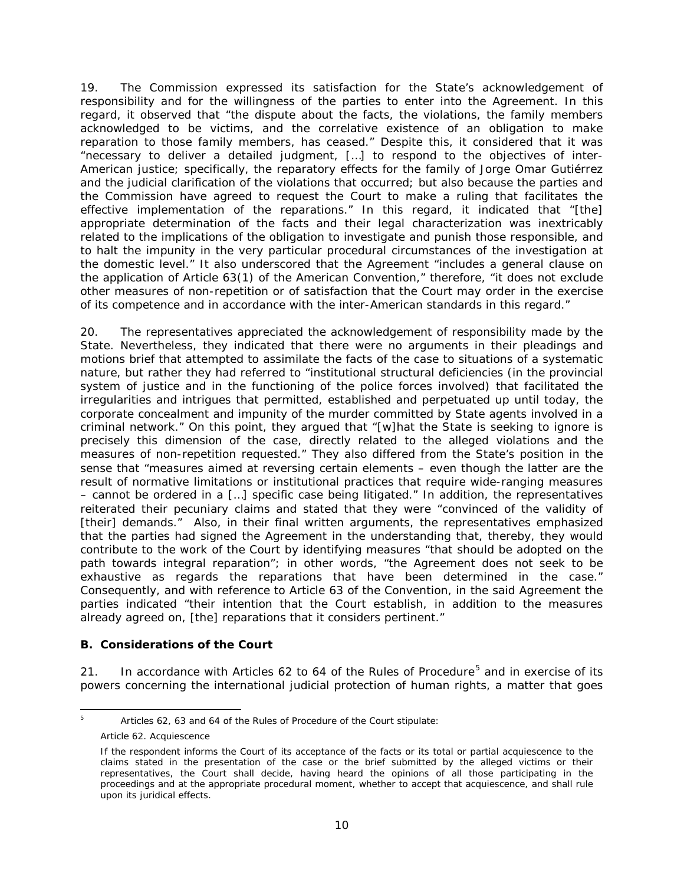19. The Commission expressed its satisfaction for the State's acknowledgement of responsibility and for the willingness of the parties to enter into the Agreement. In this regard, it observed that "the dispute about the facts, the violations, the family members acknowledged to be victims, and the correlative existence of an obligation to make reparation to those family members, has ceased." Despite this, it considered that it was "necessary to deliver a detailed judgment, […] to respond to the objectives of inter-American justice; specifically, the reparatory effects for the family of Jorge Omar Gutiérrez and the judicial clarification of the violations that occurred; but also because the parties and the Commission have agreed to request the Court to make a ruling that facilitates the effective implementation of the reparations." In this regard, it indicated that "[the] appropriate determination of the facts and their legal characterization was inextricably related to the implications of the obligation to investigate and punish those responsible, and to halt the impunity in the very particular procedural circumstances of the investigation at the domestic level." It also underscored that the Agreement "includes a general clause on the application of Article 63(1) of the American Convention," therefore, "it does not exclude other measures of non-repetition or of satisfaction that the Court may order in the exercise of its competence and in accordance with the inter-American standards in this regard."

20. The representatives appreciated the acknowledgement of responsibility made by the State. Nevertheless, they indicated that there were no arguments in their pleadings and motions brief that attempted to assimilate the facts of the case to situations of a systematic nature, but rather they had referred to "institutional structural deficiencies (in the provincial system of justice and in the functioning of the police forces involved) that facilitated the irregularities and intrigues that permitted, established and perpetuated up until today, the corporate concealment and impunity of the murder committed by State agents involved in a criminal network." On this point, they argued that "[w]hat the State is seeking to ignore is precisely this dimension of the case, directly related to the alleged violations and the measures of non-repetition requested." They also differed from the State's position in the sense that "measures aimed at reversing certain elements – even though the latter are the result of normative limitations or institutional practices that require wide-ranging measures – cannot be ordered in a […] specific case being litigated." In addition, the representatives reiterated their pecuniary claims and stated that they were "convinced of the validity of [their] demands." Also, in their final written arguments, the representatives emphasized that the parties had signed the Agreement in the understanding that, thereby, they would contribute to the work of the Court by identifying measures "that should be adopted on the path towards integral reparation"; in other words, "the Agreement does not seek to be exhaustive as regards the reparations that have been determined in the case." Consequently, and with reference to Article 63 of the Convention, in the said Agreement the parties indicated "their intention that the Court establish, in addition to the measures already agreed on, [the] reparations that it considers pertinent."

### B. Considerations of the Court

21. In accordance with Articles 62 to 64 of the Rules of Procedure[5] and in exercise of its powers concerning the international judicial protection of human rights, a matter that goes

---

[5] Articles 62, 63 and 64 of the Rules of Procedure of the Court stipulate:

*Article 62. Acquiescence*

If the respondent informs the Court of its acceptance of the facts or its total or partial acquiescence to the claims stated in the presentation of the case or the brief submitted by the alleged victims or their representatives, the Court shall decide, having heard the opinions of all those participating in the proceedings and at the appropriate procedural moment, whether to accept that acquiescence, and shall rule upon its juridical effects.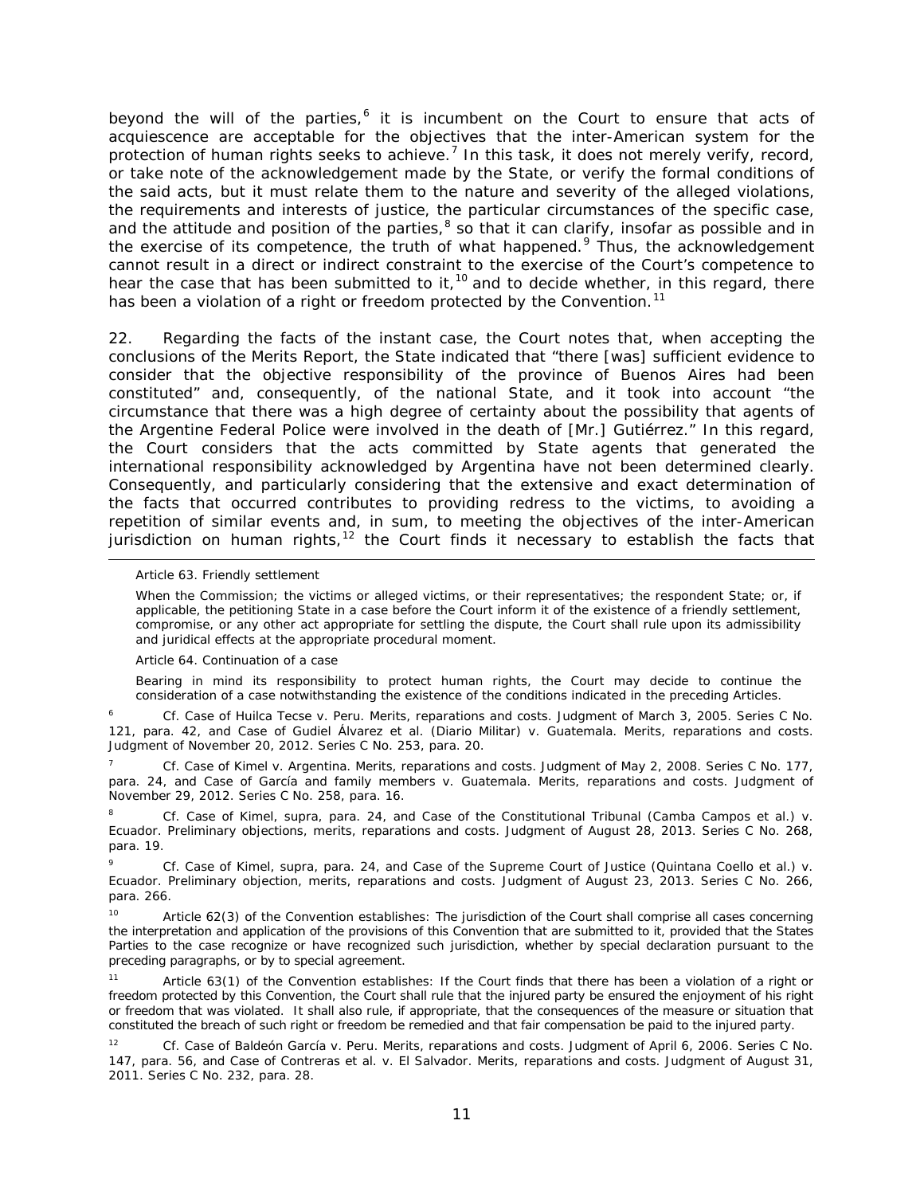beyond the will of the parties,[6] it is incumbent on the Court to ensure that acts of acquiescence are acceptable for the objectives that the inter-American system for the protection of human rights seeks to achieve.[7] In this task, it does not merely verify, record, or take note of the acknowledgement made by the State, or verify the formal conditions of the said acts, but it must relate them to the nature and severity of the alleged violations, the requirements and interests of justice, the particular circumstances of the specific case, and the attitude and position of the parties,[8] so that it can clarify, insofar as possible and in the exercise of its competence, the truth of what happened.[9] Thus, the acknowledgement cannot result in a direct or indirect constraint to the exercise of the Court's competence to hear the case that has been submitted to it,[10] and to decide whether, in this regard, there has been a violation of a right or freedom protected by the Convention.[11]

22. Regarding the facts of the instant case, the Court notes that, when accepting the conclusions of the Merits Report, the State indicated that "there [was] sufficient evidence to consider that the objective responsibility of the province of Buenos Aires had been constituted" and, consequently, of the national State, and it took into account "the circumstance that there was a high degree of certainty about the possibility that agents of the Argentine Federal Police were involved in the death of [Mr.] Gutiérrez." In this regard, the Court considers that the acts committed by State agents that generated the international responsibility acknowledged by Argentina have not been determined clearly. Consequently, and particularly considering that the extensive and exact determination of the facts that occurred contributes to providing redress to the victims, to avoiding a repetition of similar events and, in sum, to meeting the objectives of the inter-American jurisdiction on human rights,[12] the Court finds it necessary to establish the facts that

---

*Article 63. Friendly settlement*

*When the Commission; the victims or alleged victims, or their representatives; the respondent State; or, if applicable, the petitioning State in a case before the Court inform it of the existence of a friendly settlement, compromise, or any other act appropriate for settling the dispute, the Court shall rule upon its admissibility and juridical effects at the appropriate procedural moment.*

*Article 64. Continuation of a case*

*Bearing in mind its responsibility to protect human rights, the Court may decide to continue the consideration of a case notwithstanding the existence of the conditions indicated in the preceding Articles.*

[6] *Cf. Case of Huilca Tecse v. Peru. Merits, reparations and costs.* Judgment of March 3, 2005. Series C No. 121, para. 42, and *Case of Gudiel Álvarez et al. (Diario Militar) v. Guatemala. Merits, reparations and costs.* Judgment of November 20, 2012. Series C No. 253, para. 20.

[7] *Cf. Case of Kimel v. Argentina. Merits, reparations and costs.* Judgment of May 2, 2008. Series C No. 177, para. 24, and *Case of García and family members v. Guatemala. Merits, reparations and costs.* Judgment of November 29, 2012. Series C No. 258, para. 16.

[8] *Cf. Case of Kimel, supra*, para. 24, and *Case of the Constitutional Tribunal (Camba Campos et al.) v. Ecuador. Preliminary objections, merits, reparations and costs.* Judgment of August 28, 2013. Series C No. 268, para. 19.

[9] *Cf. Case of Kimel, supra*, para. 24, and *Case of the Supreme Court of Justice (Quintana Coello et al.) v. Ecuador. Preliminary objection, merits, reparations and costs.* Judgment of August 23, 2013. Series C No. 266, para. 266.

[10] Article 62(3) of the Convention establishes: The jurisdiction of the Court shall comprise all cases concerning the interpretation and application of the provisions of this Convention that are submitted to it, provided that the States Parties to the case recognize or have recognized such jurisdiction, whether by special declaration pursuant to the preceding paragraphs, or by to special agreement.

[11] Article 63(1) of the Convention establishes: If the Court finds that there has been a violation of a right or freedom protected by this Convention, the Court shall rule that the injured party be ensured the enjoyment of his right or freedom that was violated. It shall also rule, if appropriate, that the consequences of the measure or situation that constituted the breach of such right or freedom be remedied and that fair compensation be paid to the injured party.

[12] *Cf. Case of Baldeón García v. Peru. Merits, reparations and costs.* Judgment of April 6, 2006. Series C No. 147, para. 56, and *Case of Contreras et al. v. El Salvador. Merits, reparations and costs.* Judgment of August 31, 2011. Series C No. 232, para. 28.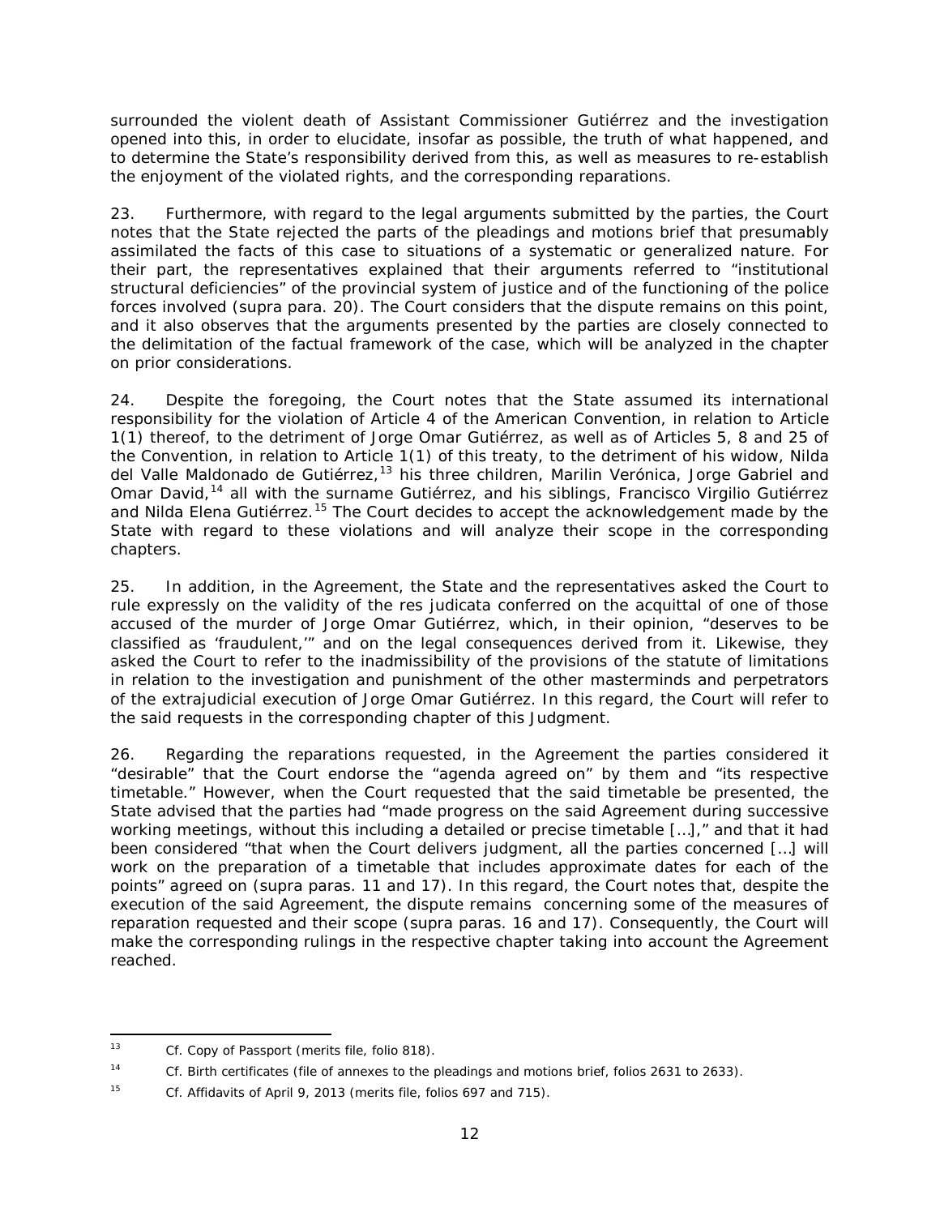surrounded the violent death of Assistant Commissioner Gutiérrez and the investigation opened into this, in order to elucidate, insofar as possible, the truth of what happened, and to determine the State's responsibility derived from this, as well as measures to re-establish the enjoyment of the violated rights, and the corresponding reparations.

23. Furthermore, with regard to the legal arguments submitted by the parties, the Court notes that the State rejected the parts of the pleadings and motions brief that presumably assimilated the facts of this case to situations of a systematic or generalized nature. For their part, the representatives explained that their arguments referred to "institutional structural deficiencies" of the provincial system of justice and of the functioning of the police forces involved (*supra* para. 20). The Court considers that the dispute remains on this point, and it also observes that the arguments presented by the parties are closely connected to the delimitation of the factual framework of the case, which will be analyzed in the chapter on prior considerations.

24. Despite the foregoing, the Court notes that the State assumed its international responsibility for the violation of Article 4 of the American Convention, in relation to Article 1(1) thereof, to the detriment of Jorge Omar Gutiérrez, as well as of Articles 5, 8 and 25 of the Convention, in relation to Article 1(1) of this treaty, to the detriment of his widow, Nilda del Valle Maldonado de Gutiérrez,[13] his three children, Marilin Verónica, Jorge Gabriel and Omar David,[14] all with the surname Gutiérrez, and his siblings, Francisco Virgilio Gutiérrez and Nilda Elena Gutiérrez.[15] The Court decides to accept the acknowledgement made by the State with regard to these violations and will analyze their scope in the corresponding chapters.

25. In addition, in the Agreement, the State and the representatives asked the Court to rule expressly on the validity of the *res judicata* conferred on the acquittal of one of those accused of the murder of Jorge Omar Gutiérrez, which, in their opinion, "deserves to be classified as 'fraudulent,'" and on the legal consequences derived from it. Likewise, they asked the Court to refer to the inadmissibility of the provisions of the statute of limitations in relation to the investigation and punishment of the other masterminds and perpetrators of the extrajudicial execution of Jorge Omar Gutiérrez. In this regard, the Court will refer to the said requests in the corresponding chapter of this Judgment.

26. Regarding the reparations requested, in the Agreement the parties considered it "desirable" that the Court endorse the "agenda agreed on" by them and "its respective timetable." However, when the Court requested that the said timetable be presented, the State advised that the parties had "made progress on the said Agreement during successive working meetings, without this including a detailed or precise timetable [...]," and that it had been considered "that when the Court delivers judgment, all the parties concerned [...] will work on the preparation of a timetable that includes approximate dates for each of the points" agreed on (*supra* paras. 11 and 17). In this regard, the Court notes that, despite the execution of the said Agreement, the dispute remains concerning some of the measures of reparation requested and their scope (*supra* paras. 16 and 17). Consequently, the Court will make the corresponding rulings in the respective chapter taking into account the Agreement reached.

---

[13] *Cf.* Copy of Passport (merits file, folio 818).

[14] *Cf.* Birth certificates (file of annexes to the pleadings and motions brief, folios 2631 to 2633).

[15] *Cf.* Affidavits of April 9, 2013 (merits file, folios 697 and 715).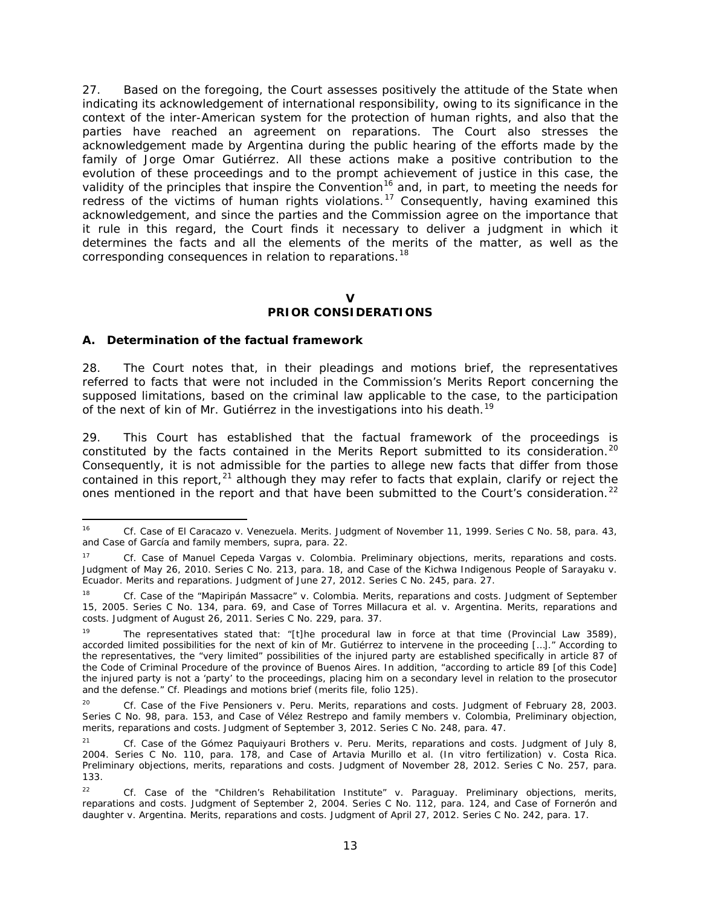27. Based on the foregoing, the Court assesses positively the attitude of the State when indicating its acknowledgement of international responsibility, owing to its significance in the context of the inter-American system for the protection of human rights, and also that the parties have reached an agreement on reparations. The Court also stresses the acknowledgement made by Argentina during the public hearing of the efforts made by the family of Jorge Omar Gutiérrez. All these actions make a positive contribution to the evolution of these proceedings and to the prompt achievement of justice in this case, the validity of the principles that inspire the Convention[16] and, in part, to meeting the needs for redress of the victims of human rights violations.[17] Consequently, having examined this acknowledgement, and since the parties and the Commission agree on the importance that it rule in this regard, the Court finds it necessary to deliver a judgment in which it determines the facts and all the elements of the merits of the matter, as well as the corresponding consequences in relation to reparations.[18]

## V
## PRIOR CONSIDERATIONS

### A. Determination of the factual framework

28. The Court notes that, in their pleadings and motions brief, the representatives referred to facts that were not included in the Commission's Merits Report concerning the supposed limitations, based on the criminal law applicable to the case, to the participation of the next of kin of Mr. Gutiérrez in the investigations into his death.[19]

29. This Court has established that the factual framework of the proceedings is constituted by the facts contained in the Merits Report submitted to its consideration.[20] Consequently, it is not admissible for the parties to allege new facts that differ from those contained in this report,[21] although they may refer to facts that explain, clarify or reject the ones mentioned in the report and that have been submitted to the Court's consideration.[22]

---

[16] Cf. *Case of El Caracazo v. Venezuela. Merits*. Judgment of November 11, 1999. Series C No. 58, para. 43, and *Case of García and family members*, *supra*, para. 22.

[17] Cf. *Case of Manuel Cepeda Vargas v. Colombia. Preliminary objections, merits, reparations and costs*. Judgment of May 26, 2010. Series C No. 213, para. 18, and *Case of the Kichwa Indigenous People of Sarayaku v. Ecuador. Merits and reparations*. Judgment of June 27, 2012. Series C No. 245, para. 27.

[18] Cf. *Case of the "Mapiripán Massacre" v. Colombia. Merits, reparations and costs*. Judgment of September 15, 2005. Series C No. 134, para. 69, and *Case of Torres Millacura et al. v. Argentina. Merits, reparations and costs*. Judgment of August 26, 2011. Series C No. 229, para. 37.

[19] The representatives stated that: "[t]he procedural law in force at that time (Provincial Law 3589), accorded limited possibilities for the next of kin of Mr. Gutiérrez to intervene in the proceeding […]." According to the representatives, the "very limited" possibilities of the injured party are established specifically in article 87 of the Code of Criminal Procedure of the province of Buenos Aires. In addition, "according to article 89 [of this Code] the injured party is not a 'party' to the proceedings, placing him on a secondary level in relation to the prosecutor and the defense." Cf. Pleadings and motions brief (merits file, folio 125).

[20] Cf. *Case of the Five Pensioners v. Peru. Merits, reparations and costs*. Judgment of February 28, 2003. Series C No. 98, para. 153, and *Case of Vélez Restrepo and family members v. Colombia, Preliminary objection, merits, reparations and costs*. Judgment of September 3, 2012. Series C No. 248, para. 47.

[21] Cf. *Case of the Gómez Paquiyauri Brothers v. Peru. Merits, reparations and costs*. Judgment of July 8, 2004. Series C No. 110, para. 178, and *Case of Artavia Murillo et al. (In vitro fertilization) v. Costa Rica. Preliminary objections, merits, reparations and costs*. Judgment of November 28, 2012. Series C No. 257, para. 133.

[22] Cf. *Case of the "Children's Rehabilitation Institute" v. Paraguay. Preliminary objections, merits, reparations and costs*. Judgment of September 2, 2004. Series C No. 112, para. 124, and *Case of Fornerón and daughter v. Argentina. Merits, reparations and costs*. Judgment of April 27, 2012. Series C No. 242, para. 17.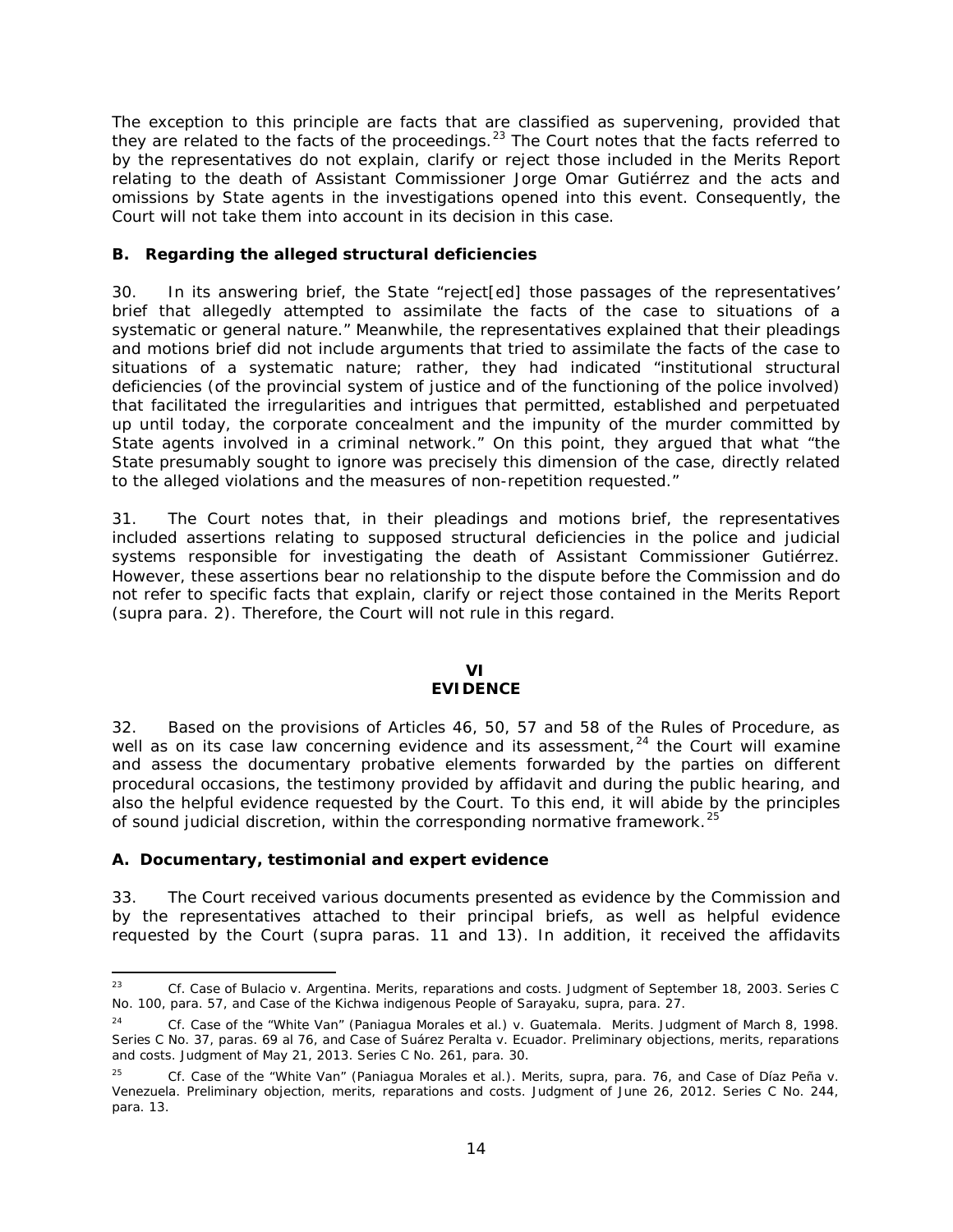The exception to this principle are facts that are classified as supervening, provided that they are related to the facts of the proceedings.[23] The Court notes that the facts referred to by the representatives do not explain, clarify or reject those included in the Merits Report relating to the death of Assistant Commissioner Jorge Omar Gutiérrez and the acts and omissions by State agents in the investigations opened into this event. Consequently, the Court will not take them into account in its decision in this case.

### B. Regarding the alleged structural deficiencies

30. In its answering brief, the State "reject[ed] those passages of the representatives' brief that allegedly attempted to assimilate the facts of the case to situations of a systematic or general nature." Meanwhile, the representatives explained that their pleadings and motions brief did not include arguments that tried to assimilate the facts of the case to situations of a systematic nature; rather, they had indicated "institutional structural deficiencies (of the provincial system of justice and of the functioning of the police involved) that facilitated the irregularities and intrigues that permitted, established and perpetuated up until today, the corporate concealment and the impunity of the murder committed by State agents involved in a criminal network." On this point, they argued that what "the State presumably sought to ignore was precisely this dimension of the case, directly related to the alleged violations and the measures of non-repetition requested."

31. The Court notes that, in their pleadings and motions brief, the representatives included assertions relating to supposed structural deficiencies in the police and judicial systems responsible for investigating the death of Assistant Commissioner Gutiérrez. However, these assertions bear no relationship to the dispute before the Commission and do not refer to specific facts that explain, clarify or reject those contained in the Merits Report (*supra* para. 2). Therefore, the Court will not rule in this regard.

## VI
## EVIDENCE

32. Based on the provisions of Articles 46, 50, 57 and 58 of the Rules of Procedure, as well as on its case law concerning evidence and its assessment,[24] the Court will examine and assess the documentary probative elements forwarded by the parties on different procedural occasions, the testimony provided by affidavit and during the public hearing, and also the helpful evidence requested by the Court. To this end, it will abide by the principles of sound judicial discretion, within the corresponding normative framework.[25]

### A. Documentary, testimonial and expert evidence

33. The Court received various documents presented as evidence by the Commission and by the representatives attached to their principal briefs, as well as helpful evidence requested by the Court (*supra* paras. 11 and 13). In addition, it received the affidavits

---

[23] *Cf. Case of Bulacio v. Argentina. Merits, reparations and costs.* Judgment of September 18, 2003. Series C No. 100, para. 57, and *Case of the Kichwa indigenous People of Sarayaku, supra*, para. 27.

[24] *Cf. Case of the "White Van" (Paniagua Morales et al.) v. Guatemala. Merits.* Judgment of March 8, 1998. Series C No. 37, paras. 69 al 76, and *Case of Suárez Peralta v. Ecuador. Preliminary objections, merits, reparations and costs.* Judgment of May 21, 2013. Series C No. 261, para. 30.

[25] *Cf. Case of the "White Van" (Paniagua Morales et al.). Merits, supra*, para. 76, and *Case of Díaz Peña v. Venezuela. Preliminary objection, merits, reparations and costs.* Judgment of June 26, 2012. Series C No. 244, para. 13.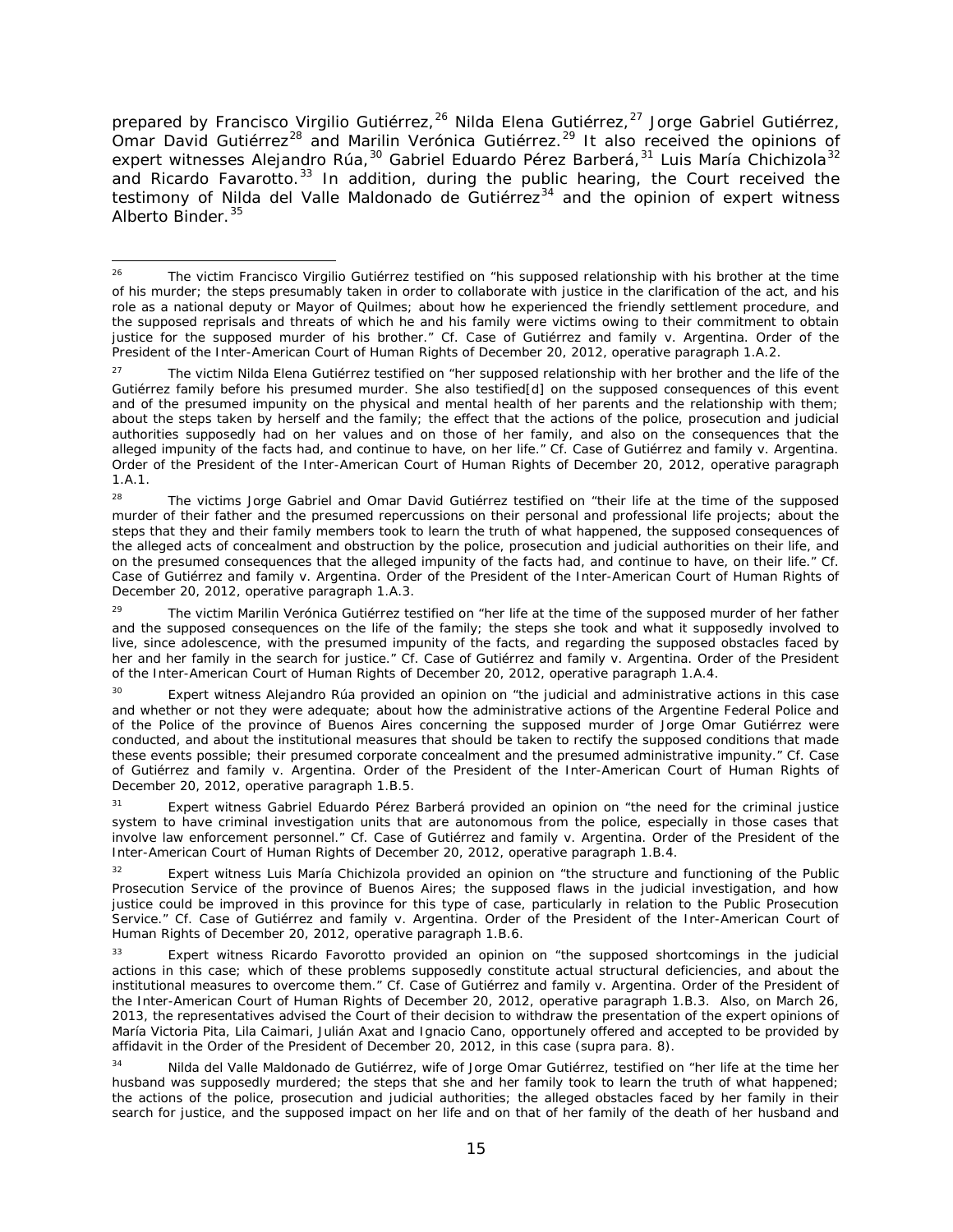prepared by Francisco Virgilio Gutiérrez,[26] Nilda Elena Gutiérrez,[27] Jorge Gabriel Gutiérrez, Omar David Gutiérrez[28] and Marilin Verónica Gutiérrez.[29] It also received the opinions of expert witnesses Alejandro Rúa,[30] Gabriel Eduardo Pérez Barberá,[31] Luis María Chichizola[32] and Ricardo Favarotto.[33] In addition, during the public hearing, the Court received the testimony of Nilda del Valle Maldonado de Gutiérrez[34] and the opinion of expert witness Alberto Binder.[35]

---

[26] The victim Francisco Virgilio Gutiérrez testified on "his supposed relationship with his brother at the time of his murder; the steps presumably taken in order to collaborate with justice in the clarification of the act, and his role as a national deputy or Mayor of Quilmes; about how he experienced the friendly settlement procedure, and the supposed reprisals and threats of which he and his family were victims owing to their commitment to obtain justice for the supposed murder of his brother." *Cf. Case of Gutiérrez and family v. Argentina.* Order of the President of the Inter-American Court of Human Rights of December 20, 2012, operative paragraph 1.A.2.

[27] The victim Nilda Elena Gutiérrez testified on "her supposed relationship with her brother and the life of the Gutiérrez family before his presumed murder. She also testified[d] on the supposed consequences of this event and of the presumed impunity on the physical and mental health of her parents and the relationship with them; about the steps taken by herself and the family; the effect that the actions of the police, prosecution and judicial authorities supposedly had on her values and on those of her family, and also on the consequences that the alleged impunity of the facts had, and continue to have, on her life." *Cf. Case of Gutiérrez and family v. Argentina.* Order of the President of the Inter-American Court of Human Rights of December 20, 2012, operative paragraph 1.A.1.

[28] The victims Jorge Gabriel and Omar David Gutiérrez testified on "their life at the time of the supposed murder of their father and the presumed repercussions on their personal and professional life projects; about the steps that they and their family members took to learn the truth of what happened, the supposed consequences of the alleged acts of concealment and obstruction by the police, prosecution and judicial authorities on their life, and on the presumed consequences that the alleged impunity of the facts had, and continue to have, on their life." *Cf. Case of Gutiérrez and family v. Argentina.* Order of the President of the Inter-American Court of Human Rights of December 20, 2012, operative paragraph 1.A.3.

[29] The victim Marilin Verónica Gutiérrez testified on "her life at the time of the supposed murder of her father and the supposed consequences on the life of the family; the steps she took and what it supposedly involved to live, since adolescence, with the presumed impunity of the facts, and regarding the supposed obstacles faced by her and her family in the search for justice." *Cf. Case of Gutiérrez and family v. Argentina.* Order of the President of the Inter-American Court of Human Rights of December 20, 2012, operative paragraph 1.A.4.

[30] Expert witness Alejandro Rúa provided an opinion on "the judicial and administrative actions in this case and whether or not they were adequate; about how the administrative actions of the Argentine Federal Police and of the Police of the province of Buenos Aires concerning the supposed murder of Jorge Omar Gutiérrez were conducted, and about the institutional measures that should be taken to rectify the supposed conditions that made these events possible; their presumed corporate concealment and the presumed administrative impunity." *Cf. Case of Gutiérrez and family v. Argentina.* Order of the President of the Inter-American Court of Human Rights of December 20, 2012, operative paragraph 1.B.5.

[31] Expert witness Gabriel Eduardo Pérez Barberá provided an opinion on "the need for the criminal justice system to have criminal investigation units that are autonomous from the police, especially in those cases that involve law enforcement personnel." *Cf. Case of Gutiérrez and family v. Argentina.* Order of the President of the Inter-American Court of Human Rights of December 20, 2012, operative paragraph 1.B.4.

[32] Expert witness Luis María Chichizola provided an opinion on "the structure and functioning of the Public Prosecution Service of the province of Buenos Aires; the supposed flaws in the judicial investigation, and how justice could be improved in this province for this type of case, particularly in relation to the Public Prosecution Service." *Cf. Case of Gutiérrez and family v. Argentina.* Order of the President of the Inter-American Court of Human Rights of December 20, 2012, operative paragraph 1.B.6.

[33] Expert witness Ricardo Favorotto provided an opinion on "the supposed shortcomings in the judicial actions in this case; which of these problems supposedly constitute actual structural deficiencies, and about the institutional measures to overcome them." *Cf. Case of Gutiérrez and family v. Argentina.* Order of the President of the Inter-American Court of Human Rights of December 20, 2012, operative paragraph 1.B.3. Also, on March 26, 2013, the representatives advised the Court of their decision to withdraw the presentation of the expert opinions of María Victoria Pita, Lila Caimari, Julián Axat and Ignacio Cano, opportunely offered and accepted to be provided by affidavit in the Order of the President of December 20, 2012, in this case (*supra* para. 8).

[34] Nilda del Valle Maldonado de Gutiérrez, wife of Jorge Omar Gutiérrez, testified on "her life at the time her husband was supposedly murdered; the steps that she and her family took to learn the truth of what happened; the actions of the police, prosecution and judicial authorities; the alleged obstacles faced by her family in their search for justice, and the supposed impact on her life and on that of her family of the death of her husband and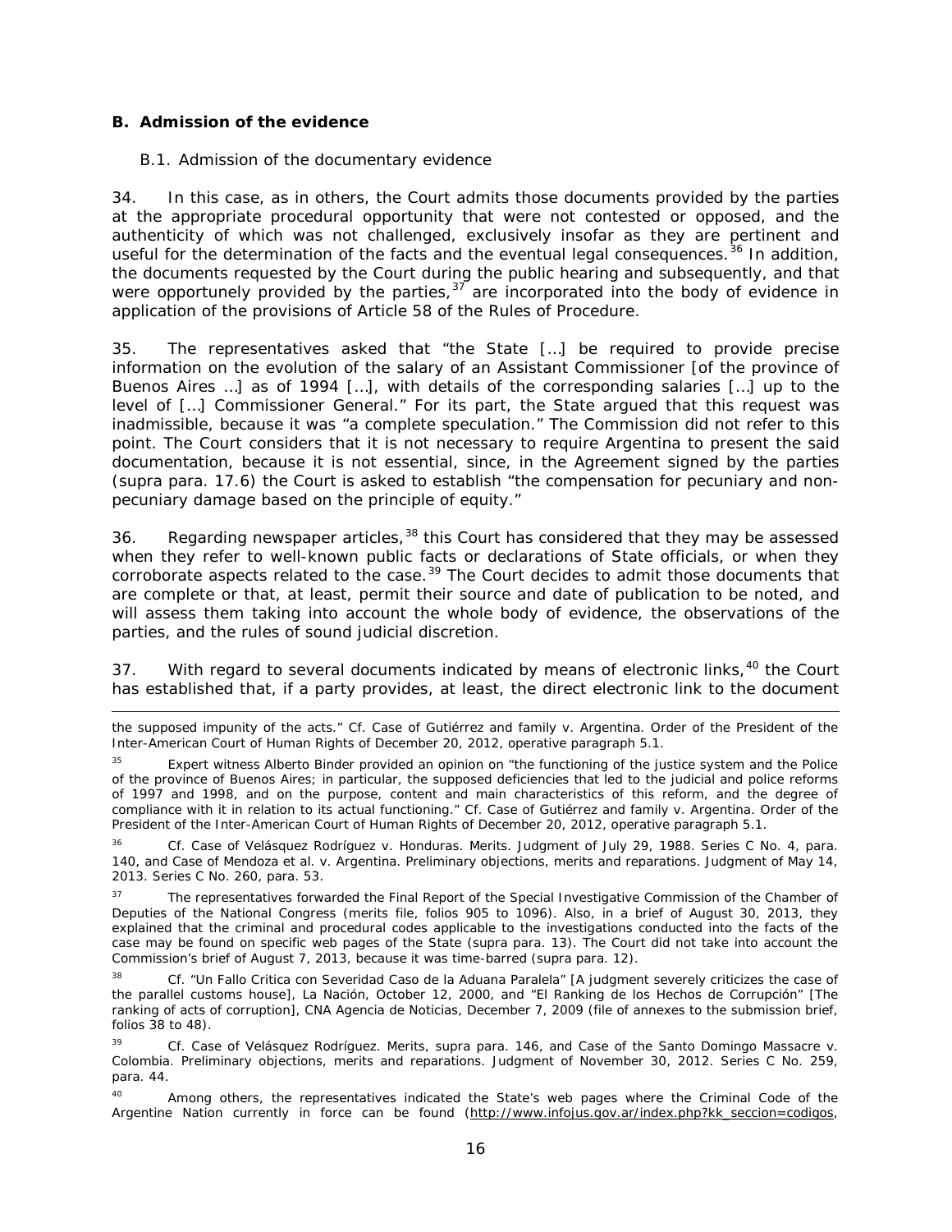### B. Admission of the evidence

#### B.1. Admission of the documentary evidence

34. In this case, as in others, the Court admits those documents provided by the parties at the appropriate procedural opportunity that were not contested or opposed, and the authenticity of which was not challenged, exclusively insofar as they are pertinent and useful for the determination of the facts and the eventual legal consequences.[36] In addition, the documents requested by the Court during the public hearing and subsequently, and that were opportunely provided by the parties,[37] are incorporated into the body of evidence in application of the provisions of Article 58 of the Rules of Procedure.

35. The representatives asked that "the State […] be required to provide precise information on the evolution of the salary of an Assistant Commissioner [of the province of Buenos Aires …] as of 1994 […], with details of the corresponding salaries […] up to the level of […] Commissioner General." For its part, the State argued that this request was inadmissible, because it was "a complete speculation." The Commission did not refer to this point. The Court considers that it is not necessary to require Argentina to present the said documentation, because it is not essential, since, in the Agreement signed by the parties (*supra* para. 17.6) the Court is asked to establish "the compensation for pecuniary and non-pecuniary damage based on the principle of equity."

36. Regarding newspaper articles,[38] this Court has considered that they may be assessed when they refer to well-known public facts or declarations of State officials, or when they corroborate aspects related to the case.[39] The Court decides to admit those documents that are complete or that, at least, permit their source and date of publication to be noted, and will assess them taking into account the whole body of evidence, the observations of the parties, and the rules of sound judicial discretion.

37. With regard to several documents indicated by means of electronic links,[40] the Court has established that, if a party provides, at least, the direct electronic link to the document

---

the supposed impunity of the acts." *Cf. Case of Gutiérrez and family v. Argentina. Order of the President of the Inter-American Court of Human Rights of December 20, 2012*, operative paragraph 5.1.

[35] Expert witness Alberto Binder provided an opinion on "the functioning of the justice system and the Police of the province of Buenos Aires; in particular, the supposed deficiencies that led to the judicial and police reforms of 1997 and 1998, and on the purpose, content and main characteristics of this reform, and the degree of compliance with it in relation to its actual functioning." *Cf. Case of Gutiérrez and family v. Argentina. Order of the President of the Inter-American Court of Human Rights of December 20, 2012*, operative paragraph 5.1.

[36] *Cf. Case of Velásquez Rodríguez v. Honduras. Merits*. Judgment of July 29, 1988. Series C No. 4, para. 140, and *Case of Mendoza et al. v. Argentina. Preliminary objections, merits and reparations*. Judgment of May 14, 2013. Series C No. 260, para. 53.

[37] The representatives forwarded the Final Report of the Special Investigative Commission of the Chamber of Deputies of the National Congress (merits file, folios 905 to 1096). Also, in a brief of August 30, 2013, they explained that the criminal and procedural codes applicable to the investigations conducted into the facts of the case may be found on specific web pages of the State (*supra* para. 13). The Court did not take into account the Commission's brief of August 7, 2013, because it was time-barred (*supra* para. 12).

[38] *Cf.* "Un Fallo Critica con Severidad Caso de la Aduana Paralela" [A judgment severely criticizes the case of the parallel customs house], La Nación, October 12, 2000, and "El Ranking de los Hechos de Corrupción" [The ranking of acts of corruption], CNA Agencia de Noticias, December 7, 2009 (file of annexes to the submission brief, folios 38 to 48).

[39] *Cf. Case of Velásquez Rodríguez. Merits, supra* para. 146, and *Case of the Santo Domingo Massacre v. Colombia. Preliminary objections, merits and reparations*. Judgment of November 30, 2012. Series C No. 259, para. 44.

[40] Among others, the representatives indicated the State's web pages where the Criminal Code of the Argentine Nation currently in force can be found (http://www.infojus.gov.ar/index.php?kk_seccion=codigos,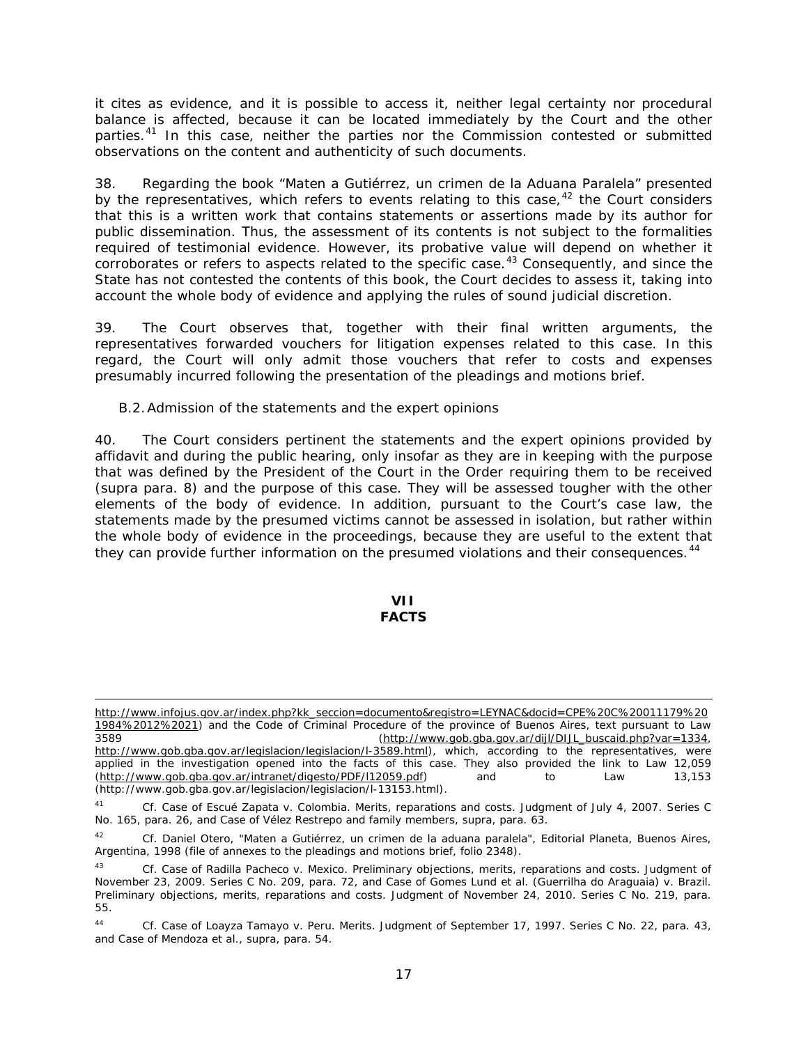it cites as evidence, and it is possible to access it, neither legal certainty nor procedural balance is affected, because it can be located immediately by the Court and the other parties.[41] In this case, neither the parties nor the Commission contested or submitted observations on the content and authenticity of such documents.

38. Regarding the book "Maten a Gutiérrez, un crimen de la Aduana Paralela" presented by the representatives, which refers to events relating to this case,[42] the Court considers that this is a written work that contains statements or assertions made by its author for public dissemination. Thus, the assessment of its contents is not subject to the formalities required of testimonial evidence. However, its probative value will depend on whether it corroborates or refers to aspects related to the specific case.[43] Consequently, and since the State has not contested the contents of this book, the Court decides to assess it, taking into account the whole body of evidence and applying the rules of sound judicial discretion.

39. The Court observes that, together with their final written arguments, the representatives forwarded vouchers for litigation expenses related to this case. In this regard, the Court will only admit those vouchers that refer to costs and expenses presumably incurred following the presentation of the pleadings and motions brief.

B.2. Admission of the statements and the expert opinions

40. The Court considers pertinent the statements and the expert opinions provided by affidavit and during the public hearing, only insofar as they are in keeping with the purpose that was defined by the President of the Court in the Order requiring them to be received (supra para. 8) and the purpose of this case. They will be assessed tougher with the other elements of the body of evidence. In addition, pursuant to the Court's case law, the statements made by the presumed victims cannot be assessed in isolation, but rather within the whole body of evidence in the proceedings, because they are useful to the extent that they can provide further information on the presumed violations and their consequences.[44]

## VII
## FACTS

---

http://www.infojus.gov.ar/index.php?kk_seccion=documento&registro=LEYNAC&docid=CPE%20C%20011179%201984%2012%2021) and the Code of Criminal Procedure of the province of Buenos Aires, text pursuant to Law 3589 (http://www.gob.gba.gov.ar/dijl/DIJL_buscaid.php?var=1334, http://www.gob.gba.gov.ar/legislacion/legislacion/l-3589.html), which, according to the representatives, were applied in the investigation opened into the facts of this case. They also provided the link to Law 12,059 (http://www.gob.gba.gov.ar/intranet/digesto/PDF/l12059.pdf) and to Law 13,153 (http://www.gob.gba.gov.ar/legislacion/legislacion/l-13153.html).

[41] Cf. Case of Escué Zapata v. Colombia. Merits, reparations and costs. Judgment of July 4, 2007. Series C No. 165, para. 26, and Case of Vélez Restrepo and family members, supra, para. 63.

[42] Cf. Daniel Otero, "Maten a Gutiérrez, un crimen de la aduana paralela", Editorial Planeta, Buenos Aires, Argentina, 1998 (file of annexes to the pleadings and motions brief, folio 2348).

[43] Cf. Case of Radilla Pacheco v. Mexico. Preliminary objections, merits, reparations and costs. Judgment of November 23, 2009. Series C No. 209, para. 72, and Case of Gomes Lund et al. (Guerrilha do Araguaia) v. Brazil. Preliminary objections, merits, reparations and costs. Judgment of November 24, 2010. Series C No. 219, para. 55.

[44] Cf. Case of Loayza Tamayo v. Peru. Merits. Judgment of September 17, 1997. Series C No. 22, para. 43, and Case of Mendoza et al., supra, para. 54.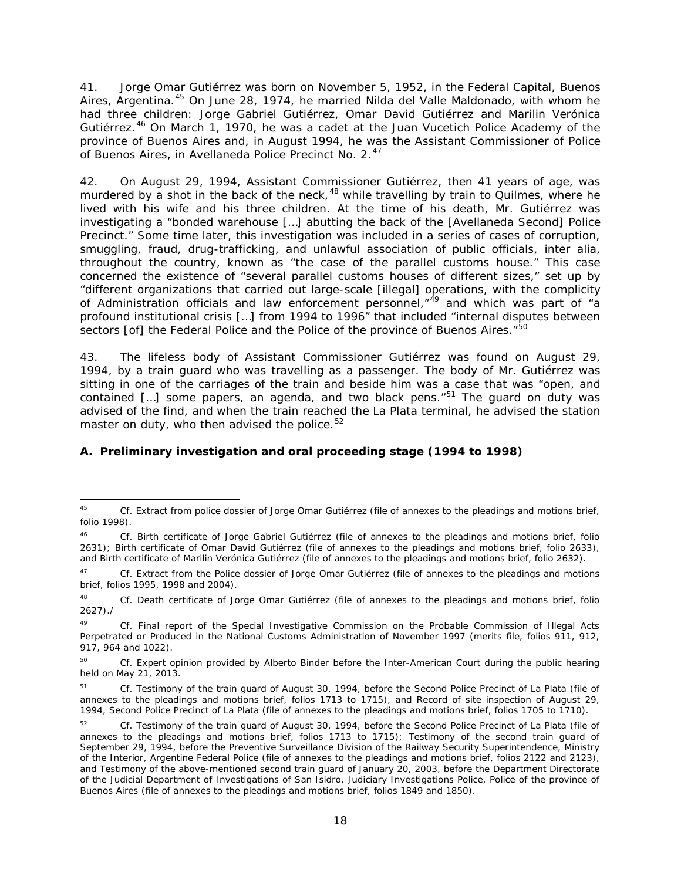41. Jorge Omar Gutiérrez was born on November 5, 1952, in the Federal Capital, Buenos Aires, Argentina.[45] On June 28, 1974, he married Nilda del Valle Maldonado, with whom he had three children: Jorge Gabriel Gutiérrez, Omar David Gutiérrez and Marilin Verónica Gutiérrez.[46] On March 1, 1970, he was a cadet at the Juan Vucetich Police Academy of the province of Buenos Aires and, in August 1994, he was the Assistant Commissioner of Police of Buenos Aires, in Avellaneda Police Precinct No. 2.[47]

42. On August 29, 1994, Assistant Commissioner Gutiérrez, then 41 years of age, was murdered by a shot in the back of the neck,[48] while travelling by train to Quilmes, where he lived with his wife and his three children. At the time of his death, Mr. Gutiérrez was investigating a "bonded warehouse […] abutting the back of the [Avellaneda Second] Police Precinct." Some time later, this investigation was included in a series of cases of corruption, smuggling, fraud, drug-trafficking, and unlawful association of public officials, *inter alia*, throughout the country, known as "the case of the parallel customs house." This case concerned the existence of "several parallel customs houses of different sizes," set up by "different organizations that carried out large-scale [illegal] operations, with the complicity of Administration officials and law enforcement personnel,"[49] and which was part of "a profound institutional crisis […] from 1994 to 1996" that included "internal disputes between sectors [of] the Federal Police and the Police of the province of Buenos Aires."[50]

43. The lifeless body of Assistant Commissioner Gutiérrez was found on August 29, 1994, by a train guard who was travelling as a passenger. The body of Mr. Gutiérrez was sitting in one of the carriages of the train and beside him was a case that was "open, and contained […] some papers, an agenda, and two black pens."[51] The guard on duty was advised of the find, and when the train reached the La Plata terminal, he advised the station master on duty, who then advised the police.[52]

### A. Preliminary investigation and oral proceeding stage (1994 to 1998)

---

[45] *Cf.* Extract from police dossier of Jorge Omar Gutiérrez (file of annexes to the pleadings and motions brief, folio 1998).

[46] *Cf.* Birth certificate of Jorge Gabriel Gutiérrez (file of annexes to the pleadings and motions brief, folio 2631); Birth certificate of Omar David Gutiérrez (file of annexes to the pleadings and motions brief, folio 2633), and Birth certificate of Marilin Verónica Gutiérrez (file of annexes to the pleadings and motions brief, folio 2632).

[47] *Cf.* Extract from the Police dossier of Jorge Omar Gutiérrez (file of annexes to the pleadings and motions brief, folios 1995, 1998 and 2004).

[48] *Cf.* Death certificate of Jorge Omar Gutiérrez (file of annexes to the pleadings and motions brief, folio 2627)./

[49] *Cf.* Final report of the Special Investigative Commission on the Probable Commission of Illegal Acts Perpetrated or Produced in the National Customs Administration of November 1997 (merits file, folios 911, 912, 917, 964 and 1022).

[50] *Cf.* Expert opinion provided by Alberto Binder before the Inter-American Court during the public hearing held on May 21, 2013.

[51] *Cf.* Testimony of the train guard of August 30, 1994, before the Second Police Precinct of La Plata (file of annexes to the pleadings and motions brief, folios 1713 to 1715), and Record of site inspection of August 29, 1994, Second Police Precinct of La Plata (file of annexes to the pleadings and motions brief, folios 1705 to 1710).

[52] *Cf.* Testimony of the train guard of August 30, 1994, before the Second Police Precinct of La Plata (file of annexes to the pleadings and motions brief, folios 1713 to 1715); Testimony of the second train guard of September 29, 1994, before the Preventive Surveillance Division of the Railway Security Superintendence, Ministry of the Interior, Argentine Federal Police (file of annexes to the pleadings and motions brief, folios 2122 and 2123), and Testimony of the above-mentioned second train guard of January 20, 2003, before the Department Directorate of the Judicial Department of Investigations of San Isidro, Judiciary Investigations Police, Police of the province of Buenos Aires (file of annexes to the pleadings and motions brief, folios 1849 and 1850).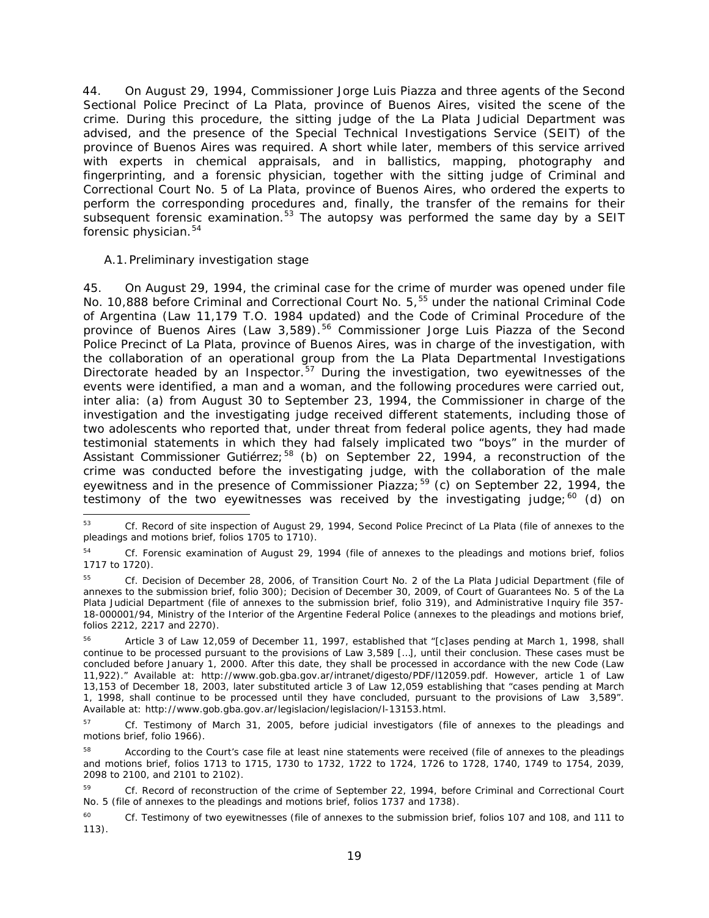44. On August 29, 1994, Commissioner Jorge Luis Piazza and three agents of the Second Sectional Police Precinct of La Plata, province of Buenos Aires, visited the scene of the crime. During this procedure, the sitting judge of the La Plata Judicial Department was advised, and the presence of the Special Technical Investigations Service (SEIT) of the province of Buenos Aires was required. A short while later, members of this service arrived with experts in chemical appraisals, and in ballistics, mapping, photography and fingerprinting, and a forensic physician, together with the sitting judge of Criminal and Correctional Court No. 5 of La Plata, province of Buenos Aires, who ordered the experts to perform the corresponding procedures and, finally, the transfer of the remains for their subsequent forensic examination.[53] The autopsy was performed the same day by a SEIT forensic physician.[54]

### A.1. Preliminary investigation stage

45. On August 29, 1994, the criminal case for the crime of murder was opened under file No. 10,888 before Criminal and Correctional Court No. 5,[55] under the national Criminal Code of Argentina (Law 11,179 T.O. 1984 updated) and the Code of Criminal Procedure of the province of Buenos Aires (Law 3,589).[56] Commissioner Jorge Luis Piazza of the Second Police Precinct of La Plata, province of Buenos Aires, was in charge of the investigation, with the collaboration of an operational group from the La Plata Departmental Investigations Directorate headed by an Inspector.[57] During the investigation, two eyewitnesses of the events were identified, a man and a woman, and the following procedures were carried out, inter alia: (a) from August 30 to September 23, 1994, the Commissioner in charge of the investigation and the investigating judge received different statements, including those of two adolescents who reported that, under threat from federal police agents, they had made testimonial statements in which they had falsely implicated two "boys" in the murder of Assistant Commissioner Gutiérrez;[58] (b) on September 22, 1994, a reconstruction of the crime was conducted before the investigating judge, with the collaboration of the male eyewitness and in the presence of Commissioner Piazza;[59] (c) on September 22, 1994, the testimony of the two eyewitnesses was received by the investigating judge;[60] (d) on

---

[53] Cf. Record of site inspection of August 29, 1994, Second Police Precinct of La Plata (file of annexes to the pleadings and motions brief, folios 1705 to 1710).

[54] Cf. Forensic examination of August 29, 1994 (file of annexes to the pleadings and motions brief, folios 1717 to 1720).

[55] Cf. Decision of December 28, 2006, of Transition Court No. 2 of the La Plata Judicial Department (file of annexes to the submission brief, folio 300); Decision of December 30, 2009, of Court of Guarantees No. 5 of the La Plata Judicial Department (file of annexes to the submission brief, folio 319), and Administrative Inquiry file 357-18-000001/94, Ministry of the Interior of the Argentine Federal Police (annexes to the pleadings and motions brief, folios 2212, 2217 and 2270).

[56] Article 3 of Law 12,059 of December 11, 1997, established that "[c]ases pending at March 1, 1998, shall continue to be processed pursuant to the provisions of Law 3,589 […], until their conclusion. These cases must be concluded before January 1, 2000. After this date, they shall be processed in accordance with the new Code (Law 11,922)." Available at: http://www.gob.gba.gov.ar/intranet/digesto/PDF/l12059.pdf. However, article 1 of Law 13,153 of December 18, 2003, later substituted article 3 of Law 12,059 establishing that "cases pending at March 1, 1998, shall continue to be processed until they have concluded, pursuant to the provisions of Law 3,589". Available at: http://www.gob.gba.gov.ar/legislacion/legislacion/l-13153.html.

[57] Cf. Testimony of March 31, 2005, before judicial investigators (file of annexes to the pleadings and motions brief, folio 1966).

[58] According to the Court's case file at least nine statements were received (file of annexes to the pleadings and motions brief, folios 1713 to 1715, 1730 to 1732, 1722 to 1724, 1726 to 1728, 1740, 1749 to 1754, 2039, 2098 to 2100, and 2101 to 2102).

[59] Cf. Record of reconstruction of the crime of September 22, 1994, before Criminal and Correctional Court No. 5 (file of annexes to the pleadings and motions brief, folios 1737 and 1738).

[60] Cf. Testimony of two eyewitnesses (file of annexes to the submission brief, folios 107 and 108, and 111 to 113).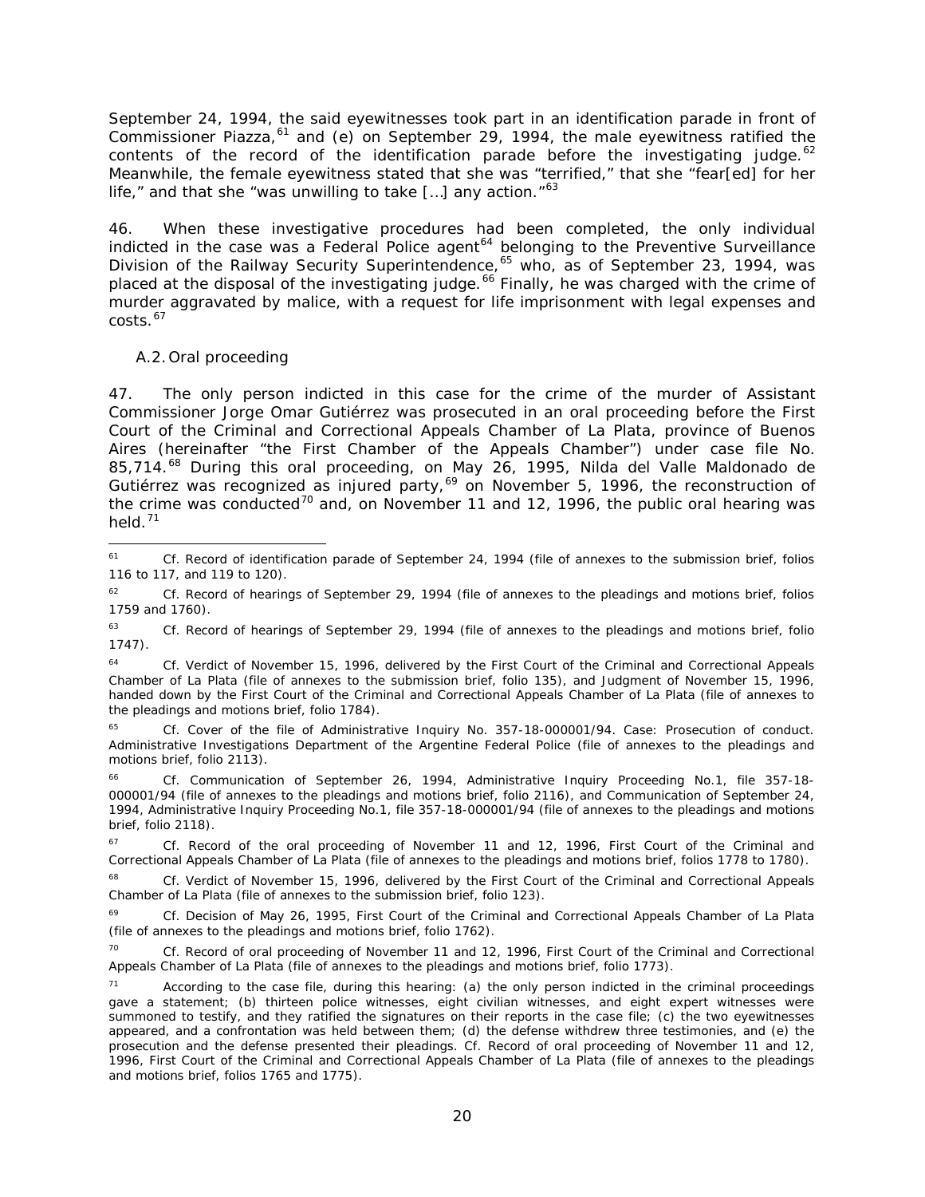September 24, 1994, the said eyewitnesses took part in an identification parade in front of Commissioner Piazza,[61] and (e) on September 29, 1994, the male eyewitness ratified the contents of the record of the identification parade before the investigating judge.[62] Meanwhile, the female eyewitness stated that she was "terrified," that she "fear[ed] for her life," and that she "was unwilling to take […] any action."[63]

46. When these investigative procedures had been completed, the only individual indicted in the case was a Federal Police agent[64] belonging to the Preventive Surveillance Division of the Railway Security Superintendence,[65] who, as of September 23, 1994, was placed at the disposal of the investigating judge.[66] Finally, he was charged with the crime of murder aggravated by malice, with a request for life imprisonment with legal expenses and costs.[67]

### A.2. Oral proceeding

47. The only person indicted in this case for the crime of the murder of Assistant Commissioner Jorge Omar Gutiérrez was prosecuted in an oral proceeding before the First Court of the Criminal and Correctional Appeals Chamber of La Plata, province of Buenos Aires (hereinafter "the First Chamber of the Appeals Chamber") under case file No. 85,714.[68] During this oral proceeding, on May 26, 1995, Nilda del Valle Maldonado de Gutiérrez was recognized as injured party,[69] on November 5, 1996, the reconstruction of the crime was conducted[70] and, on November 11 and 12, 1996, the public oral hearing was held.[71]

---

[61] Cf. Record of identification parade of September 24, 1994 (file of annexes to the submission brief, folios 116 to 117, and 119 to 120).

[62] Cf. Record of hearings of September 29, 1994 (file of annexes to the pleadings and motions brief, folios 1759 and 1760).

[63] Cf. Record of hearings of September 29, 1994 (file of annexes to the pleadings and motions brief, folio 1747).

[64] Cf. Verdict of November 15, 1996, delivered by the First Court of the Criminal and Correctional Appeals Chamber of La Plata (file of annexes to the submission brief, folio 135), and Judgment of November 15, 1996, handed down by the First Court of the Criminal and Correctional Appeals Chamber of La Plata (file of annexes to the pleadings and motions brief, folio 1784).

[65] Cf. Cover of the file of Administrative Inquiry No. 357-18-000001/94. Case: Prosecution of conduct. Administrative Investigations Department of the Argentine Federal Police (file of annexes to the pleadings and motions brief, folio 2113).

[66] Cf. Communication of September 26, 1994, Administrative Inquiry Proceeding No.1, file 357-18-000001/94 (file of annexes to the pleadings and motions brief, folio 2116), and Communication of September 24, 1994, Administrative Inquiry Proceeding No.1, file 357-18-000001/94 (file of annexes to the pleadings and motions brief, folio 2118).

[67] Cf. Record of the oral proceeding of November 11 and 12, 1996, First Court of the Criminal and Correctional Appeals Chamber of La Plata (file of annexes to the pleadings and motions brief, folios 1778 to 1780).

[68] Cf. Verdict of November 15, 1996, delivered by the First Court of the Criminal and Correctional Appeals Chamber of La Plata (file of annexes to the submission brief, folio 123).

[69] Cf. Decision of May 26, 1995, First Court of the Criminal and Correctional Appeals Chamber of La Plata (file of annexes to the pleadings and motions brief, folio 1762).

[70] Cf. Record of oral proceeding of November 11 and 12, 1996, First Court of the Criminal and Correctional Appeals Chamber of La Plata (file of annexes to the pleadings and motions brief, folio 1773).

[71] According to the case file, during this hearing: (a) the only person indicted in the criminal proceedings gave a statement; (b) thirteen police witnesses, eight civilian witnesses, and eight expert witnesses were summoned to testify, and they ratified the signatures on their reports in the case file; (c) the two eyewitnesses appeared, and a confrontation was held between them; (d) the defense withdrew three testimonies, and (e) the prosecution and the defense presented their pleadings. Cf. Record of oral proceeding of November 11 and 12, 1996, First Court of the Criminal and Correctional Appeals Chamber of La Plata (file of annexes to the pleadings and motions brief, folios 1765 and 1775).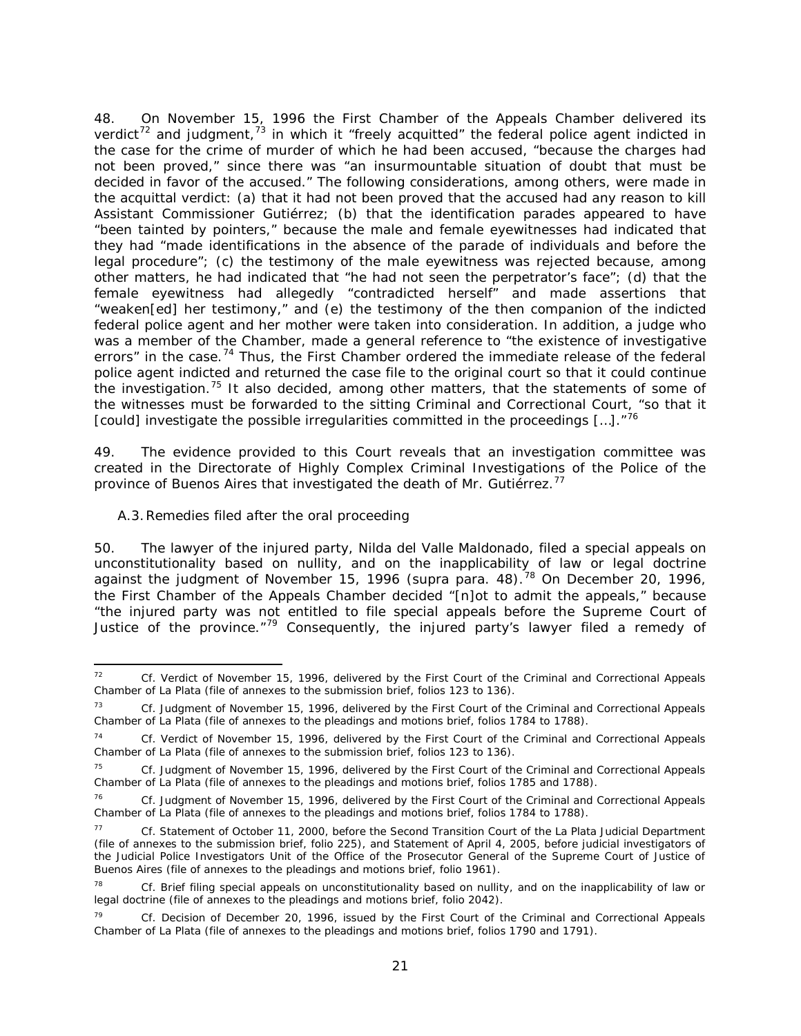48. On November 15, 1996 the First Chamber of the Appeals Chamber delivered its verdict[72] and judgment,[73] in which it "freely acquitted" the federal police agent indicted in the case for the crime of murder of which he had been accused, "because the charges had not been proved," since there was "an insurmountable situation of doubt that must be decided in favor of the accused." The following considerations, among others, were made in the acquittal verdict: (a) that it had not been proved that the accused had any reason to kill Assistant Commissioner Gutiérrez; (b) that the identification parades appeared to have "been tainted by pointers," because the male and female eyewitnesses had indicated that they had "made identifications in the absence of the parade of individuals and before the legal procedure"; (c) the testimony of the male eyewitness was rejected because, among other matters, he had indicated that "he had not seen the perpetrator's face"; (d) that the female eyewitness had allegedly "contradicted herself" and made assertions that "weaken[ed] her testimony," and (e) the testimony of the then companion of the indicted federal police agent and her mother were taken into consideration. In addition, a judge who was a member of the Chamber, made a general reference to "the existence of investigative errors" in the case.[74] Thus, the First Chamber ordered the immediate release of the federal police agent indicted and returned the case file to the original court so that it could continue the investigation.[75] It also decided, among other matters, that the statements of some of the witnesses must be forwarded to the sitting Criminal and Correctional Court, "so that it [could] investigate the possible irregularities committed in the proceedings […]."[76]

49. The evidence provided to this Court reveals that an investigation committee was created in the Directorate of Highly Complex Criminal Investigations of the Police of the province of Buenos Aires that investigated the death of Mr. Gutiérrez.[77]

### A.3. Remedies filed after the oral proceeding

50. The lawyer of the injured party, Nilda del Valle Maldonado, filed a special appeals on unconstitutionality based on nullity, and on the inapplicability of law or legal doctrine against the judgment of November 15, 1996 (*supra* para. 48).[78] On December 20, 1996, the First Chamber of the Appeals Chamber decided "[n]ot to admit the appeals," because "the injured party was not entitled to file special appeals before the Supreme Court of Justice of the province."[79] Consequently, the injured party's lawyer filed a remedy of

---

[72] Cf. Verdict of November 15, 1996, delivered by the First Court of the Criminal and Correctional Appeals Chamber of La Plata (file of annexes to the submission brief, folios 123 to 136).

[73] Cf. Judgment of November 15, 1996, delivered by the First Court of the Criminal and Correctional Appeals Chamber of La Plata (file of annexes to the pleadings and motions brief, folios 1784 to 1788).

[74] Cf. Verdict of November 15, 1996, delivered by the First Court of the Criminal and Correctional Appeals Chamber of La Plata (file of annexes to the submission brief, folios 123 to 136).

[75] Cf. Judgment of November 15, 1996, delivered by the First Court of the Criminal and Correctional Appeals Chamber of La Plata (file of annexes to the pleadings and motions brief, folios 1785 and 1788).

[76] Cf. Judgment of November 15, 1996, delivered by the First Court of the Criminal and Correctional Appeals Chamber of La Plata (file of annexes to the pleadings and motions brief, folios 1784 to 1788).

[77] Cf. Statement of October 11, 2000, before the Second Transition Court of the La Plata Judicial Department (file of annexes to the submission brief, folio 225), and Statement of April 4, 2005, before judicial investigators of the Judicial Police Investigators Unit of the Office of the Prosecutor General of the Supreme Court of Justice of Buenos Aires (file of annexes to the pleadings and motions brief, folio 1961).

[78] Cf. Brief filing special appeals on unconstitutionality based on nullity, and on the inapplicability of law or legal doctrine (file of annexes to the pleadings and motions brief, folio 2042).

[79] Cf. Decision of December 20, 1996, issued by the First Court of the Criminal and Correctional Appeals Chamber of La Plata (file of annexes to the pleadings and motions brief, folios 1790 and 1791).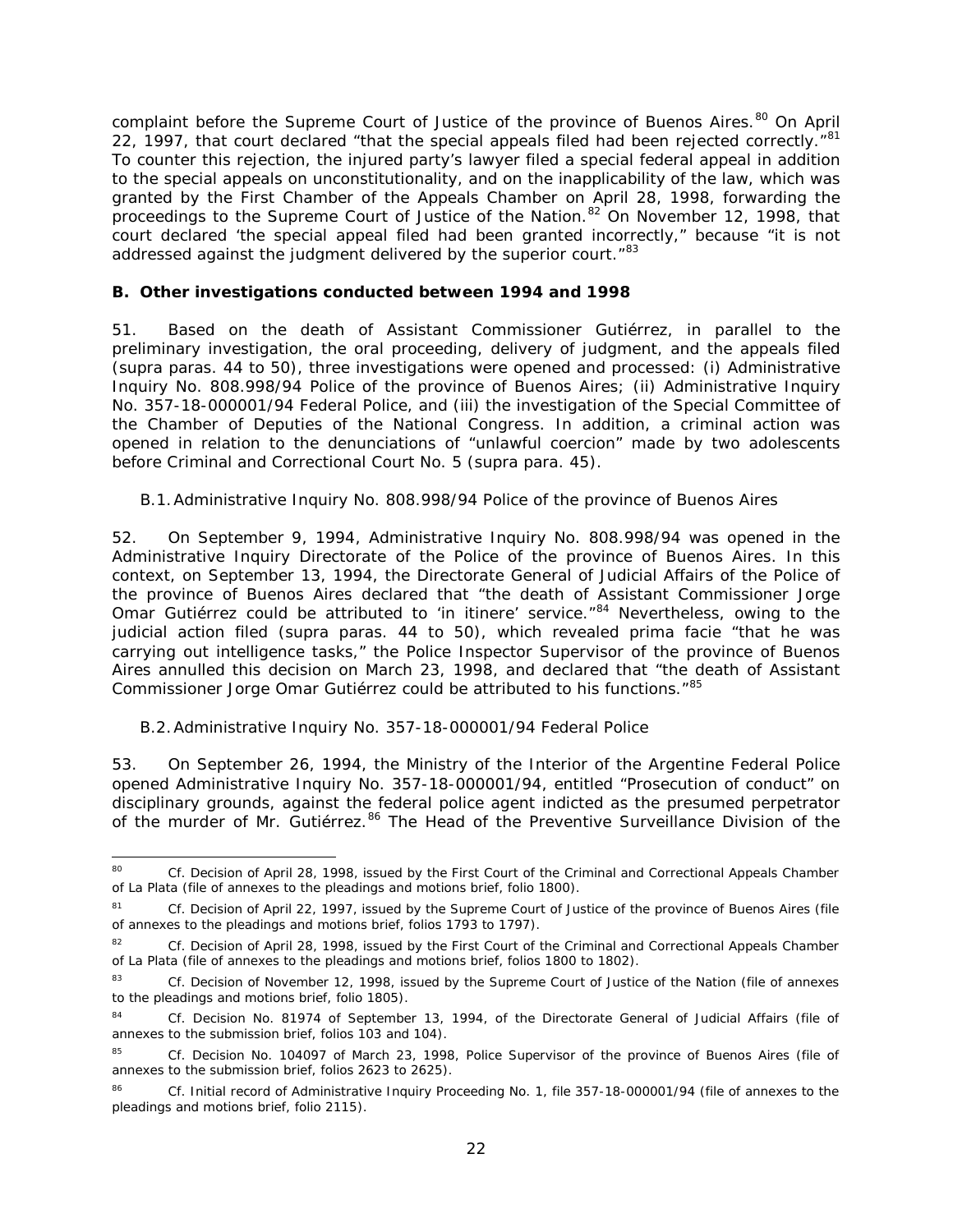complaint before the Supreme Court of Justice of the province of Buenos Aires.[80] On April 22, 1997, that court declared "that the special appeals filed had been rejected correctly."[81] To counter this rejection, the injured party's lawyer filed a special federal appeal in addition to the special appeals on unconstitutionality, and on the inapplicability of the law, which was granted by the First Chamber of the Appeals Chamber on April 28, 1998, forwarding the proceedings to the Supreme Court of Justice of the Nation.[82] On November 12, 1998, that court declared 'the special appeal filed had been granted incorrectly," because "it is not addressed against the judgment delivered by the superior court."[83]

### B. Other investigations conducted between 1994 and 1998

51. Based on the death of Assistant Commissioner Gutiérrez, in parallel to the preliminary investigation, the oral proceeding, delivery of judgment, and the appeals filed (supra paras. 44 to 50), three investigations were opened and processed: (i) Administrative Inquiry No. 808.998/94 Police of the province of Buenos Aires; (ii) Administrative Inquiry No. 357-18-000001/94 Federal Police, and (iii) the investigation of the Special Committee of the Chamber of Deputies of the National Congress. In addition, a criminal action was opened in relation to the denunciations of "unlawful coercion" made by two adolescents before Criminal and Correctional Court No. 5 (supra para. 45).

#### B.1. Administrative Inquiry No. 808.998/94 Police of the province of Buenos Aires

52. On September 9, 1994, Administrative Inquiry No. 808.998/94 was opened in the Administrative Inquiry Directorate of the Police of the province of Buenos Aires. In this context, on September 13, 1994, the Directorate General of Judicial Affairs of the Police of the province of Buenos Aires declared that "the death of Assistant Commissioner Jorge Omar Gutiérrez could be attributed to 'in itinere' service."[84] Nevertheless, owing to the judicial action filed (supra paras. 44 to 50), which revealed prima facie "that he was carrying out intelligence tasks," the Police Inspector Supervisor of the province of Buenos Aires annulled this decision on March 23, 1998, and declared that "the death of Assistant Commissioner Jorge Omar Gutiérrez could be attributed to his functions."[85]

#### B.2. Administrative Inquiry No. 357-18-000001/94 Federal Police

53. On September 26, 1994, the Ministry of the Interior of the Argentine Federal Police opened Administrative Inquiry No. 357-18-000001/94, entitled "Prosecution of conduct" on disciplinary grounds, against the federal police agent indicted as the presumed perpetrator of the murder of Mr. Gutiérrez.[86] The Head of the Preventive Surveillance Division of the

---

[80] Cf. Decision of April 28, 1998, issued by the First Court of the Criminal and Correctional Appeals Chamber of La Plata (file of annexes to the pleadings and motions brief, folio 1800).

[81] Cf. Decision of April 22, 1997, issued by the Supreme Court of Justice of the province of Buenos Aires (file of annexes to the pleadings and motions brief, folios 1793 to 1797).

[82] Cf. Decision of April 28, 1998, issued by the First Court of the Criminal and Correctional Appeals Chamber of La Plata (file of annexes to the pleadings and motions brief, folios 1800 to 1802).

[83] Cf. Decision of November 12, 1998, issued by the Supreme Court of Justice of the Nation (file of annexes to the pleadings and motions brief, folio 1805).

[84] Cf. Decision No. 81974 of September 13, 1994, of the Directorate General of Judicial Affairs (file of annexes to the submission brief, folios 103 and 104).

[85] Cf. Decision No. 104097 of March 23, 1998, Police Supervisor of the province of Buenos Aires (file of annexes to the submission brief, folios 2623 to 2625).

[86] Cf. Initial record of Administrative Inquiry Proceeding No. 1, file 357-18-000001/94 (file of annexes to the pleadings and motions brief, folio 2115).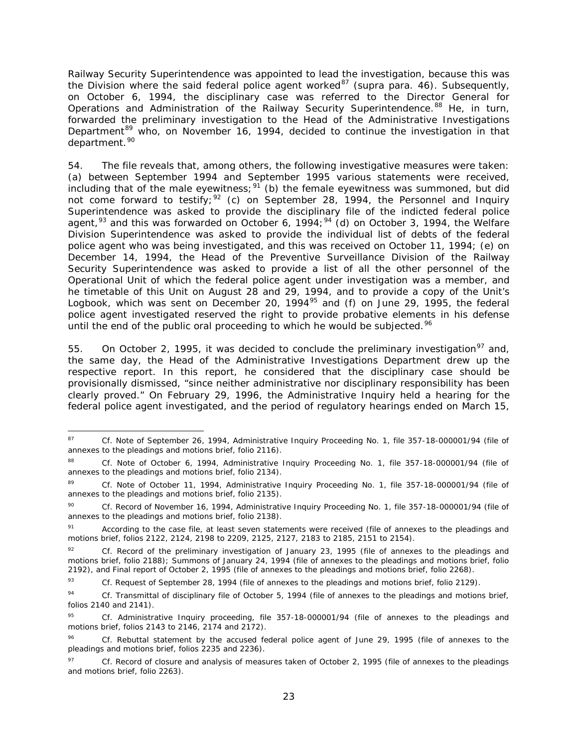Railway Security Superintendence was appointed to lead the investigation, because this was the Division where the said federal police agent worked[87] (*supra* para. 46). Subsequently, on October 6, 1994, the disciplinary case was referred to the Director General for Operations and Administration of the Railway Security Superintendence.[88] He, in turn, forwarded the preliminary investigation to the Head of the Administrative Investigations Department[89] who, on November 16, 1994, decided to continue the investigation in that department.[90]

54. The file reveals that, among others, the following investigative measures were taken: (a) between September 1994 and September 1995 various statements were received, including that of the male eyewitness;[91] (b) the female eyewitness was summoned, but did not come forward to testify;[92] (c) on September 28, 1994, the Personnel and Inquiry Superintendence was asked to provide the disciplinary file of the indicted federal police agent,[93] and this was forwarded on October 6, 1994;[94] (d) on October 3, 1994, the Welfare Division Superintendence was asked to provide the individual list of debts of the federal police agent who was being investigated, and this was received on October 11, 1994; (e) on December 14, 1994, the Head of the Preventive Surveillance Division of the Railway Security Superintendence was asked to provide a list of all the other personnel of the Operational Unit of which the federal police agent under investigation was a member, and he timetable of this Unit on August 28 and 29, 1994, and to provide a copy of the Unit's Logbook, which was sent on December 20, 1994[95] and (f) on June 29, 1995, the federal police agent investigated reserved the right to provide probative elements in his defense until the end of the public oral proceeding to which he would be subjected.[96]

55. On October 2, 1995, it was decided to conclude the preliminary investigation[97] and, the same day, the Head of the Administrative Investigations Department drew up the respective report. In this report, he considered that the disciplinary case should be provisionally dismissed, "since neither administrative nor disciplinary responsibility has been clearly proved." On February 29, 1996, the Administrative Inquiry held a hearing for the federal police agent investigated, and the period of regulatory hearings ended on March 15,

---

[87] *Cf.* Note of September 26, 1994, Administrative Inquiry Proceeding No. 1, file 357-18-000001/94 (file of annexes to the pleadings and motions brief, folio 2116).

[88] *Cf.* Note of October 6, 1994, Administrative Inquiry Proceeding No. 1, file 357-18-000001/94 (file of annexes to the pleadings and motions brief, folio 2134).

[89] *Cf.* Note of October 11, 1994, Administrative Inquiry Proceeding No. 1, file 357-18-000001/94 (file of annexes to the pleadings and motions brief, folio 2135).

[90] *Cf.* Record of November 16, 1994, Administrative Inquiry Proceeding No. 1, file 357-18-000001/94 (file of annexes to the pleadings and motions brief, folio 2138).

[91] According to the case file, at least seven statements were received (file of annexes to the pleadings and motions brief, folios 2122, 2124, 2198 to 2209, 2125, 2127, 2183 to 2185, 2151 to 2154).

[92] *Cf.* Record of the preliminary investigation of January 23, 1995 (file of annexes to the pleadings and motions brief, folio 2188); Summons of January 24, 1994 (file of annexes to the pleadings and motions brief, folio 2192), and Final report of October 2, 1995 (file of annexes to the pleadings and motions brief, folio 2268).

[93] *Cf.* Request of September 28, 1994 (file of annexes to the pleadings and motions brief, folio 2129).

[94] *Cf.* Transmittal of disciplinary file of October 5, 1994 (file of annexes to the pleadings and motions brief, folios 2140 and 2141).

[95] *Cf.* Administrative Inquiry proceeding, file 357-18-000001/94 (file of annexes to the pleadings and motions brief, folios 2143 to 2146, 2174 and 2172).

[96] *Cf.* Rebuttal statement by the accused federal police agent of June 29, 1995 (file of annexes to the pleadings and motions brief, folios 2235 and 2236).

[97] *Cf.* Record of closure and analysis of measures taken of October 2, 1995 (file of annexes to the pleadings and motions brief, folio 2263).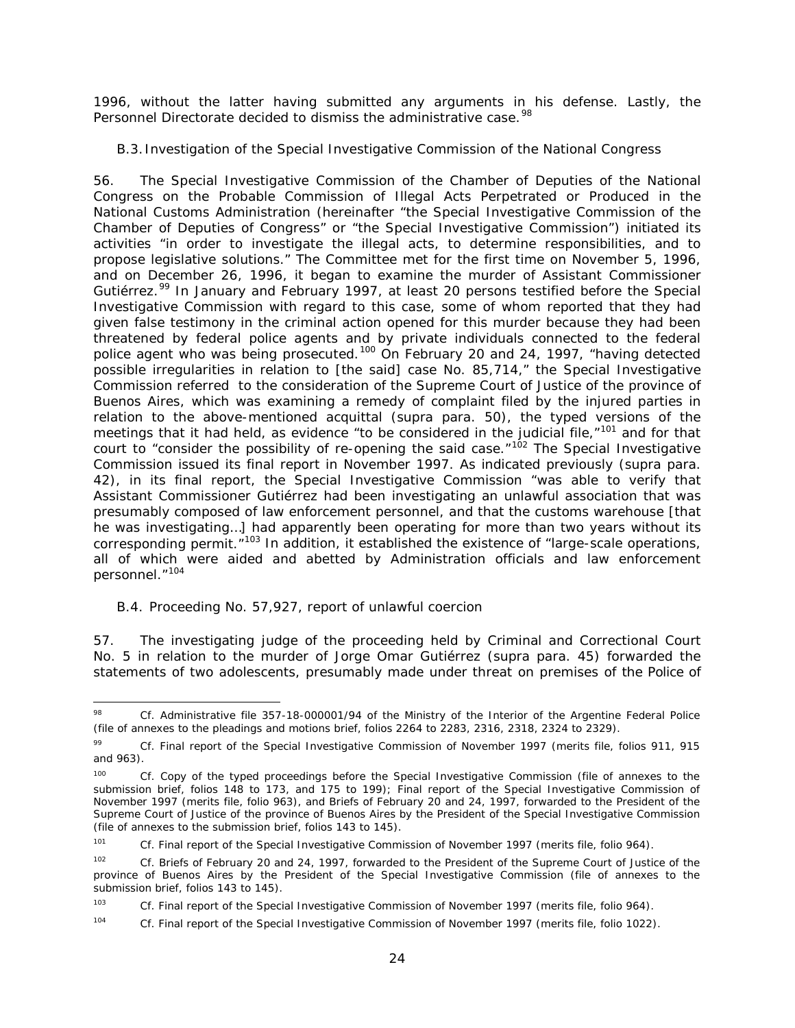1996, without the latter having submitted any arguments in his defense. Lastly, the Personnel Directorate decided to dismiss the administrative case.[98]

### B.3. Investigation of the Special Investigative Commission of the National Congress

56. The Special Investigative Commission of the Chamber of Deputies of the National Congress on the Probable Commission of Illegal Acts Perpetrated or Produced in the National Customs Administration (hereinafter "the Special Investigative Commission of the Chamber of Deputies of Congress" or "the Special Investigative Commission") initiated its activities "in order to investigate the illegal acts, to determine responsibilities, and to propose legislative solutions." The Committee met for the first time on November 5, 1996, and on December 26, 1996, it began to examine the murder of Assistant Commissioner Gutiérrez.[99] In January and February 1997, at least 20 persons testified before the Special Investigative Commission with regard to this case, some of whom reported that they had given false testimony in the criminal action opened for this murder because they had been threatened by federal police agents and by private individuals connected to the federal police agent who was being prosecuted.[100] On February 20 and 24, 1997, "having detected possible irregularities in relation to [the said] case No. 85,714," the Special Investigative Commission referred to the consideration of the Supreme Court of Justice of the province of Buenos Aires, which was examining a remedy of complaint filed by the injured parties in relation to the above-mentioned acquittal (*supra* para. 50), the typed versions of the meetings that it had held, as evidence "to be considered in the judicial file,"[101] and for that court to "consider the possibility of re-opening the said case."[102] The Special Investigative Commission issued its final report in November 1997. As indicated previously (*supra* para. 42), in its final report, the Special Investigative Commission "was able to verify that Assistant Commissioner Gutiérrez had been investigating an unlawful association that was presumably composed of law enforcement personnel, and that the customs warehouse [that he was investigating…] had apparently been operating for more than two years without its corresponding permit."[103] In addition, it established the existence of "large-scale operations, all of which were aided and abetted by Administration officials and law enforcement personnel."[104]

### B.4. Proceeding No. 57,927, report of unlawful coercion

57. The investigating judge of the proceeding held by Criminal and Correctional Court No. 5 in relation to the murder of Jorge Omar Gutiérrez (*supra* para. 45) forwarded the statements of two adolescents, presumably made under threat on premises of the Police of

---

[98] *Cf.* Administrative file 357-18-000001/94 of the Ministry of the Interior of the Argentine Federal Police (file of annexes to the pleadings and motions brief, folios 2264 to 2283, 2316, 2318, 2324 to 2329).

[99] *Cf.* Final report of the Special Investigative Commission of November 1997 (merits file, folios 911, 915 and 963).

[100] *Cf.* Copy of the typed proceedings before the Special Investigative Commission (file of annexes to the submission brief, folios 148 to 173, and 175 to 199); Final report of the Special Investigative Commission of November 1997 (merits file, folio 963), and Briefs of February 20 and 24, 1997, forwarded to the President of the Supreme Court of Justice of the province of Buenos Aires by the President of the Special Investigative Commission (file of annexes to the submission brief, folios 143 to 145).

[101] *Cf.* Final report of the Special Investigative Commission of November 1997 (merits file, folio 964).

[102] *Cf.* Briefs of February 20 and 24, 1997, forwarded to the President of the Supreme Court of Justice of the province of Buenos Aires by the President of the Special Investigative Commission (file of annexes to the submission brief, folios 143 to 145).

[103] *Cf.* Final report of the Special Investigative Commission of November 1997 (merits file, folio 964).

[104] *Cf.* Final report of the Special Investigative Commission of November 1997 (merits file, folio 1022).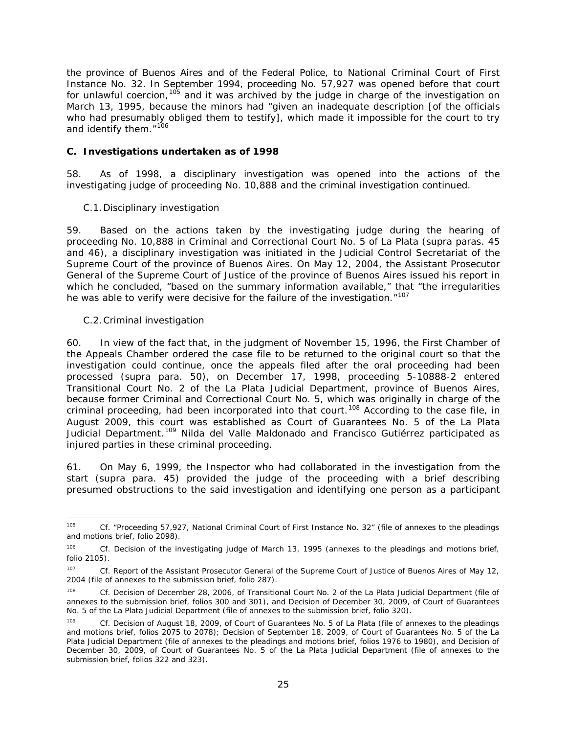the province of Buenos Aires and of the Federal Police, to National Criminal Court of First Instance No. 32. In September 1994, proceeding No. 57,927 was opened before that court for unlawful coercion,[105] and it was archived by the judge in charge of the investigation on March 13, 1995, because the minors had "given an inadequate description [of the officials who had presumably obliged them to testify], which made it impossible for the court to try and identify them."[106]

### C. Investigations undertaken as of 1998

58. As of 1998, a disciplinary investigation was opened into the actions of the investigating judge of proceeding No. 10,888 and the criminal investigation continued.

#### C.1. Disciplinary investigation

59. Based on the actions taken by the investigating judge during the hearing of proceeding No. 10,888 in Criminal and Correctional Court No. 5 of La Plata (supra paras. 45 and 46), a disciplinary investigation was initiated in the Judicial Control Secretariat of the Supreme Court of the province of Buenos Aires. On May 12, 2004, the Assistant Prosecutor General of the Supreme Court of Justice of the province of Buenos Aires issued his report in which he concluded, "based on the summary information available," that "the irregularities he was able to verify were decisive for the failure of the investigation."[107]

#### C.2. Criminal investigation

60. In view of the fact that, in the judgment of November 15, 1996, the First Chamber of the Appeals Chamber ordered the case file to be returned to the original court so that the investigation could continue, once the appeals filed after the oral proceeding had been processed (supra para. 50), on December 17, 1998, proceeding 5-10888-2 entered Transitional Court No. 2 of the La Plata Judicial Department, province of Buenos Aires, because former Criminal and Correctional Court No. 5, which was originally in charge of the criminal proceeding, had been incorporated into that court.[108] According to the case file, in August 2009, this court was established as Court of Guarantees No. 5 of the La Plata Judicial Department.[109] Nilda del Valle Maldonado and Francisco Gutiérrez participated as injured parties in these criminal proceeding.

61. On May 6, 1999, the Inspector who had collaborated in the investigation from the start (supra para. 45) provided the judge of the proceeding with a brief describing presumed obstructions to the said investigation and identifying one person as a participant

---

[105] Cf. "Proceeding 57,927, National Criminal Court of First Instance No. 32" (file of annexes to the pleadings and motions brief, folio 2098).

[106] Cf. Decision of the investigating judge of March 13, 1995 (annexes to the pleadings and motions brief, folio 2105).

[107] Cf. Report of the Assistant Prosecutor General of the Supreme Court of Justice of Buenos Aires of May 12, 2004 (file of annexes to the submission brief, folio 287).

[108] Cf. Decision of December 28, 2006, of Transitional Court No. 2 of the La Plata Judicial Department (file of annexes to the submission brief, folios 300 and 301), and Decision of December 30, 2009, of Court of Guarantees No. 5 of the La Plata Judicial Department (file of annexes to the submission brief, folio 320).

[109] Cf. Decision of August 18, 2009, of Court of Guarantees No. 5 of La Plata (file of annexes to the pleadings and motions brief, folios 2075 to 2078); Decision of September 18, 2009, of Court of Guarantees No. 5 of the La Plata Judicial Department (file of annexes to the pleadings and motions brief, folios 1976 to 1980), and Decision of December 30, 2009, of Court of Guarantees No. 5 of the La Plata Judicial Department (file of annexes to the submission brief, folios 322 and 323).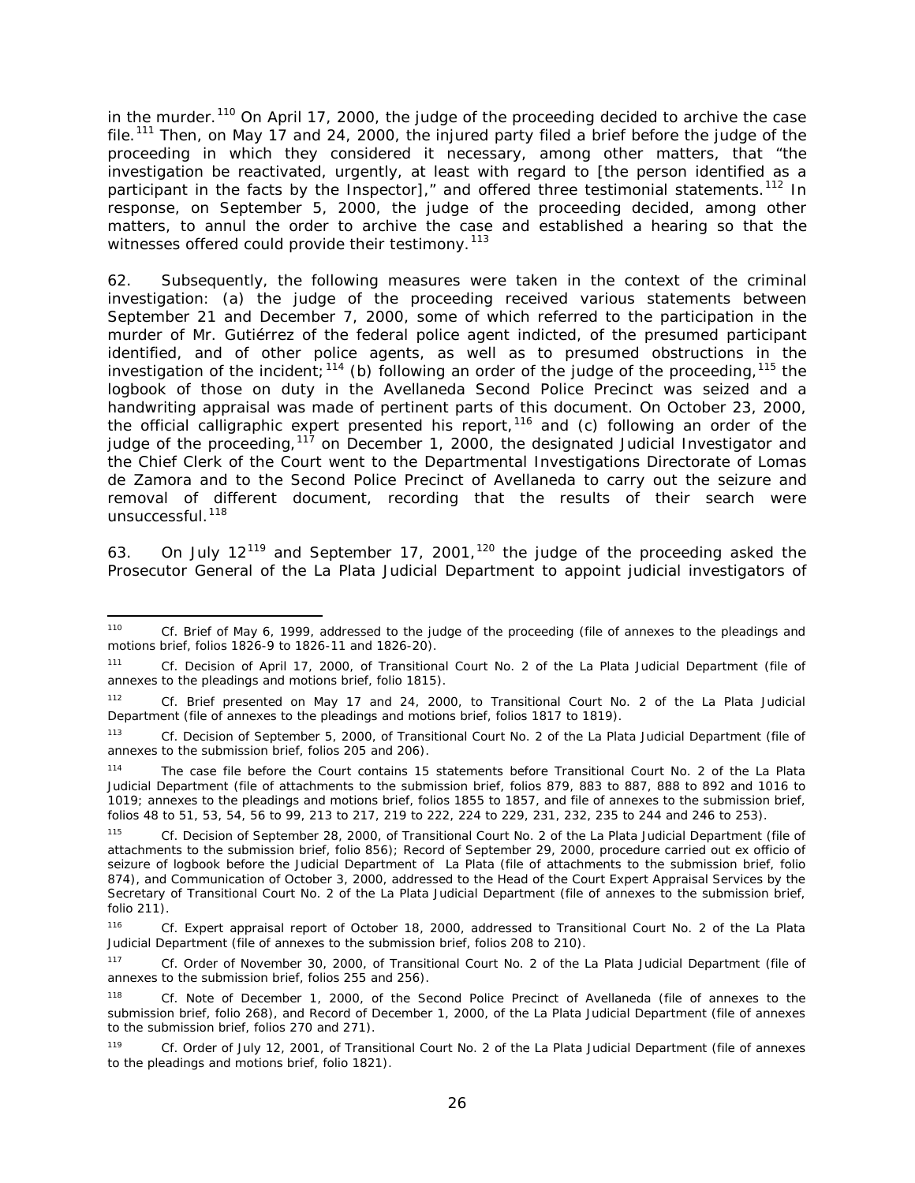in the murder.[110] On April 17, 2000, the judge of the proceeding decided to archive the case file.[111] Then, on May 17 and 24, 2000, the injured party filed a brief before the judge of the proceeding in which they considered it necessary, among other matters, that "the investigation be reactivated, urgently, at least with regard to [the person identified as a participant in the facts by the Inspector]," and offered three testimonial statements.[112] In response, on September 5, 2000, the judge of the proceeding decided, among other matters, to annul the order to archive the case and established a hearing so that the witnesses offered could provide their testimony.[113]

62. Subsequently, the following measures were taken in the context of the criminal investigation: (a) the judge of the proceeding received various statements between September 21 and December 7, 2000, some of which referred to the participation in the murder of Mr. Gutiérrez of the federal police agent indicted, of the presumed participant identified, and of other police agents, as well as to presumed obstructions in the investigation of the incident;[114] (b) following an order of the judge of the proceeding,[115] the logbook of those on duty in the Avellaneda Second Police Precinct was seized and a handwriting appraisal was made of pertinent parts of this document. On October 23, 2000, the official calligraphic expert presented his report,[116] and (c) following an order of the judge of the proceeding,[117] on December 1, 2000, the designated Judicial Investigator and the Chief Clerk of the Court went to the Departmental Investigations Directorate of Lomas de Zamora and to the Second Police Precinct of Avellaneda to carry out the seizure and removal of different document, recording that the results of their search were unsuccessful.[118]

63. On July 12[119] and September 17, 2001,[120] the judge of the proceeding asked the Prosecutor General of the La Plata Judicial Department to appoint judicial investigators of

---

[110] Cf. Brief of May 6, 1999, addressed to the judge of the proceeding (file of annexes to the pleadings and motions brief, folios 1826-9 to 1826-11 and 1826-20).

[111] Cf. Decision of April 17, 2000, of Transitional Court No. 2 of the La Plata Judicial Department (file of annexes to the pleadings and motions brief, folio 1815).

[112] Cf. Brief presented on May 17 and 24, 2000, to Transitional Court No. 2 of the La Plata Judicial Department (file of annexes to the pleadings and motions brief, folios 1817 to 1819).

[113] Cf. Decision of September 5, 2000, of Transitional Court No. 2 of the La Plata Judicial Department (file of annexes to the submission brief, folios 205 and 206).

[114] The case file before the Court contains 15 statements before Transitional Court No. 2 of the La Plata Judicial Department (file of attachments to the submission brief, folios 879, 883 to 887, 888 to 892 and 1016 to 1019; annexes to the pleadings and motions brief, folios 1855 to 1857, and file of annexes to the submission brief, folios 48 to 51, 53, 54, 56 to 99, 213 to 217, 219 to 222, 224 to 229, 231, 232, 235 to 244 and 246 to 253).

[115] Cf. Decision of September 28, 2000, of Transitional Court No. 2 of the La Plata Judicial Department (file of attachments to the submission brief, folio 856); Record of September 29, 2000, procedure carried out ex officio of seizure of logbook before the Judicial Department of La Plata (file of attachments to the submission brief, folio 874), and Communication of October 3, 2000, addressed to the Head of the Court Expert Appraisal Services by the Secretary of Transitional Court No. 2 of the La Plata Judicial Department (file of annexes to the submission brief, folio 211).

[116] Cf. Expert appraisal report of October 18, 2000, addressed to Transitional Court No. 2 of the La Plata Judicial Department (file of annexes to the submission brief, folios 208 to 210).

[117] Cf. Order of November 30, 2000, of Transitional Court No. 2 of the La Plata Judicial Department (file of annexes to the submission brief, folios 255 and 256).

[118] Cf. Note of December 1, 2000, of the Second Police Precinct of Avellaneda (file of annexes to the submission brief, folio 268), and Record of December 1, 2000, of the La Plata Judicial Department (file of annexes to the submission brief, folios 270 and 271).

[119] Cf. Order of July 12, 2001, of Transitional Court No. 2 of the La Plata Judicial Department (file of annexes to the pleadings and motions brief, folio 1821).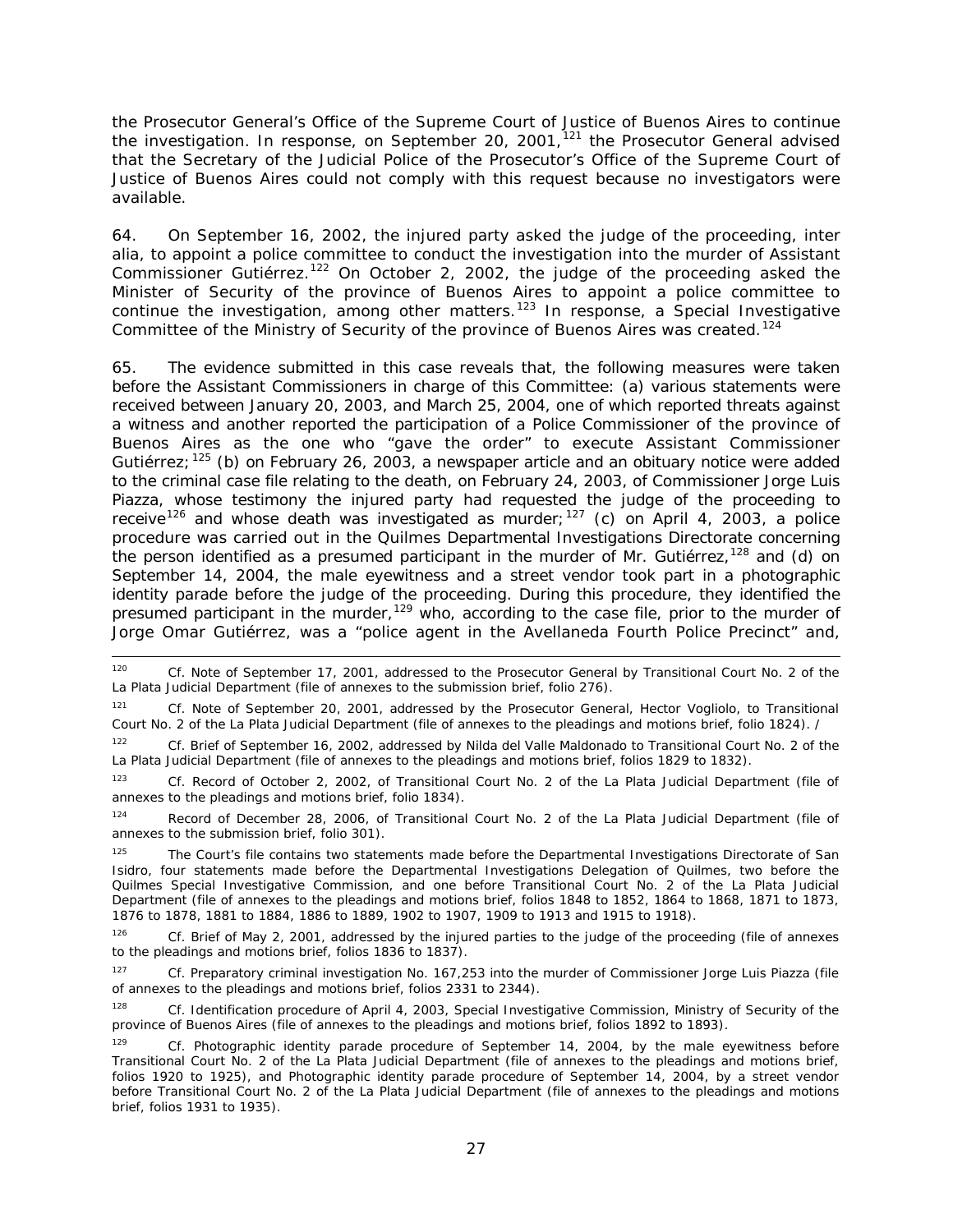the Prosecutor General's Office of the Supreme Court of Justice of Buenos Aires to continue the investigation. In response, on September 20, 2001,[121] the Prosecutor General advised that the Secretary of the Judicial Police of the Prosecutor's Office of the Supreme Court of Justice of Buenos Aires could not comply with this request because no investigators were available.

64. On September 16, 2002, the injured party asked the judge of the proceeding, inter alia, to appoint a police committee to conduct the investigation into the murder of Assistant Commissioner Gutiérrez.[122] On October 2, 2002, the judge of the proceeding asked the Minister of Security of the province of Buenos Aires to appoint a police committee to continue the investigation, among other matters.[123] In response, a Special Investigative Committee of the Ministry of Security of the province of Buenos Aires was created.[124]

65. The evidence submitted in this case reveals that, the following measures were taken before the Assistant Commissioners in charge of this Committee: (a) various statements were received between January 20, 2003, and March 25, 2004, one of which reported threats against a witness and another reported the participation of a Police Commissioner of the province of Buenos Aires as the one who "gave the order" to execute Assistant Commissioner Gutiérrez;[125] (b) on February 26, 2003, a newspaper article and an obituary notice were added to the criminal case file relating to the death, on February 24, 2003, of Commissioner Jorge Luis Piazza, whose testimony the injured party had requested the judge of the proceeding to receive[126] and whose death was investigated as murder;[127] (c) on April 4, 2003, a police procedure was carried out in the Quilmes Departmental Investigations Directorate concerning the person identified as a presumed participant in the murder of Mr. Gutiérrez,[128] and (d) on September 14, 2004, the male eyewitness and a street vendor took part in a photographic identity parade before the judge of the proceeding. During this procedure, they identified the presumed participant in the murder,[129] who, according to the case file, prior to the murder of Jorge Omar Gutiérrez, was a "police agent in the Avellaneda Fourth Police Precinct" and,

---

[120] Cf. Note of September 17, 2001, addressed to the Prosecutor General by Transitional Court No. 2 of the La Plata Judicial Department (file of annexes to the submission brief, folio 276).

[121] Cf. Note of September 20, 2001, addressed by the Prosecutor General, Hector Vogliolo, to Transitional Court No. 2 of the La Plata Judicial Department (file of annexes to the pleadings and motions brief, folio 1824). /

[122] Cf. Brief of September 16, 2002, addressed by Nilda del Valle Maldonado to Transitional Court No. 2 of the La Plata Judicial Department (file of annexes to the pleadings and motions brief, folios 1829 to 1832).

[123] Cf. Record of October 2, 2002, of Transitional Court No. 2 of the La Plata Judicial Department (file of annexes to the pleadings and motions brief, folio 1834).

[124] Record of December 28, 2006, of Transitional Court No. 2 of the La Plata Judicial Department (file of annexes to the submission brief, folio 301).

[125] The Court's file contains two statements made before the Departmental Investigations Directorate of San Isidro, four statements made before the Departmental Investigations Delegation of Quilmes, two before the Quilmes Special Investigative Commission, and one before Transitional Court No. 2 of the La Plata Judicial Department (file of annexes to the pleadings and motions brief, folios 1848 to 1852, 1864 to 1868, 1871 to 1873, 1876 to 1878, 1881 to 1884, 1886 to 1889, 1902 to 1907, 1909 to 1913 and 1915 to 1918).

[126] Cf. Brief of May 2, 2001, addressed by the injured parties to the judge of the proceeding (file of annexes to the pleadings and motions brief, folios 1836 to 1837).

[127] Cf. Preparatory criminal investigation No. 167,253 into the murder of Commissioner Jorge Luis Piazza (file of annexes to the pleadings and motions brief, folios 2331 to 2344).

[128] Cf. Identification procedure of April 4, 2003, Special Investigative Commission, Ministry of Security of the province of Buenos Aires (file of annexes to the pleadings and motions brief, folios 1892 to 1893).

[129] Cf. Photographic identity parade procedure of September 14, 2004, by the male eyewitness before Transitional Court No. 2 of the La Plata Judicial Department (file of annexes to the pleadings and motions brief, folios 1920 to 1925), and Photographic identity parade procedure of September 14, 2004, by a street vendor before Transitional Court No. 2 of the La Plata Judicial Department (file of annexes to the pleadings and motions brief, folios 1931 to 1935).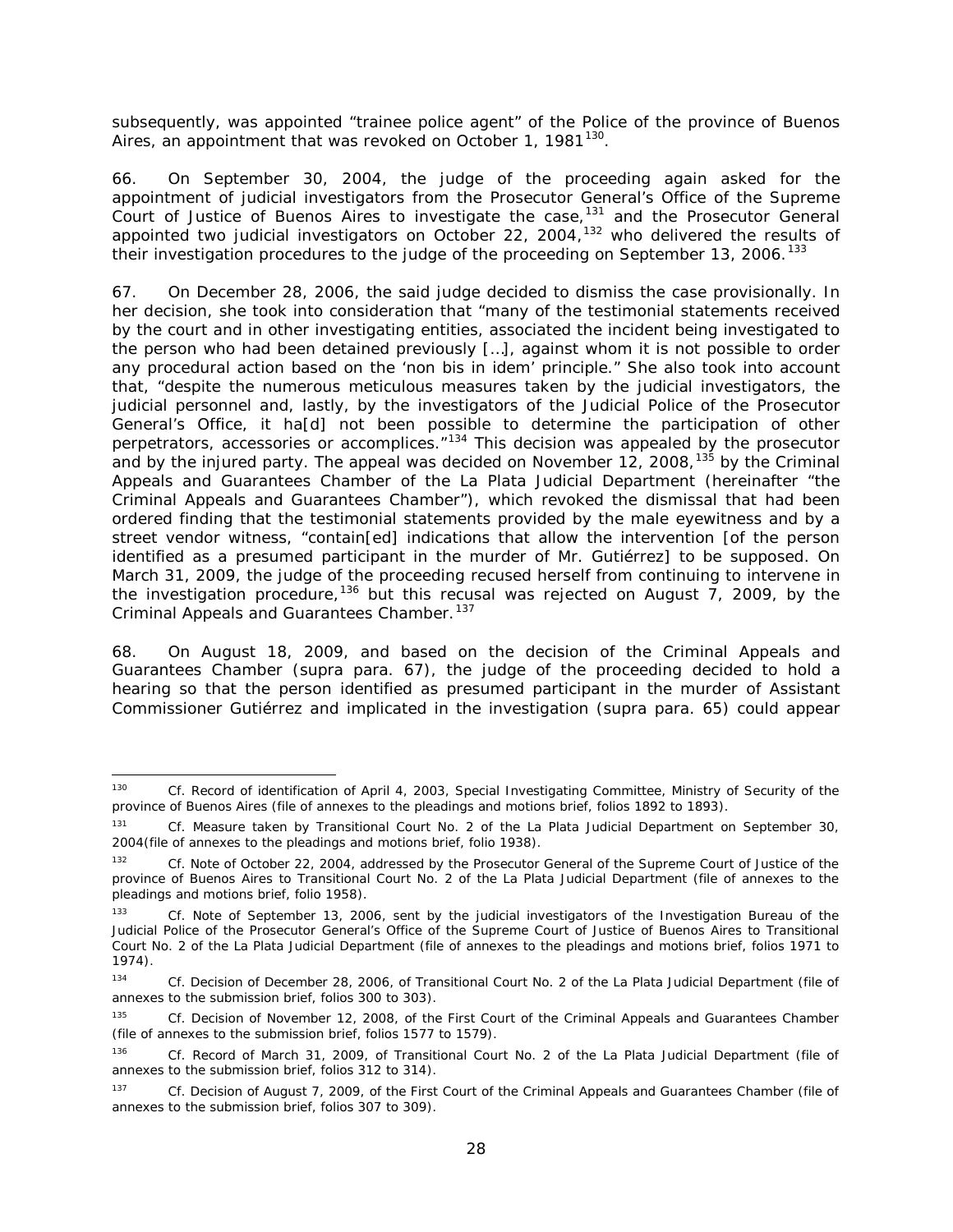subsequently, was appointed "trainee police agent" of the Police of the province of Buenos Aires, an appointment that was revoked on October 1, 1981[130].

66. On September 30, 2004, the judge of the proceeding again asked for the appointment of judicial investigators from the Prosecutor General's Office of the Supreme Court of Justice of Buenos Aires to investigate the case,[131] and the Prosecutor General appointed two judicial investigators on October 22, 2004,[132] who delivered the results of their investigation procedures to the judge of the proceeding on September 13, 2006.[133]

67. On December 28, 2006, the said judge decided to dismiss the case provisionally. In her decision, she took into consideration that "many of the testimonial statements received by the court and in other investigating entities, associated the incident being investigated to the person who had been detained previously […], against whom it is not possible to order any procedural action based on the 'non bis in idem' principle." She also took into account that, "despite the numerous meticulous measures taken by the judicial investigators, the judicial personnel and, lastly, by the investigators of the Judicial Police of the Prosecutor General's Office, it ha[d] not been possible to determine the participation of other perpetrators, accessories or accomplices."[134] This decision was appealed by the prosecutor and by the injured party. The appeal was decided on November 12, 2008,[135] by the Criminal Appeals and Guarantees Chamber of the La Plata Judicial Department (hereinafter "the Criminal Appeals and Guarantees Chamber"), which revoked the dismissal that had been ordered finding that the testimonial statements provided by the male eyewitness and by a street vendor witness, "contain[ed] indications that allow the intervention [of the person identified as a presumed participant in the murder of Mr. Gutiérrez] to be supposed. On March 31, 2009, the judge of the proceeding recused herself from continuing to intervene in the investigation procedure,[136] but this recusal was rejected on August 7, 2009, by the Criminal Appeals and Guarantees Chamber.[137]

68. On August 18, 2009, and based on the decision of the Criminal Appeals and Guarantees Chamber (*supra* para. 67), the judge of the proceeding decided to hold a hearing so that the person identified as presumed participant in the murder of Assistant Commissioner Gutiérrez and implicated in the investigation (*supra* para. 65) could appear

---

[130] Cf. Record of identification of April 4, 2003, Special Investigating Committee, Ministry of Security of the province of Buenos Aires (file of annexes to the pleadings and motions brief, folios 1892 to 1893).

[131] Cf. Measure taken by Transitional Court No. 2 of the La Plata Judicial Department on September 30, 2004(file of annexes to the pleadings and motions brief, folio 1938).

[132] Cf. Note of October 22, 2004, addressed by the Prosecutor General of the Supreme Court of Justice of the province of Buenos Aires to Transitional Court No. 2 of the La Plata Judicial Department (file of annexes to the pleadings and motions brief, folio 1958).

[133] Cf. Note of September 13, 2006, sent by the judicial investigators of the Investigation Bureau of the Judicial Police of the Prosecutor General's Office of the Supreme Court of Justice of Buenos Aires to Transitional Court No. 2 of the La Plata Judicial Department (file of annexes to the pleadings and motions brief, folios 1971 to 1974).

[134] Cf. Decision of December 28, 2006, of Transitional Court No. 2 of the La Plata Judicial Department (file of annexes to the submission brief, folios 300 to 303).

[135] Cf. Decision of November 12, 2008, of the First Court of the Criminal Appeals and Guarantees Chamber (file of annexes to the submission brief, folios 1577 to 1579).

[136] Cf. Record of March 31, 2009, of Transitional Court No. 2 of the La Plata Judicial Department (file of annexes to the submission brief, folios 312 to 314).

[137] Cf. Decision of August 7, 2009, of the First Court of the Criminal Appeals and Guarantees Chamber (file of annexes to the submission brief, folios 307 to 309).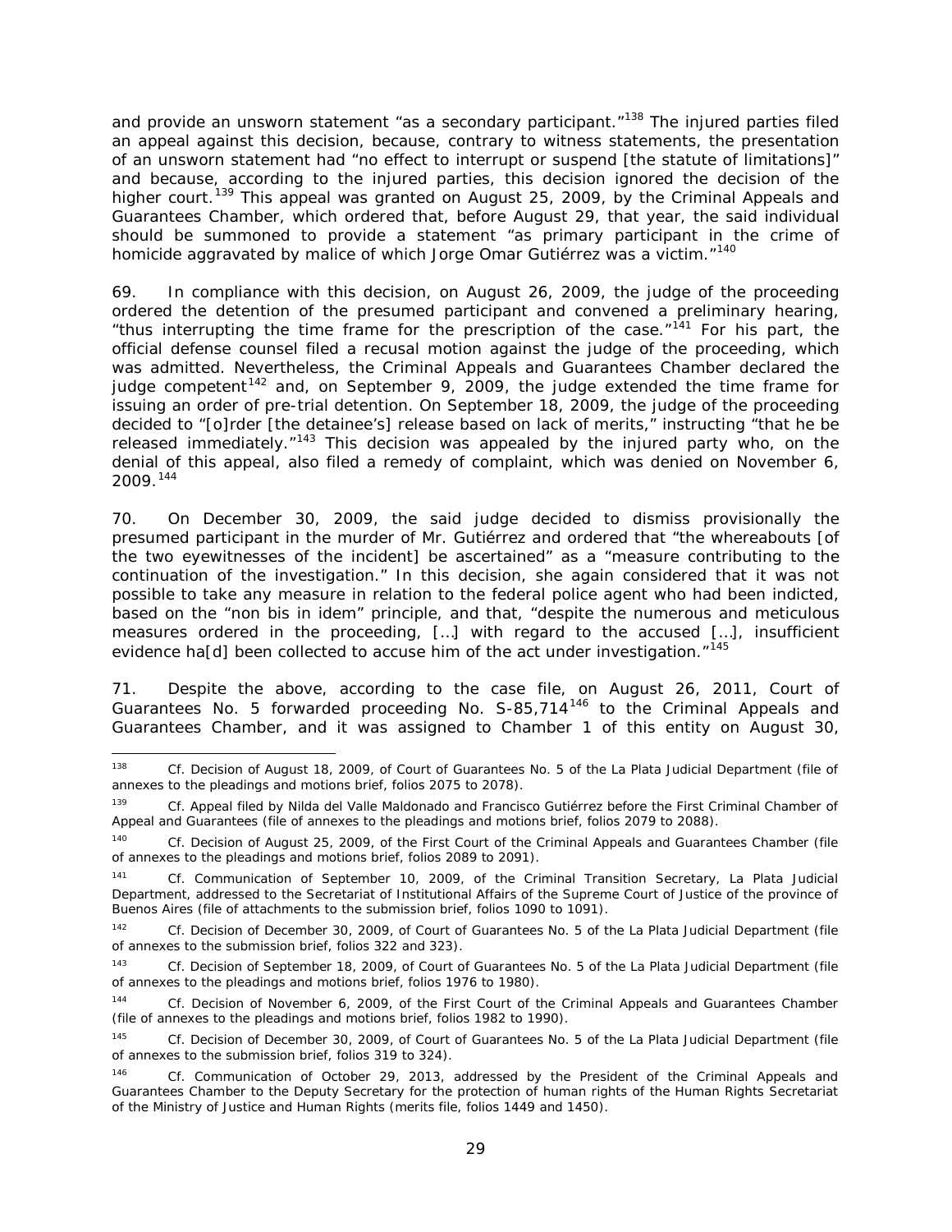and provide an unsworn statement "as a secondary participant."[138] The injured parties filed an appeal against this decision, because, contrary to witness statements, the presentation of an unsworn statement had "no effect to interrupt or suspend [the statute of limitations]" and because, according to the injured parties, this decision ignored the decision of the higher court.[139] This appeal was granted on August 25, 2009, by the Criminal Appeals and Guarantees Chamber, which ordered that, before August 29, that year, the said individual should be summoned to provide a statement "as primary participant in the crime of homicide aggravated by malice of which Jorge Omar Gutiérrez was a victim."[140]

69. In compliance with this decision, on August 26, 2009, the judge of the proceeding ordered the detention of the presumed participant and convened a preliminary hearing, "thus interrupting the time frame for the prescription of the case."[141] For his part, the official defense counsel filed a recusal motion against the judge of the proceeding, which was admitted. Nevertheless, the Criminal Appeals and Guarantees Chamber declared the judge competent[142] and, on September 9, 2009, the judge extended the time frame for issuing an order of pre-trial detention. On September 18, 2009, the judge of the proceeding decided to "[o]rder [the detainee's] release based on lack of merits," instructing "that he be released immediately."[143] This decision was appealed by the injured party who, on the denial of this appeal, also filed a remedy of complaint, which was denied on November 6, 2009.[144]

70. On December 30, 2009, the said judge decided to dismiss provisionally the presumed participant in the murder of Mr. Gutiérrez and ordered that "the whereabouts [of the two eyewitnesses of the incident] be ascertained" as a "measure contributing to the continuation of the investigation." In this decision, she again considered that it was not possible to take any measure in relation to the federal police agent who had been indicted, based on the "non bis in idem" principle, and that, "despite the numerous and meticulous measures ordered in the proceeding, […] with regard to the accused […], insufficient evidence ha[d] been collected to accuse him of the act under investigation."[145]

71. Despite the above, according to the case file, on August 26, 2011, Court of Guarantees No. 5 forwarded proceeding No. S-85,714[146] to the Criminal Appeals and Guarantees Chamber, and it was assigned to Chamber 1 of this entity on August 30,

---

[138] Cf. Decision of August 18, 2009, of Court of Guarantees No. 5 of the La Plata Judicial Department (file of annexes to the pleadings and motions brief, folios 2075 to 2078).

[139] Cf. Appeal filed by Nilda del Valle Maldonado and Francisco Gutiérrez before the First Criminal Chamber of Appeal and Guarantees (file of annexes to the pleadings and motions brief, folios 2079 to 2088).

[140] Cf. Decision of August 25, 2009, of the First Court of the Criminal Appeals and Guarantees Chamber (file of annexes to the pleadings and motions brief, folios 2089 to 2091).

[141] Cf. Communication of September 10, 2009, of the Criminal Transition Secretary, La Plata Judicial Department, addressed to the Secretariat of Institutional Affairs of the Supreme Court of Justice of the province of Buenos Aires (file of attachments to the submission brief, folios 1090 to 1091).

[142] Cf. Decision of December 30, 2009, of Court of Guarantees No. 5 of the La Plata Judicial Department (file of annexes to the submission brief, folios 322 and 323).

[143] Cf. Decision of September 18, 2009, of Court of Guarantees No. 5 of the La Plata Judicial Department (file of annexes to the pleadings and motions brief, folios 1976 to 1980).

[144] Cf. Decision of November 6, 2009, of the First Court of the Criminal Appeals and Guarantees Chamber (file of annexes to the pleadings and motions brief, folios 1982 to 1990).

[145] Cf. Decision of December 30, 2009, of Court of Guarantees No. 5 of the La Plata Judicial Department (file of annexes to the submission brief, folios 319 to 324).

[146] Cf. Communication of October 29, 2013, addressed by the President of the Criminal Appeals and Guarantees Chamber to the Deputy Secretary for the protection of human rights of the Human Rights Secretariat of the Ministry of Justice and Human Rights (merits file, folios 1449 and 1450).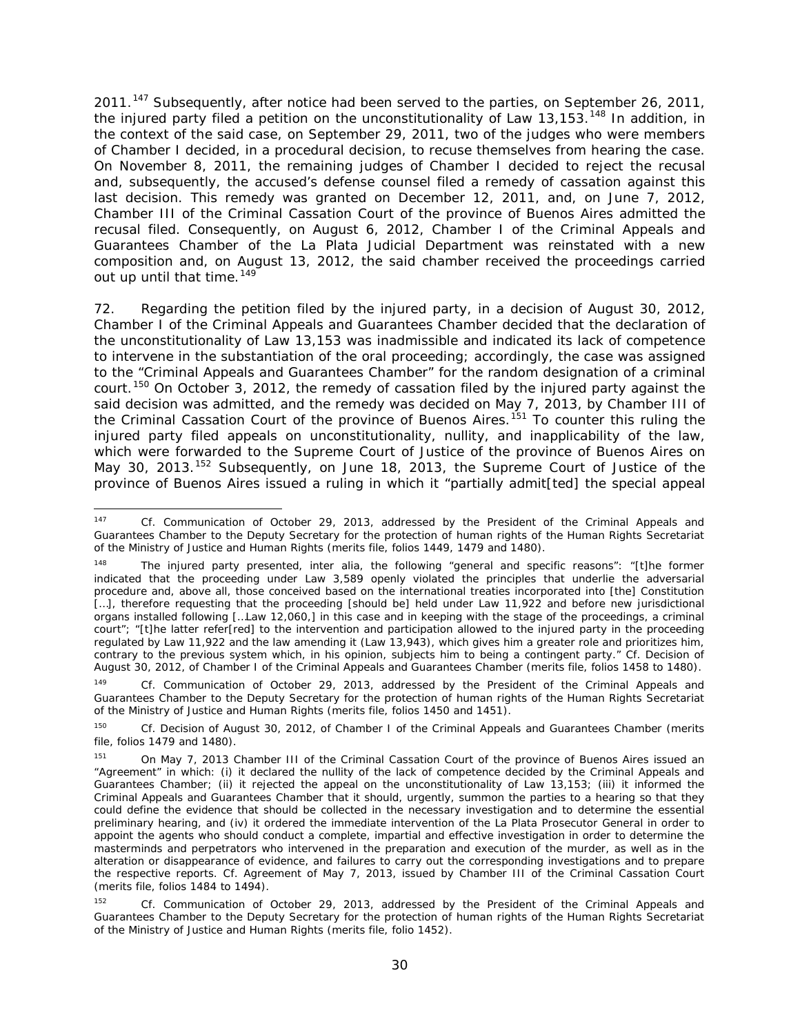2011.[147] Subsequently, after notice had been served to the parties, on September 26, 2011, the injured party filed a petition on the unconstitutionality of Law 13,153.[148] In addition, in the context of the said case, on September 29, 2011, two of the judges who were members of Chamber I decided, in a procedural decision, to recuse themselves from hearing the case. On November 8, 2011, the remaining judges of Chamber I decided to reject the recusal and, subsequently, the accused's defense counsel filed a remedy of cassation against this last decision. This remedy was granted on December 12, 2011, and, on June 7, 2012, Chamber III of the Criminal Cassation Court of the province of Buenos Aires admitted the recusal filed. Consequently, on August 6, 2012, Chamber I of the Criminal Appeals and Guarantees Chamber of the La Plata Judicial Department was reinstated with a new composition and, on August 13, 2012, the said chamber received the proceedings carried out up until that time.[149]

72. Regarding the petition filed by the injured party, in a decision of August 30, 2012, Chamber I of the Criminal Appeals and Guarantees Chamber decided that the declaration of the unconstitutionality of Law 13,153 was inadmissible and indicated its lack of competence to intervene in the substantiation of the oral proceeding; accordingly, the case was assigned to the "Criminal Appeals and Guarantees Chamber" for the random designation of a criminal court.[150] On October 3, 2012, the remedy of cassation filed by the injured party against the said decision was admitted, and the remedy was decided on May 7, 2013, by Chamber III of the Criminal Cassation Court of the province of Buenos Aires.[151] To counter this ruling the injured party filed appeals on unconstitutionality, nullity, and inapplicability of the law, which were forwarded to the Supreme Court of Justice of the province of Buenos Aires on May 30, 2013.[152] Subsequently, on June 18, 2013, the Supreme Court of Justice of the province of Buenos Aires issued a ruling in which it "partially admit[ted] the special appeal

---

[147] Cf. Communication of October 29, 2013, addressed by the President of the Criminal Appeals and Guarantees Chamber to the Deputy Secretary for the protection of human rights of the Human Rights Secretariat of the Ministry of Justice and Human Rights (merits file, folios 1449, 1479 and 1480).

[148] The injured party presented, *inter alia*, the following "general and specific reasons": "[t]he former indicated that the proceeding under Law 3,589 openly violated the principles that underlie the adversarial procedure and, above all, those conceived based on the international treaties incorporated into [the] Constitution [...], therefore requesting that the proceeding [should be] held under Law 11,922 and before new jurisdictional organs installed following [...Law 12,060,] in this case and in keeping with the stage of the proceedings, a criminal court"; "[t]he latter refer[red] to the intervention and participation allowed to the injured party in the proceeding regulated by Law 11,922 and the law amending it (Law 13,943), which gives him a greater role and prioritizes him, contrary to the previous system which, in his opinion, subjects him to being a contingent party." Cf. Decision of August 30, 2012, of Chamber I of the Criminal Appeals and Guarantees Chamber (merits file, folios 1458 to 1480).

[149] Cf. Communication of October 29, 2013, addressed by the President of the Criminal Appeals and Guarantees Chamber to the Deputy Secretary for the protection of human rights of the Human Rights Secretariat of the Ministry of Justice and Human Rights (merits file, folios 1450 and 1451).

[150] Cf. Decision of August 30, 2012, of Chamber I of the Criminal Appeals and Guarantees Chamber (merits file, folios 1479 and 1480).

[151] On May 7, 2013 Chamber III of the Criminal Cassation Court of the province of Buenos Aires issued an "Agreement" in which: (i) it declared the nullity of the lack of competence decided by the Criminal Appeals and Guarantees Chamber; (ii) it rejected the appeal on the unconstitutionality of Law 13,153; (iii) it informed the Criminal Appeals and Guarantees Chamber that it should, urgently, summon the parties to a hearing so that they could define the evidence that should be collected in the necessary investigation and to determine the essential preliminary hearing, and (iv) it ordered the immediate intervention of the La Plata Prosecutor General in order to appoint the agents who should conduct a complete, impartial and effective investigation in order to determine the masterminds and perpetrators who intervened in the preparation and execution of the murder, as well as in the alteration or disappearance of evidence, and failures to carry out the corresponding investigations and to prepare the respective reports. Cf. Agreement of May 7, 2013, issued by Chamber III of the Criminal Cassation Court (merits file, folios 1484 to 1494).

[152] Cf. Communication of October 29, 2013, addressed by the President of the Criminal Appeals and Guarantees Chamber to the Deputy Secretary for the protection of human rights of the Human Rights Secretariat of the Ministry of Justice and Human Rights (merits file, folio 1452).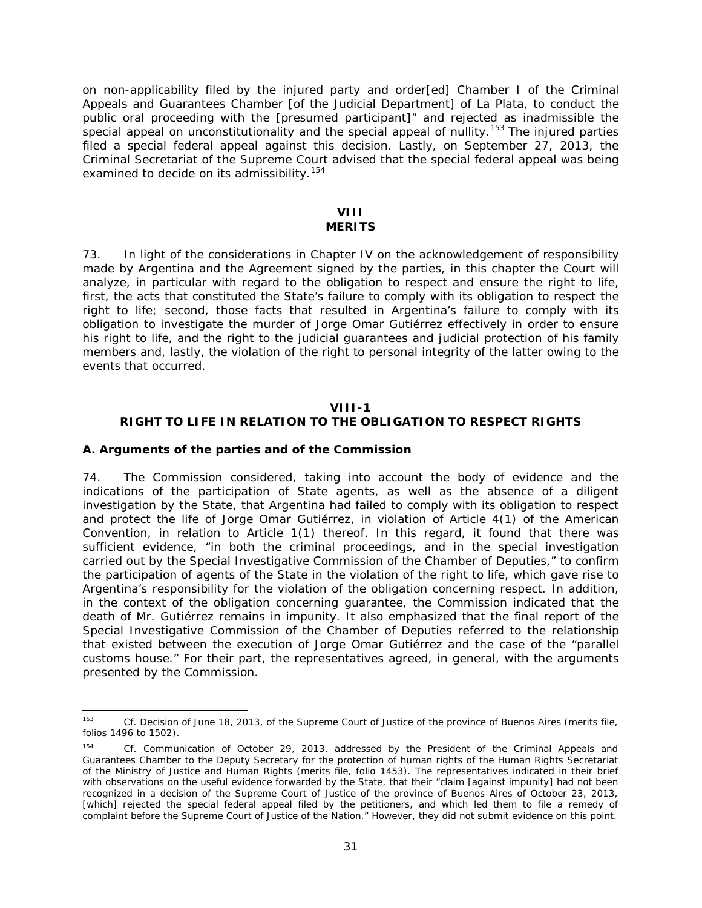on non-applicability filed by the injured party and order[ed] Chamber I of the Criminal Appeals and Guarantees Chamber [of the Judicial Department] of La Plata, to conduct the public oral proceeding with the [presumed participant]" and rejected as inadmissible the special appeal on unconstitutionality and the special appeal of nullity.[153] The injured parties filed a special federal appeal against this decision. Lastly, on September 27, 2013, the Criminal Secretariat of the Supreme Court advised that the special federal appeal was being examined to decide on its admissibility.[154]

# VIII
# MERITS

73. In light of the considerations in Chapter IV on the acknowledgement of responsibility made by Argentina and the Agreement signed by the parties, in this chapter the Court will analyze, in particular with regard to the obligation to respect and ensure the right to life, first, the acts that constituted the State's failure to comply with its obligation to respect the right to life; second, those facts that resulted in Argentina's failure to comply with its obligation to investigate the murder of Jorge Omar Gutiérrez effectively in order to ensure his right to life, and the right to the judicial guarantees and judicial protection of his family members and, lastly, the violation of the right to personal integrity of the latter owing to the events that occurred.

## VIII-1
## RIGHT TO LIFE IN RELATION TO THE OBLIGATION TO RESPECT RIGHTS

### A. Arguments of the parties and of the Commission

74. The Commission considered, taking into account the body of evidence and the indications of the participation of State agents, as well as the absence of a diligent investigation by the State, that Argentina had failed to comply with its obligation to respect and protect the life of Jorge Omar Gutiérrez, in violation of Article 4(1) of the American Convention, in relation to Article 1(1) thereof. In this regard, it found that there was sufficient evidence, "in both the criminal proceedings, and in the special investigation carried out by the Special Investigative Commission of the Chamber of Deputies," to confirm the participation of agents of the State in the violation of the right to life, which gave rise to Argentina's responsibility for the violation of the obligation concerning respect. In addition, in the context of the obligation concerning guarantee, the Commission indicated that the death of Mr. Gutiérrez remains in impunity. It also emphasized that the final report of the Special Investigative Commission of the Chamber of Deputies referred to the relationship that existed between the execution of Jorge Omar Gutiérrez and the case of the "parallel customs house." For their part, the representatives agreed, in general, with the arguments presented by the Commission.

---

[153] Cf. Decision of June 18, 2013, of the Supreme Court of Justice of the province of Buenos Aires (merits file, folios 1496 to 1502).

[154] Cf. Communication of October 29, 2013, addressed by the President of the Criminal Appeals and Guarantees Chamber to the Deputy Secretary for the protection of human rights of the Human Rights Secretariat of the Ministry of Justice and Human Rights (merits file, folio 1453). The representatives indicated in their brief with observations on the useful evidence forwarded by the State, that their "claim [against impunity] had not been recognized in a decision of the Supreme Court of Justice of the province of Buenos Aires of October 23, 2013, [which] rejected the special federal appeal filed by the petitioners, and which led them to file a remedy of complaint before the Supreme Court of Justice of the Nation." However, they did not submit evidence on this point.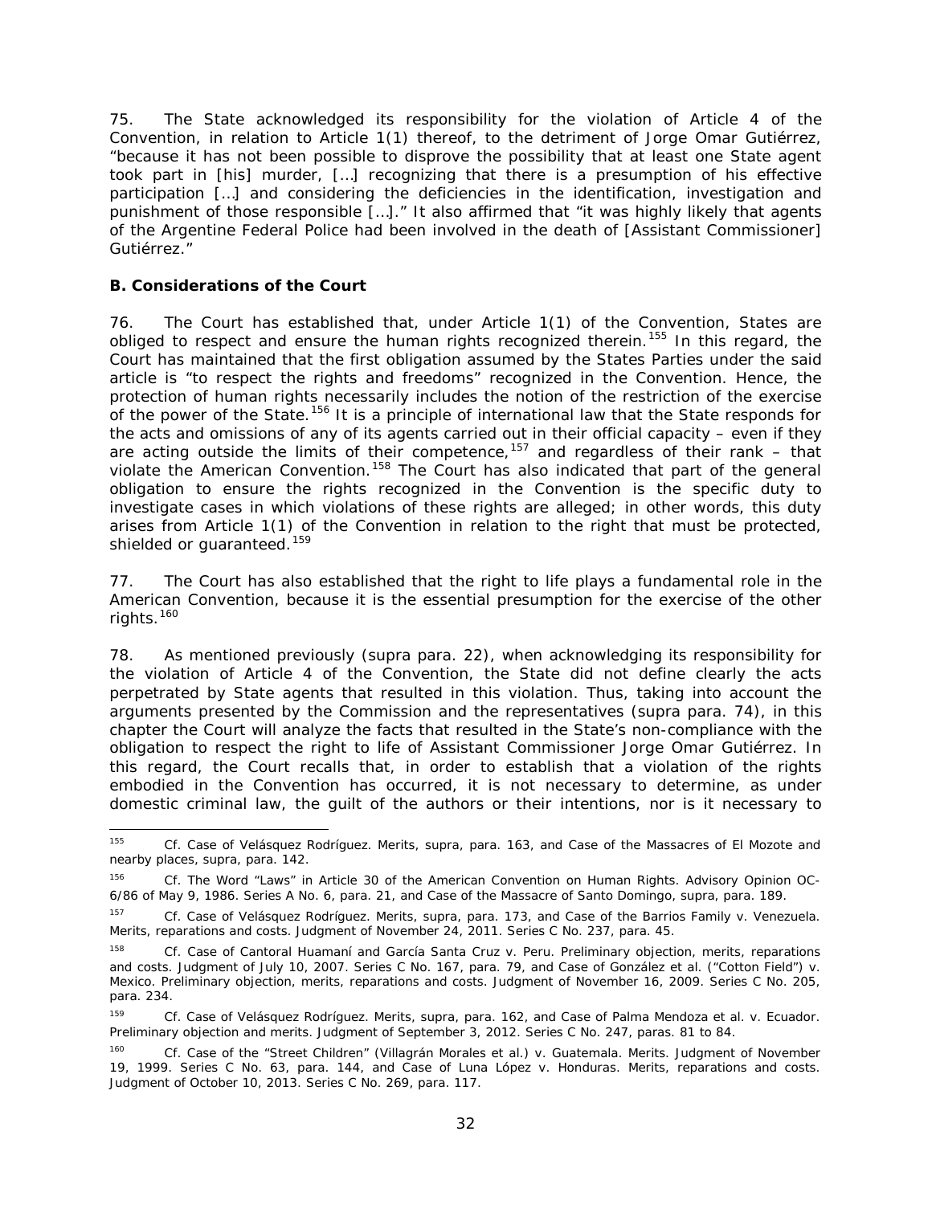75. The State acknowledged its responsibility for the violation of Article 4 of the Convention, in relation to Article 1(1) thereof, to the detriment of Jorge Omar Gutiérrez, "because it has not been possible to disprove the possibility that at least one State agent took part in [his] murder, […] recognizing that there is a presumption of his effective participation […] and considering the deficiencies in the identification, investigation and punishment of those responsible […]." It also affirmed that "it was highly likely that agents of the Argentine Federal Police had been involved in the death of [Assistant Commissioner] Gutiérrez."

### B. Considerations of the Court

76. The Court has established that, under Article 1(1) of the Convention, States are obliged to respect and ensure the human rights recognized therein.[155] In this regard, the Court has maintained that the first obligation assumed by the States Parties under the said article is "to respect the rights and freedoms" recognized in the Convention. Hence, the protection of human rights necessarily includes the notion of the restriction of the exercise of the power of the State.[156] It is a principle of international law that the State responds for the acts and omissions of any of its agents carried out in their official capacity – even if they are acting outside the limits of their competence,[157] and regardless of their rank – that violate the American Convention.[158] The Court has also indicated that part of the general obligation to ensure the rights recognized in the Convention is the specific duty to investigate cases in which violations of these rights are alleged; in other words, this duty arises from Article 1(1) of the Convention in relation to the right that must be protected, shielded or guaranteed.[159]

77. The Court has also established that the right to life plays a fundamental role in the American Convention, because it is the essential presumption for the exercise of the other rights.[160]

78. As mentioned previously (*supra* para. 22), when acknowledging its responsibility for the violation of Article 4 of the Convention, the State did not define clearly the acts perpetrated by State agents that resulted in this violation. Thus, taking into account the arguments presented by the Commission and the representatives (*supra* para. 74), in this chapter the Court will analyze the facts that resulted in the State's non-compliance with the obligation to respect the right to life of Assistant Commissioner Jorge Omar Gutiérrez. In this regard, the Court recalls that, in order to establish that a violation of the rights embodied in the Convention has occurred, it is not necessary to determine, as under domestic criminal law, the guilt of the authors or their intentions, nor is it necessary to

---

[155] *Cf. Case of Velásquez Rodríguez. Merits, supra,* para. 163, and *Case of the Massacres of El Mozote and nearby places, supra,* para. 142.

[156] *Cf. The Word "Laws" in Article 30 of the American Convention on Human Rights.* Advisory Opinion OC-6/86 of May 9, 1986. Series A No. 6, para. 21, and *Case of the Massacre of Santo Domingo, supra,* para. 189.

[157] *Cf. Case of Velásquez Rodríguez. Merits, supra,* para. 173, and *Case of the Barrios Family v. Venezuela. Merits, reparations and costs.* Judgment of November 24, 2011. Series C No. 237, para. 45.

[158] *Cf. Case of Cantoral Huamaní and García Santa Cruz v. Peru. Preliminary objection, merits, reparations and costs.* Judgment of July 10, 2007. Series C No. 167, para. 79, and *Case of González et al. ("Cotton Field") v. Mexico. Preliminary objection, merits, reparations and costs.* Judgment of November 16, 2009. Series C No. 205, para. 234.

[159] *Cf. Case of Velásquez Rodríguez. Merits, supra,* para. 162, and *Case of Palma Mendoza et al. v. Ecuador. Preliminary objection and merits.* Judgment of September 3, 2012. Series C No. 247, paras. 81 to 84.

[160] *Cf. Case of the "Street Children" (Villagrán Morales et al.) v. Guatemala. Merits.* Judgment of November 19, 1999. Series C No. 63, para. 144, and *Case of Luna López v. Honduras. Merits, reparations and costs.* Judgment of October 10, 2013. Series C No. 269, para. 117.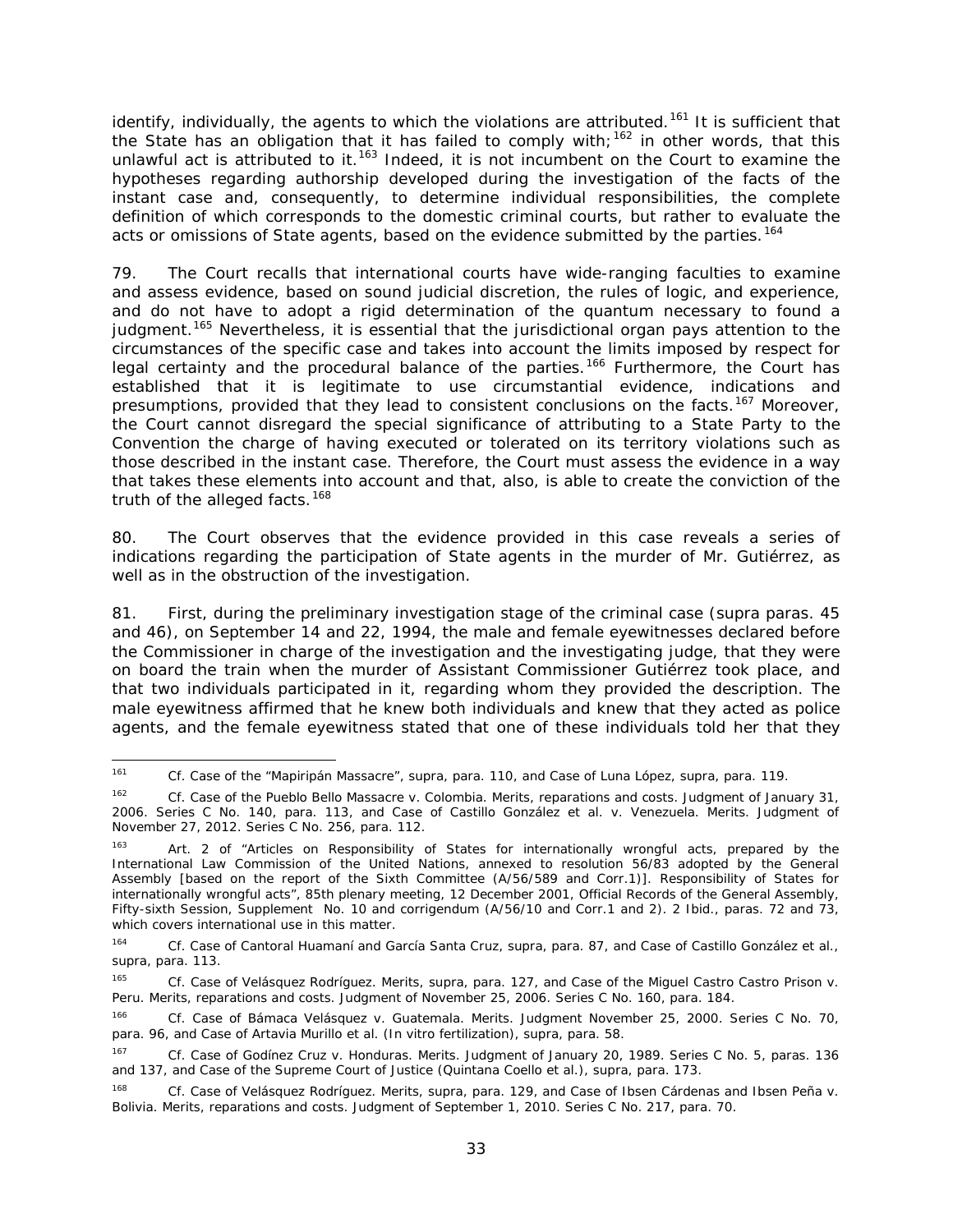identify, individually, the agents to which the violations are attributed.[161] It is sufficient that the State has an obligation that it has failed to comply with;[162] in other words, that this unlawful act is attributed to it.[163] Indeed, it is not incumbent on the Court to examine the hypotheses regarding authorship developed during the investigation of the facts of the instant case and, consequently, to determine individual responsibilities, the complete definition of which corresponds to the domestic criminal courts, but rather to evaluate the acts or omissions of State agents, based on the evidence submitted by the parties.[164]

79. The Court recalls that international courts have wide-ranging faculties to examine and assess evidence, based on sound judicial discretion, the rules of logic, and experience, and do not have to adopt a rigid determination of the quantum necessary to found a judgment.[165] Nevertheless, it is essential that the jurisdictional organ pays attention to the circumstances of the specific case and takes into account the limits imposed by respect for legal certainty and the procedural balance of the parties.[166] Furthermore, the Court has established that it is legitimate to use circumstantial evidence, indications and presumptions, provided that they lead to consistent conclusions on the facts.[167] Moreover, the Court cannot disregard the special significance of attributing to a State Party to the Convention the charge of having executed or tolerated on its territory violations such as those described in the instant case. Therefore, the Court must assess the evidence in a way that takes these elements into account and that, also, is able to create the conviction of the truth of the alleged facts.[168]

80. The Court observes that the evidence provided in this case reveals a series of indications regarding the participation of State agents in the murder of Mr. Gutiérrez, as well as in the obstruction of the investigation.

81. First, during the preliminary investigation stage of the criminal case (*supra* paras. 45 and 46), on September 14 and 22, 1994, the male and female eyewitnesses declared before the Commissioner in charge of the investigation and the investigating judge, that they were on board the train when the murder of Assistant Commissioner Gutiérrez took place, and that two individuals participated in it, regarding whom they provided the description. The male eyewitness affirmed that he knew both individuals and knew that they acted as police agents, and the female eyewitness stated that one of these individuals told her that they

---

[161] *Cf.* *Case of the "Mapiripán Massacre"*, *supra*, para. 110, and *Case of Luna López*, *supra*, para. 119.

[162] *Cf.* *Case of the Pueblo Bello Massacre v. Colombia. Merits, reparations and costs.* Judgment of January 31, 2006. Series C No. 140, para. 113, and *Case of Castillo González et al. v. Venezuela. Merits.* Judgment of November 27, 2012. Series C No. 256, para. 112.

[163] Art. 2 of "Articles on Responsibility of States for internationally wrongful acts, prepared by the International Law Commission of the United Nations, annexed to resolution 56/83 adopted by the General Assembly [based on the report of the Sixth Committee (A/56/589 and Corr.1)]. Responsibility of States for internationally wrongful acts", 85th plenary meeting, 12 December 2001, Official Records of the General Assembly, Fifty-sixth Session, Supplement No. 10 and corrigendum (A/56/10 and Corr.1 and 2). 2 Ibid., paras. 72 and 73, which covers international use in this matter.

[164] *Cf.* *Case of Cantoral Huamaní and García Santa Cruz*, *supra*, para. 87, and *Case of Castillo González et al.*, *supra*, para. 113.

[165] *Cf.* *Case of Velásquez Rodríguez. Merits*, *supra*, para. 127, and *Case of the Miguel Castro Castro Prison v. Peru. Merits, reparations and costs.* Judgment of November 25, 2006. Series C No. 160, para. 184.

[166] *Cf.* *Case of Bámaca Velásquez v. Guatemala. Merits.* Judgment November 25, 2000. Series C No. 70, para. 96, and *Case of Artavia Murillo et al. (In vitro fertilization)*, *supra*, para. 58.

[167] *Cf.* *Case of Godínez Cruz v. Honduras. Merits.* Judgment of January 20, 1989. Series C No. 5, paras. 136 and 137, and *Case of the Supreme Court of Justice (Quintana Coello et al.)*, *supra*, para. 173.

[168] *Cf.* *Case of Velásquez Rodríguez. Merits*, *supra*, para. 129, and *Case of Ibsen Cárdenas and Ibsen Peña v. Bolivia. Merits, reparations and costs.* Judgment of September 1, 2010. Series C No. 217, para. 70.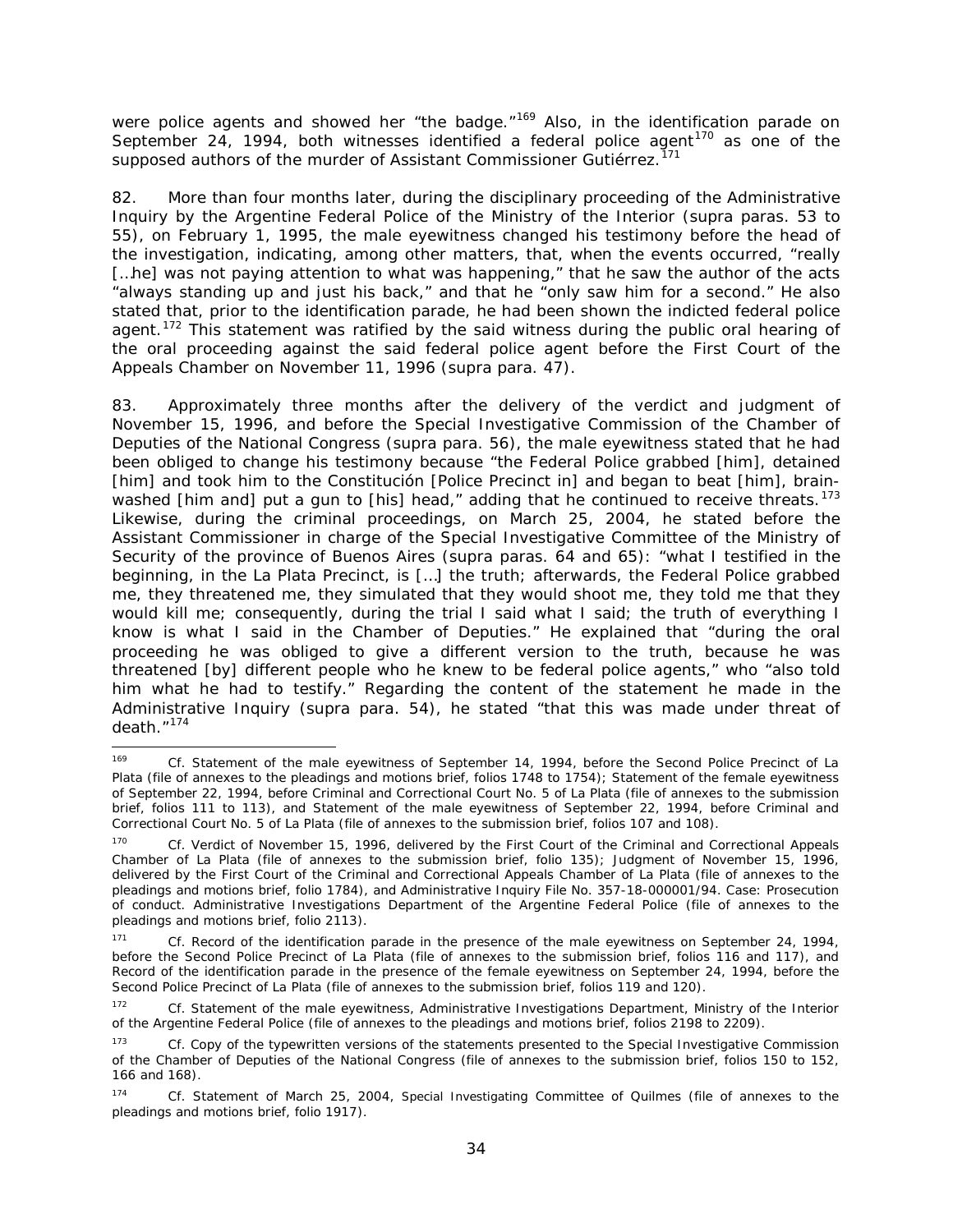were police agents and showed her "the badge."[169] Also, in the identification parade on September 24, 1994, both witnesses identified a federal police agent[170] as one of the supposed authors of the murder of Assistant Commissioner Gutiérrez.[171]

82. More than four months later, during the disciplinary proceeding of the Administrative Inquiry by the Argentine Federal Police of the Ministry of the Interior (*supra* paras. 53 to 55), on February 1, 1995, the male eyewitness changed his testimony before the head of the investigation, indicating, among other matters, that, when the events occurred, "really [...he] was not paying attention to what was happening," that he saw the author of the acts "always standing up and just his back," and that he "only saw him for a second." He also stated that, prior to the identification parade, he had been shown the indicted federal police agent.[172] This statement was ratified by the said witness during the public oral hearing of the oral proceeding against the said federal police agent before the First Court of the Appeals Chamber on November 11, 1996 (*supra* para. 47).

83. Approximately three months after the delivery of the verdict and judgment of November 15, 1996, and before the Special Investigative Commission of the Chamber of Deputies of the National Congress (*supra* para. 56), the male eyewitness stated that he had been obliged to change his testimony because "the Federal Police grabbed [him], detained [him] and took him to the Constitución [Police Precinct in] and began to beat [him], brain-washed [him and] put a gun to [his] head," adding that he continued to receive threats.[173] Likewise, during the criminal proceedings, on March 25, 2004, he stated before the Assistant Commissioner in charge of the Special Investigative Committee of the Ministry of Security of the province of Buenos Aires (*supra* paras. 64 and 65): "what I testified in the beginning, in the La Plata Precinct, is [...] the truth; afterwards, the Federal Police grabbed me, they threatened me, they simulated that they would shoot me, they told me that they would kill me; consequently, during the trial I said what I said; the truth of everything I know is what I said in the Chamber of Deputies." He explained that "during the oral proceeding he was obliged to give a different version to the truth, because he was threatened [by] different people who he knew to be federal police agents," who "also told him what he had to testify." Regarding the content of the statement he made in the Administrative Inquiry (*supra* para. 54), he stated "that this was made under threat of death."[174]

---

[169] *Cf.* Statement of the male eyewitness of September 14, 1994, before the Second Police Precinct of La Plata (file of annexes to the pleadings and motions brief, folios 1748 to 1754); Statement of the female eyewitness of September 22, 1994, before Criminal and Correctional Court No. 5 of La Plata (file of annexes to the submission brief, folios 111 to 113), and Statement of the male eyewitness of September 22, 1994, before Criminal and Correctional Court No. 5 of La Plata (file of annexes to the submission brief, folios 107 and 108).

[170] *Cf.* Verdict of November 15, 1996, delivered by the First Court of the Criminal and Correctional Appeals Chamber of La Plata (file of annexes to the submission brief, folio 135); Judgment of November 15, 1996, delivered by the First Court of the Criminal and Correctional Appeals Chamber of La Plata (file of annexes to the pleadings and motions brief, folio 1784), and Administrative Inquiry File No. 357-18-000001/94. Case: Prosecution of conduct. Administrative Investigations Department of the Argentine Federal Police (file of annexes to the pleadings and motions brief, folio 2113).

[171] *Cf.* Record of the identification parade in the presence of the male eyewitness on September 24, 1994, before the Second Police Precinct of La Plata (file of annexes to the submission brief, folios 116 and 117), and Record of the identification parade in the presence of the female eyewitness on September 24, 1994, before the Second Police Precinct of La Plata (file of annexes to the submission brief, folios 119 and 120).

[172] *Cf.* Statement of the male eyewitness, Administrative Investigations Department, Ministry of the Interior of the Argentine Federal Police (file of annexes to the pleadings and motions brief, folios 2198 to 2209).

[173] *Cf.* Copy of the typewritten versions of the statements presented to the Special Investigative Commission of the Chamber of Deputies of the National Congress (file of annexes to the submission brief, folios 150 to 152, 166 and 168).

[174] *Cf.* Statement of March 25, 2004, Special Investigating Committee of Quilmes (file of annexes to the pleadings and motions brief, folio 1917).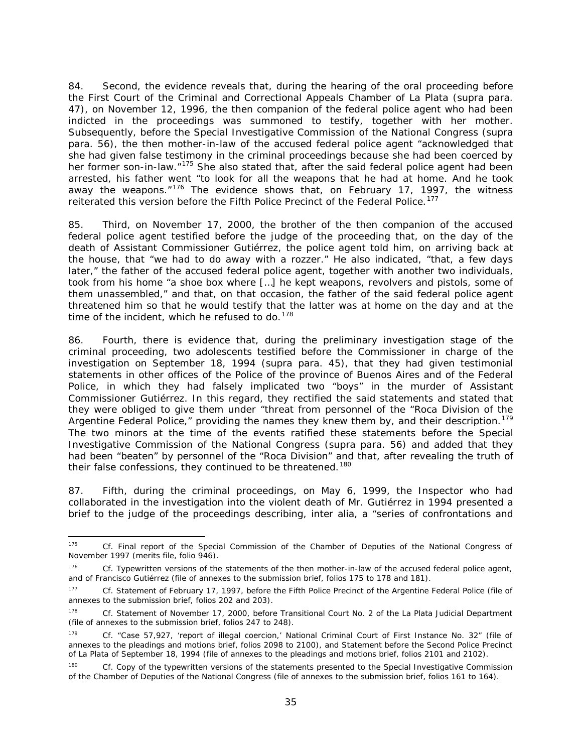84. Second, the evidence reveals that, during the hearing of the oral proceeding before the First Court of the Criminal and Correctional Appeals Chamber of La Plata (*supra* para. 47), on November 12, 1996, the then companion of the federal police agent who had been indicted in the proceedings was summoned to testify, together with her mother. Subsequently, before the Special Investigative Commission of the National Congress (*supra* para. 56), the then mother-in-law of the accused federal police agent "acknowledged that she had given false testimony in the criminal proceedings because she had been coerced by her former son-in-law."[175] She also stated that, after the said federal police agent had been arrested, his father went "to look for all the weapons that he had at home. And he took away the weapons."[176] The evidence shows that, on February 17, 1997, the witness reiterated this version before the Fifth Police Precinct of the Federal Police.[177]

85. Third, on November 17, 2000, the brother of the then companion of the accused federal police agent testified before the judge of the proceeding that, on the day of the death of Assistant Commissioner Gutiérrez, the police agent told him, on arriving back at the house, that "we had to do away with a rozzer." He also indicated, "that, a few days later," the father of the accused federal police agent, together with another two individuals, took from his home "a shoe box where […] he kept weapons, revolvers and pistols, some of them unassembled," and that, on that occasion, the father of the said federal police agent threatened him so that he would testify that the latter was at home on the day and at the time of the incident, which he refused to do.[178]

86. Fourth, there is evidence that, during the preliminary investigation stage of the criminal proceeding, two adolescents testified before the Commissioner in charge of the investigation on September 18, 1994 (*supra* para. 45), that they had given testimonial statements in other offices of the Police of the province of Buenos Aires and of the Federal Police, in which they had falsely implicated two "boys" in the murder of Assistant Commissioner Gutiérrez. In this regard, they rectified the said statements and stated that they were obliged to give them under "threat from personnel of the "Roca Division of the Argentine Federal Police," providing the names they knew them by, and their description.[179] The two minors at the time of the events ratified these statements before the Special Investigative Commission of the National Congress (*supra* para. 56) and added that they had been "beaten" by personnel of the "Roca Division" and that, after revealing the truth of their false confessions, they continued to be threatened.[180]

87. Fifth, during the criminal proceedings, on May 6, 1999, the Inspector who had collaborated in the investigation into the violent death of Mr. Gutiérrez in 1994 presented a brief to the judge of the proceedings describing, *inter alia*, a "series of confrontations and

---

[175] Cf. Final report of the Special Commission of the Chamber of Deputies of the National Congress of November 1997 (merits file, folio 946).

[176] Cf. Typewritten versions of the statements of the then mother-in-law of the accused federal police agent, and of Francisco Gutiérrez (file of annexes to the submission brief, folios 175 to 178 and 181).

[177] Cf. Statement of February 17, 1997, before the Fifth Police Precinct of the Argentine Federal Police (file of annexes to the submission brief, folios 202 and 203).

[178] Cf. Statement of November 17, 2000, before Transitional Court No. 2 of the La Plata Judicial Department (file of annexes to the submission brief, folios 247 to 248).

[179] Cf. "Case 57,927, 'report of illegal coercion,' National Criminal Court of First Instance No. 32" (file of annexes to the pleadings and motions brief, folios 2098 to 2100), and Statement before the Second Police Precinct of La Plata of September 18, 1994 (file of annexes to the pleadings and motions brief, folios 2101 and 2102).

[180] Cf. Copy of the typewritten versions of the statements presented to the Special Investigative Commission of the Chamber of Deputies of the National Congress (file of annexes to the submission brief, folios 161 to 164).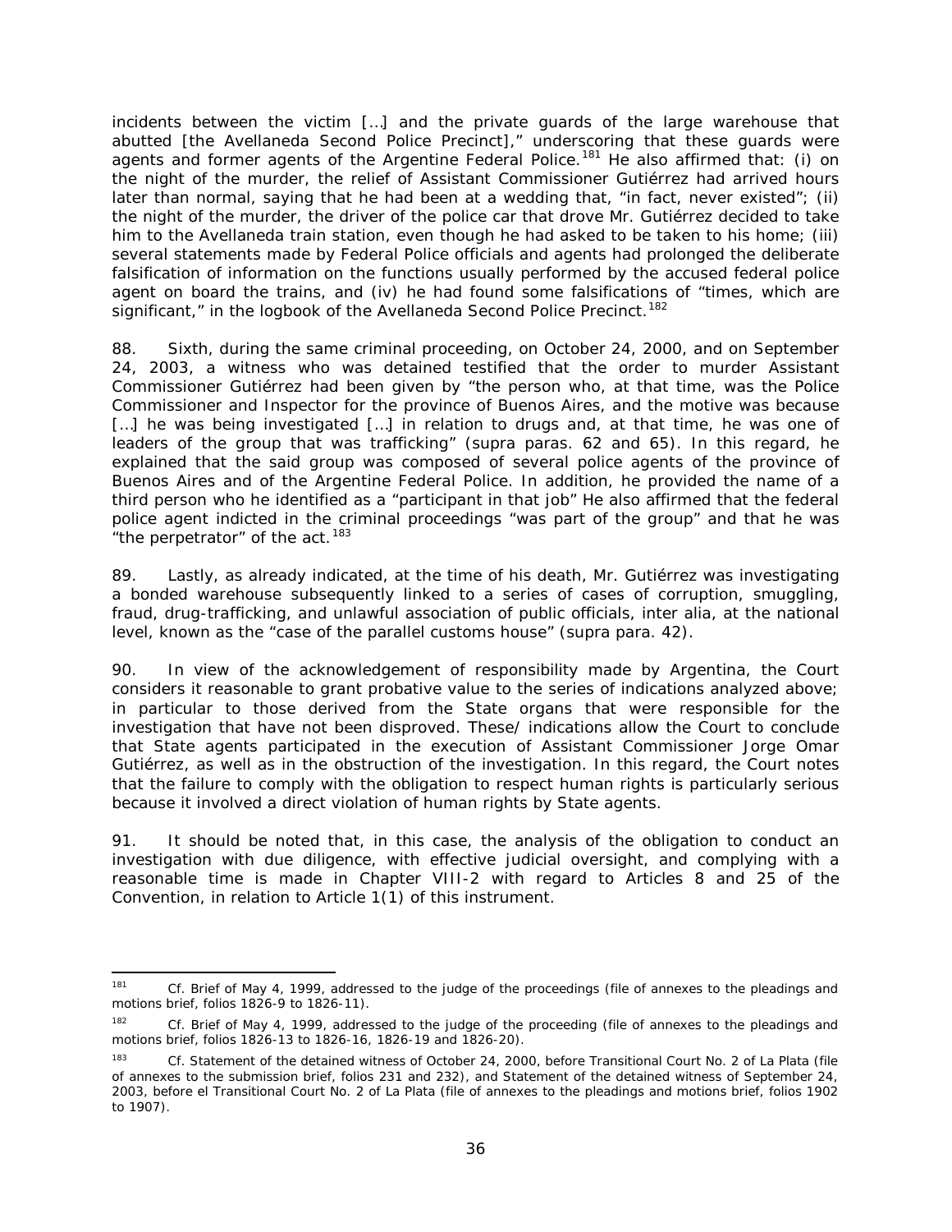incidents between the victim […] and the private guards of the large warehouse that abutted [the Avellaneda Second Police Precinct]," underscoring that these guards were agents and former agents of the Argentine Federal Police.[181] He also affirmed that: (i) on the night of the murder, the relief of Assistant Commissioner Gutiérrez had arrived hours later than normal, saying that he had been at a wedding that, "in fact, never existed"; (ii) the night of the murder, the driver of the police car that drove Mr. Gutiérrez decided to take him to the Avellaneda train station, even though he had asked to be taken to his home; (iii) several statements made by Federal Police officials and agents had prolonged the deliberate falsification of information on the functions usually performed by the accused federal police agent on board the trains, and (iv) he had found some falsifications of "times, which are significant," in the logbook of the Avellaneda Second Police Precinct.[182]

88. Sixth, during the same criminal proceeding, on October 24, 2000, and on September 24, 2003, a witness who was detained testified that the order to murder Assistant Commissioner Gutiérrez had been given by "the person who, at that time, was the Police Commissioner and Inspector for the province of Buenos Aires, and the motive was because […] he was being investigated […] in relation to drugs and, at that time, he was one of leaders of the group that was trafficking" (supra paras. 62 and 65). In this regard, he explained that the said group was composed of several police agents of the province of Buenos Aires and of the Argentine Federal Police. In addition, he provided the name of a third person who he identified as a "participant in that job" He also affirmed that the federal police agent indicted in the criminal proceedings "was part of the group" and that he was "the perpetrator" of the act.[183]

89. Lastly, as already indicated, at the time of his death, Mr. Gutiérrez was investigating a bonded warehouse subsequently linked to a series of cases of corruption, smuggling, fraud, drug-trafficking, and unlawful association of public officials, inter alia, at the national level, known as the "case of the parallel customs house" (supra para. 42).

90. In view of the acknowledgement of responsibility made by Argentina, the Court considers it reasonable to grant probative value to the series of indications analyzed above; in particular to those derived from the State organs that were responsible for the investigation that have not been disproved. These/ indications allow the Court to conclude that State agents participated in the execution of Assistant Commissioner Jorge Omar Gutiérrez, as well as in the obstruction of the investigation. In this regard, the Court notes that the failure to comply with the obligation to respect human rights is particularly serious because it involved a direct violation of human rights by State agents.

91. It should be noted that, in this case, the analysis of the obligation to conduct an investigation with due diligence, with effective judicial oversight, and complying with a reasonable time is made in Chapter VIII-2 with regard to Articles 8 and 25 of the Convention, in relation to Article 1(1) of this instrument.

---

[181] Cf. Brief of May 4, 1999, addressed to the judge of the proceedings (file of annexes to the pleadings and motions brief, folios 1826-9 to 1826-11).

[182] Cf. Brief of May 4, 1999, addressed to the judge of the proceeding (file of annexes to the pleadings and motions brief, folios 1826-13 to 1826-16, 1826-19 and 1826-20).

[183] Cf. Statement of the detained witness of October 24, 2000, before Transitional Court No. 2 of La Plata (file of annexes to the submission brief, folios 231 and 232), and Statement of the detained witness of September 24, 2003, before el Transitional Court No. 2 of La Plata (file of annexes to the pleadings and motions brief, folios 1902 to 1907).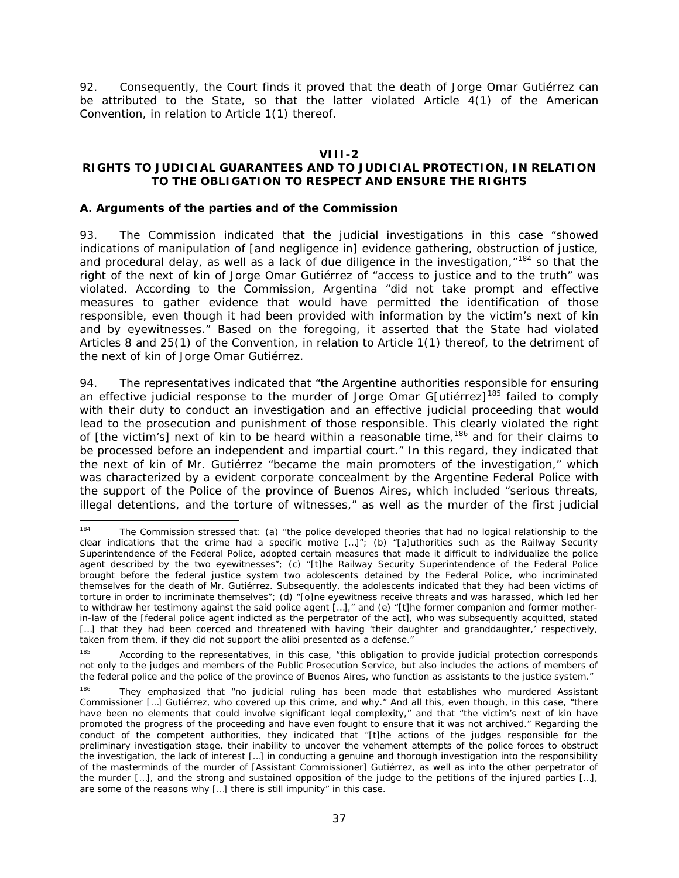92. Consequently, the Court finds it proved that the death of Jorge Omar Gutiérrez can be attributed to the State, so that the latter violated Article 4(1) of the American Convention, in relation to Article 1(1) thereof.

## VIII-2
## RIGHTS TO JUDICIAL GUARANTEES AND TO JUDICIAL PROTECTION, IN RELATION TO THE OBLIGATION TO RESPECT AND ENSURE THE RIGHTS

### A. Arguments of the parties and of the Commission

93. The Commission indicated that the judicial investigations in this case "showed indications of manipulation of [and negligence in] evidence gathering, obstruction of justice, and procedural delay, as well as a lack of due diligence in the investigation,"[184] so that the right of the next of kin of Jorge Omar Gutiérrez of "access to justice and to the truth" was violated. According to the Commission, Argentina "did not take prompt and effective measures to gather evidence that would have permitted the identification of those responsible, even though it had been provided with information by the victim's next of kin and by eyewitnesses." Based on the foregoing, it asserted that the State had violated Articles 8 and 25(1) of the Convention, in relation to Article 1(1) thereof, to the detriment of the next of kin of Jorge Omar Gutiérrez.

94. The representatives indicated that "the Argentine authorities responsible for ensuring an effective judicial response to the murder of Jorge Omar G[utiérrez][185] failed to comply with their duty to conduct an investigation and an effective judicial proceeding that would lead to the prosecution and punishment of those responsible. This clearly violated the right of [the victim's] next of kin to be heard within a reasonable time,[186] and for their claims to be processed before an independent and impartial court." In this regard, they indicated that the next of kin of Mr. Gutiérrez "became the main promoters of the investigation," which was characterized by a evident corporate concealment by the Argentine Federal Police with the support of the Police of the province of Buenos Aires**,** which included "serious threats, illegal detentions, and the torture of witnesses," as well as the murder of the first judicial

---

[184] The Commission stressed that: (a) "the police developed theories that had no logical relationship to the clear indications that the crime had a specific motive […]"; (b) "[a]uthorities such as the Railway Security Superintendence of the Federal Police, adopted certain measures that made it difficult to individualize the police agent described by the two eyewitnesses"; (c) "[t]he Railway Security Superintendence of the Federal Police brought before the federal justice system two adolescents detained by the Federal Police, who incriminated themselves for the death of Mr. Gutiérrez. Subsequently, the adolescents indicated that they had been victims of torture in order to incriminate themselves"; (d) "[o]ne eyewitness receive threats and was harassed, which led her to withdraw her testimony against the said police agent […]," and (e) "[t]he former companion and former mother-in-law of the [federal police agent indicted as the perpetrator of the act], who was subsequently acquitted, stated […] that they had been coerced and threatened with having 'their daughter and granddaughter,' respectively, taken from them, if they did not support the alibi presented as a defense."

[185] According to the representatives, in this case, "this obligation to provide judicial protection corresponds not only to the judges and members of the Public Prosecution Service, but also includes the actions of members of the federal police and the police of the province of Buenos Aires, who function as assistants to the justice system."

[186] They emphasized that "no judicial ruling has been made that establishes who murdered Assistant Commissioner […] Gutiérrez, who covered up this crime, and why." And all this, even though, in this case, "there have been no elements that could involve significant legal complexity," and that "the victim's next of kin have promoted the progress of the proceeding and have even fought to ensure that it was not archived." Regarding the conduct of the competent authorities, they indicated that "[t]he actions of the judges responsible for the preliminary investigation stage, their inability to uncover the vehement attempts of the police forces to obstruct the investigation, the lack of interest […] in conducting a genuine and thorough investigation into the responsibility of the masterminds of the murder of [Assistant Commissioner] Gutiérrez, as well as into the other perpetrator of the murder […], and the strong and sustained opposition of the judge to the petitions of the injured parties […], are some of the reasons why […] there is still impunity" in this case.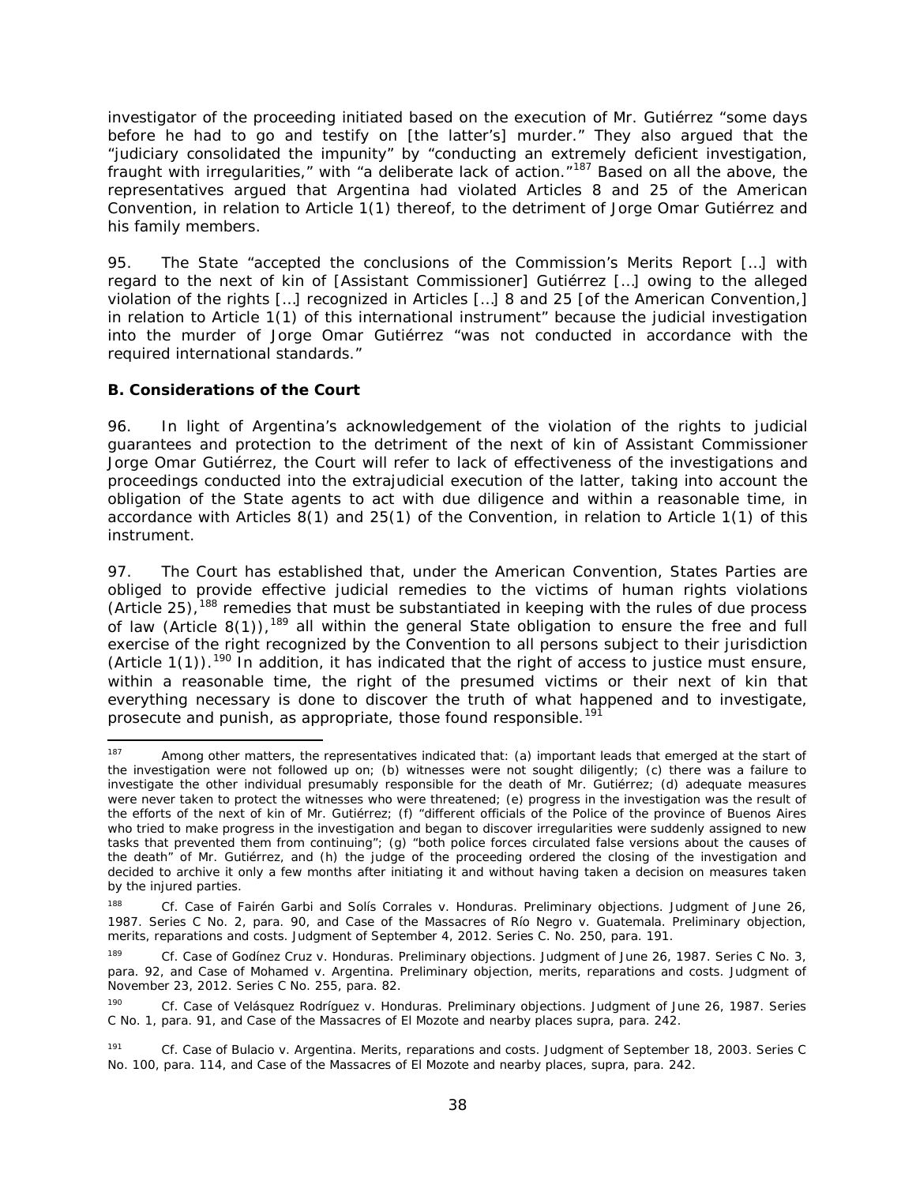investigator of the proceeding initiated based on the execution of Mr. Gutiérrez "some days before he had to go and testify on [the latter's] murder." They also argued that the "judiciary consolidated the impunity" by "conducting an extremely deficient investigation, fraught with irregularities," with "a deliberate lack of action."[187] Based on all the above, the representatives argued that Argentina had violated Articles 8 and 25 of the American Convention, in relation to Article 1(1) thereof, to the detriment of Jorge Omar Gutiérrez and his family members.

95. The State "accepted the conclusions of the Commission's Merits Report […] with regard to the next of kin of [Assistant Commissioner] Gutiérrez […] owing to the alleged violation of the rights […] recognized in Articles […] 8 and 25 [of the American Convention,] in relation to Article 1(1) of this international instrument" because the judicial investigation into the murder of Jorge Omar Gutiérrez "was not conducted in accordance with the required international standards."

**B. Considerations of the Court**

96. In light of Argentina's acknowledgement of the violation of the rights to judicial guarantees and protection to the detriment of the next of kin of Assistant Commissioner Jorge Omar Gutiérrez, the Court will refer to lack of effectiveness of the investigations and proceedings conducted into the extrajudicial execution of the latter, taking into account the obligation of the State agents to act with due diligence and within a reasonable time, in accordance with Articles 8(1) and 25(1) of the Convention, in relation to Article 1(1) of this instrument.

97. The Court has established that, under the American Convention, States Parties are obliged to provide effective judicial remedies to the victims of human rights violations (Article 25),[188] remedies that must be substantiated in keeping with the rules of due process of law (Article 8(1)),[189] all within the general State obligation to ensure the free and full exercise of the right recognized by the Convention to all persons subject to their jurisdiction (Article 1(1)).[190] In addition, it has indicated that the right of access to justice must ensure, within a reasonable time, the right of the presumed victims or their next of kin that everything necessary is done to discover the truth of what happened and to investigate, prosecute and punish, as appropriate, those found responsible.[191]

---

[187] Among other matters, the representatives indicated that: (a) important leads that emerged at the start of the investigation were not followed up on; (b) witnesses were not sought diligently; (c) there was a failure to investigate the other individual presumably responsible for the death of Mr. Gutiérrez; (d) adequate measures were never taken to protect the witnesses who were threatened; (e) progress in the investigation was the result of the efforts of the next of kin of Mr. Gutiérrez; (f) "different officials of the Police of the province of Buenos Aires who tried to make progress in the investigation and began to discover irregularities were suddenly assigned to new tasks that prevented them from continuing"; (g) "both police forces circulated false versions about the causes of the death" of Mr. Gutiérrez, and (h) the judge of the proceeding ordered the closing of the investigation and decided to archive it only a few months after initiating it and without having taken a decision on measures taken by the injured parties.

[188] *Cf. Case of Fairén Garbi and Solís Corrales v. Honduras. Preliminary objections.* Judgment of June 26, 1987. Series C No. 2, para. 90, and *Case of the Massacres of Río Negro v. Guatemala. Preliminary objection, merits, reparations and costs.* Judgment of September 4, 2012. Series C. No. 250, para. 191.

[189] *Cf. Case of Godínez Cruz v. Honduras. Preliminary objections.* Judgment of June 26, 1987. Series C No. 3, para. 92, and *Case of Mohamed v. Argentina. Preliminary objection, merits, reparations and costs.* Judgment of November 23, 2012. Series C No. 255, para. 82.

[190] *Cf. Case of Velásquez Rodríguez v. Honduras. Preliminary objections.* Judgment of June 26, 1987. Series C No. 1, para. 91, and *Case of the Massacres of El Mozote and nearby places supra*, para. 242.

[191] *Cf. Case of Bulacio v. Argentina. Merits, reparations and costs.* Judgment of September 18, 2003. Series C No. 100, para. 114, and *Case of the Massacres of El Mozote and nearby places, supra*, para. 242.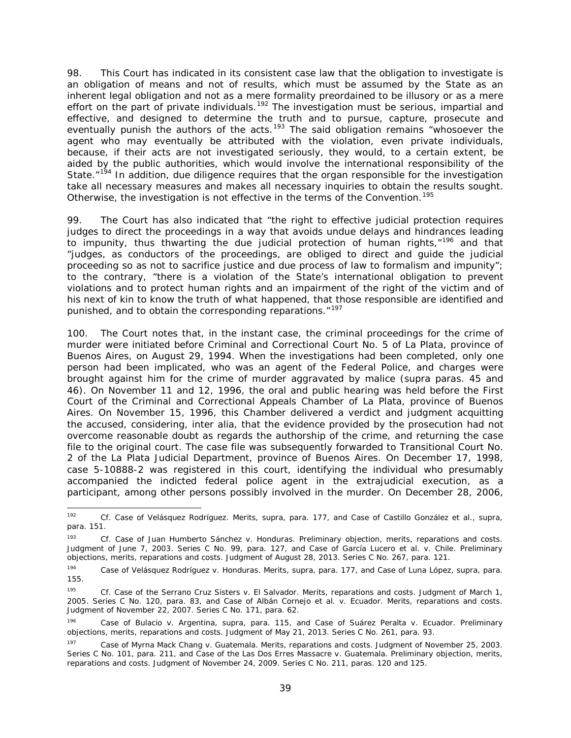98. This Court has indicated in its consistent case law that the obligation to investigate is an obligation of means and not of results, which must be assumed by the State as an inherent legal obligation and not as a mere formality preordained to be illusory or as a mere effort on the part of private individuals.[192] The investigation must be serious, impartial and effective, and designed to determine the truth and to pursue, capture, prosecute and eventually punish the authors of the acts.[193] The said obligation remains "whosoever the agent who may eventually be attributed with the violation, even private individuals, because, if their acts are not investigated seriously, they would, to a certain extent, be aided by the public authorities, which would involve the international responsibility of the State."[194] In addition, due diligence requires that the organ responsible for the investigation take all necessary measures and makes all necessary inquiries to obtain the results sought. Otherwise, the investigation is not effective in the terms of the Convention.[195]

99. The Court has also indicated that "the right to effective judicial protection requires judges to direct the proceedings in a way that avoids undue delays and hindrances leading to impunity, thus thwarting the due judicial protection of human rights,"[196] and that "judges, as conductors of the proceedings, are obliged to direct and guide the judicial proceeding so as not to sacrifice justice and due process of law to formalism and impunity"; to the contrary, "there is a violation of the State's international obligation to prevent violations and to protect human rights and an impairment of the right of the victim and of his next of kin to know the truth of what happened, that those responsible are identified and punished, and to obtain the corresponding reparations."[197]

100. The Court notes that, in the instant case, the criminal proceedings for the crime of murder were initiated before Criminal and Correctional Court No. 5 of La Plata, province of Buenos Aires, on August 29, 1994. When the investigations had been completed, only one person had been implicated, who was an agent of the Federal Police, and charges were brought against him for the crime of murder aggravated by malice (*supra* paras. 45 and 46). On November 11 and 12, 1996, the oral and public hearing was held before the First Court of the Criminal and Correctional Appeals Chamber of La Plata, province of Buenos Aires. On November 15, 1996, this Chamber delivered a verdict and judgment acquitting the accused, considering, *inter alia*, that the evidence provided by the prosecution had not overcome reasonable doubt as regards the authorship of the crime, and returning the case file to the original court. The case file was subsequently forwarded to Transitional Court No. 2 of the La Plata Judicial Department, province of Buenos Aires. On December 17, 1998, case 5-10888-2 was registered in this court, identifying the individual who presumably accompanied the indicted federal police agent in the extrajudicial execution, as a participant, among other persons possibly involved in the murder. On December 28, 2006,

---

[192] *Cf. Case of Velásquez Rodríguez. Merits, supra*, para. 177, and *Case of Castillo González et al., supra*, para. 151.

[193] *Cf. Case of Juan Humberto Sánchez v. Honduras. Preliminary objection, merits, reparations and costs.* Judgment of June 7, 2003. Series C No. 99, para. 127, and *Case of García Lucero et al. v. Chile. Preliminary objections, merits, reparations and costs.* Judgment of August 28, 2013. Series C No. 267, para. 121.

[194] *Case of Velásquez Rodríguez v. Honduras. Merits, supra*, para. 177, and *Case of Luna López, supra*, para. 155.

[195] *Cf. Case of the Serrano Cruz Sisters v. El Salvador. Merits, reparations and costs.* Judgment of March 1, 2005. Series C No. 120, para. 83, and *Case of Albán Cornejo et al. v. Ecuador. Merits, reparations and costs.* Judgment of November 22, 2007. Series C No. 171, para. 62.

[196] *Case of Bulacio v. Argentina, supra*, para. 115, and *Case of Suárez Peralta v. Ecuador. Preliminary objections, merits, reparations and costs.* Judgment of May 21, 2013. Series C No. 261, para. 93.

[197] *Case of Myrna Mack Chang v. Guatemala. Merits, reparations and costs.* Judgment of November 25, 2003. Series C No. 101, para. 211, and *Case of the Las Dos Erres Massacre v. Guatemala. Preliminary objection, merits, reparations and costs.* Judgment of November 24, 2009. Series C No. 211, paras. 120 and 125.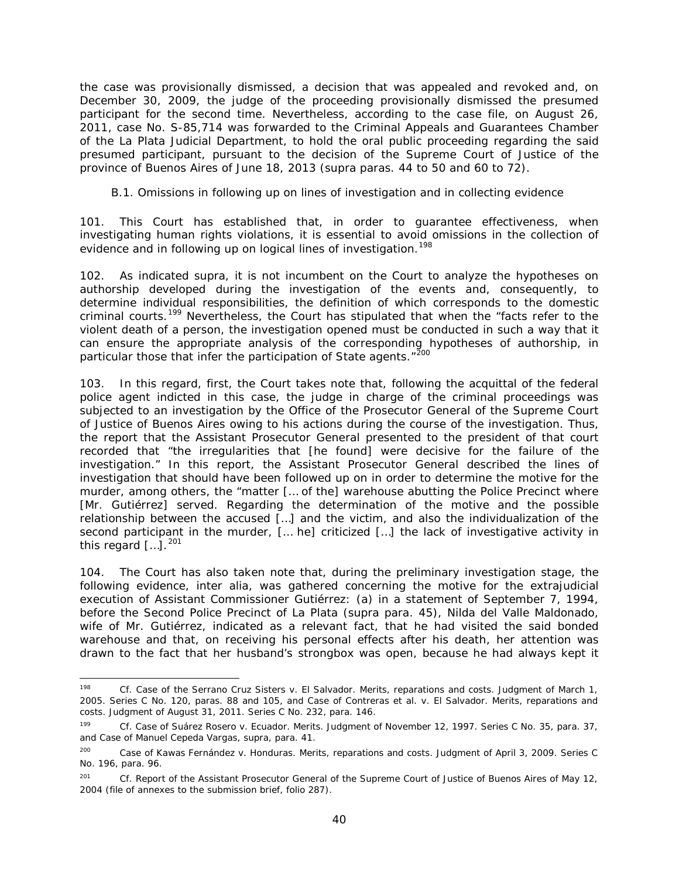the case was provisionally dismissed, a decision that was appealed and revoked and, on December 30, 2009, the judge of the proceeding provisionally dismissed the presumed participant for the second time. Nevertheless, according to the case file, on August 26, 2011, case No. S-85,714 was forwarded to the Criminal Appeals and Guarantees Chamber of the La Plata Judicial Department, to hold the oral public proceeding regarding the said presumed participant, pursuant to the decision of the Supreme Court of Justice of the province of Buenos Aires of June 18, 2013 (*supra* paras. 44 to 50 and 60 to 72).

*B.1. Omissions in following up on lines of investigation and in collecting evidence*

101. This Court has established that, in order to guarantee effectiveness, when investigating human rights violations, it is essential to avoid omissions in the collection of evidence and in following up on logical lines of investigation.[198]

102. As indicated *supra*, it is not incumbent on the Court to analyze the hypotheses on authorship developed during the investigation of the events and, consequently, to determine individual responsibilities, the definition of which corresponds to the domestic criminal courts.[199] Nevertheless, the Court has stipulated that when the "facts refer to the violent death of a person, the investigation opened must be conducted in such a way that it can ensure the appropriate analysis of the corresponding hypotheses of authorship, in particular those that infer the participation of State agents."[200]

103. In this regard, first, the Court takes note that, following the acquittal of the federal police agent indicted in this case, the judge in charge of the criminal proceedings was subjected to an investigation by the Office of the Prosecutor General of the Supreme Court of Justice of Buenos Aires owing to his actions during the course of the investigation. Thus, the report that the Assistant Prosecutor General presented to the president of that court recorded that "the irregularities that [he found] were decisive for the failure of the investigation." In this report, the Assistant Prosecutor General described the lines of investigation that should have been followed up on in order to determine the motive for the murder, among others, the "matter [… of the] warehouse abutting the Police Precinct where [Mr. Gutiérrez] served. Regarding the determination of the motive and the possible relationship between the accused […] and the victim, and also the individualization of the second participant in the murder, [… he] criticized […] the lack of investigative activity in this regard […].[201]

104. The Court has also taken note that, during the preliminary investigation stage, the following evidence, *inter alia*, was gathered concerning the motive for the extrajudicial execution of Assistant Commissioner Gutiérrez: (a) in a statement of September 7, 1994, before the Second Police Precinct of La Plata (*supra* para. 45), Nilda del Valle Maldonado, wife of Mr. Gutiérrez, indicated as a relevant fact, that he had visited the said bonded warehouse and that, on receiving his personal effects after his death, her attention was drawn to the fact that her husband's strongbox was open, because he had always kept it

---

[198] *Cf. Case of the Serrano Cruz Sisters v. El Salvador. Merits, reparations and costs.* Judgment of March 1, 2005. Series C No. 120, paras. 88 and 105, and *Case of Contreras et al. v. El Salvador. Merits, reparations and costs.* Judgment of August 31, 2011. Series C No. 232, para. 146.

[199] *Cf. Case of Suárez Rosero v. Ecuador. Merits.* Judgment of November 12, 1997. Series C No. 35, para. 37, and *Case of Manuel Cepeda Vargas, supra*, para. 41.

[200] *Case of Kawas Fernández v. Honduras. Merits, reparations and costs.* Judgment of April 3, 2009. Series C No. 196, para. 96.

[201] *Cf.* Report of the Assistant Prosecutor General of the Supreme Court of Justice of Buenos Aires of May 12, 2004 (file of annexes to the submission brief, folio 287).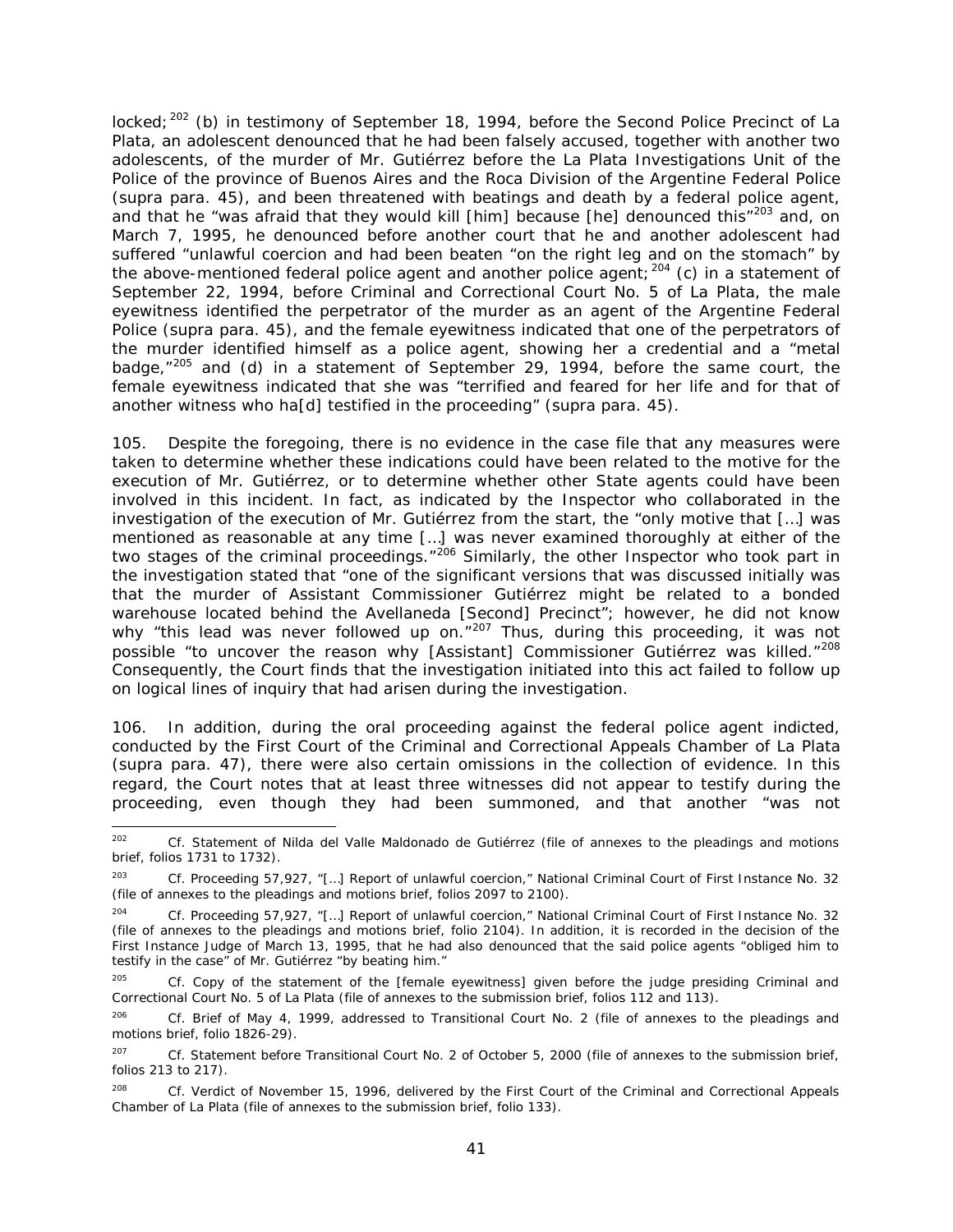locked;[202] (b) in testimony of September 18, 1994, before the Second Police Precinct of La Plata, an adolescent denounced that he had been falsely accused, together with another two adolescents, of the murder of Mr. Gutiérrez before the La Plata Investigations Unit of the Police of the province of Buenos Aires and the Roca Division of the Argentine Federal Police (*supra* para. 45), and been threatened with beatings and death by a federal police agent, and that he "was afraid that they would kill [him] because [he] denounced this"[203] and, on March 7, 1995, he denounced before another court that he and another adolescent had suffered "unlawful coercion and had been beaten "on the right leg and on the stomach" by the above-mentioned federal police agent and another police agent;[204] (c) in a statement of September 22, 1994, before Criminal and Correctional Court No. 5 of La Plata, the male eyewitness identified the perpetrator of the murder as an agent of the Argentine Federal Police (*supra* para. 45), and the female eyewitness indicated that one of the perpetrators of the murder identified himself as a police agent, showing her a credential and a "metal badge,"[205] and (d) in a statement of September 29, 1994, before the same court, the female eyewitness indicated that she was "terrified and feared for her life and for that of another witness who ha[d] testified in the proceeding" (*supra* para. 45).

105. Despite the foregoing, there is no evidence in the case file that any measures were taken to determine whether these indications could have been related to the motive for the execution of Mr. Gutiérrez, or to determine whether other State agents could have been involved in this incident. In fact, as indicated by the Inspector who collaborated in the investigation of the execution of Mr. Gutiérrez from the start, the "only motive that […] was mentioned as reasonable at any time […] was never examined thoroughly at either of the two stages of the criminal proceedings."[206] Similarly, the other Inspector who took part in the investigation stated that "one of the significant versions that was discussed initially was that the murder of Assistant Commissioner Gutiérrez might be related to a bonded warehouse located behind the Avellaneda [Second] Precinct"; however, he did not know why "this lead was never followed up on."[207] Thus, during this proceeding, it was not possible "to uncover the reason why [Assistant] Commissioner Gutiérrez was killed."[208] Consequently, the Court finds that the investigation initiated into this act failed to follow up on logical lines of inquiry that had arisen during the investigation.

106. In addition, during the oral proceeding against the federal police agent indicted, conducted by the First Court of the Criminal and Correctional Appeals Chamber of La Plata (*supra* para. 47), there were also certain omissions in the collection of evidence. In this regard, the Court notes that at least three witnesses did not appear to testify during the proceeding, even though they had been summoned, and that another "was not

---

[202] Cf. Statement of Nilda del Valle Maldonado de Gutiérrez (file of annexes to the pleadings and motions brief, folios 1731 to 1732).

[203] Cf. Proceeding 57,927, "[…] Report of unlawful coercion," National Criminal Court of First Instance No. 32 (file of annexes to the pleadings and motions brief, folios 2097 to 2100).

[204] Cf. Proceeding 57,927, "[…] Report of unlawful coercion," National Criminal Court of First Instance No. 32 (file of annexes to the pleadings and motions brief, folio 2104). In addition, it is recorded in the decision of the First Instance Judge of March 13, 1995, that he had also denounced that the said police agents "obliged him to testify in the case" of Mr. Gutiérrez "by beating him."

[205] Cf. Copy of the statement of the [female eyewitness] given before the judge presiding Criminal and Correctional Court No. 5 of La Plata (file of annexes to the submission brief, folios 112 and 113).

[206] Cf. Brief of May 4, 1999, addressed to Transitional Court No. 2 (file of annexes to the pleadings and motions brief, folio 1826-29).

[207] Cf. Statement before Transitional Court No. 2 of October 5, 2000 (file of annexes to the submission brief, folios 213 to 217).

[208] Cf. Verdict of November 15, 1996, delivered by the First Court of the Criminal and Correctional Appeals Chamber of La Plata (file of annexes to the submission brief, folio 133).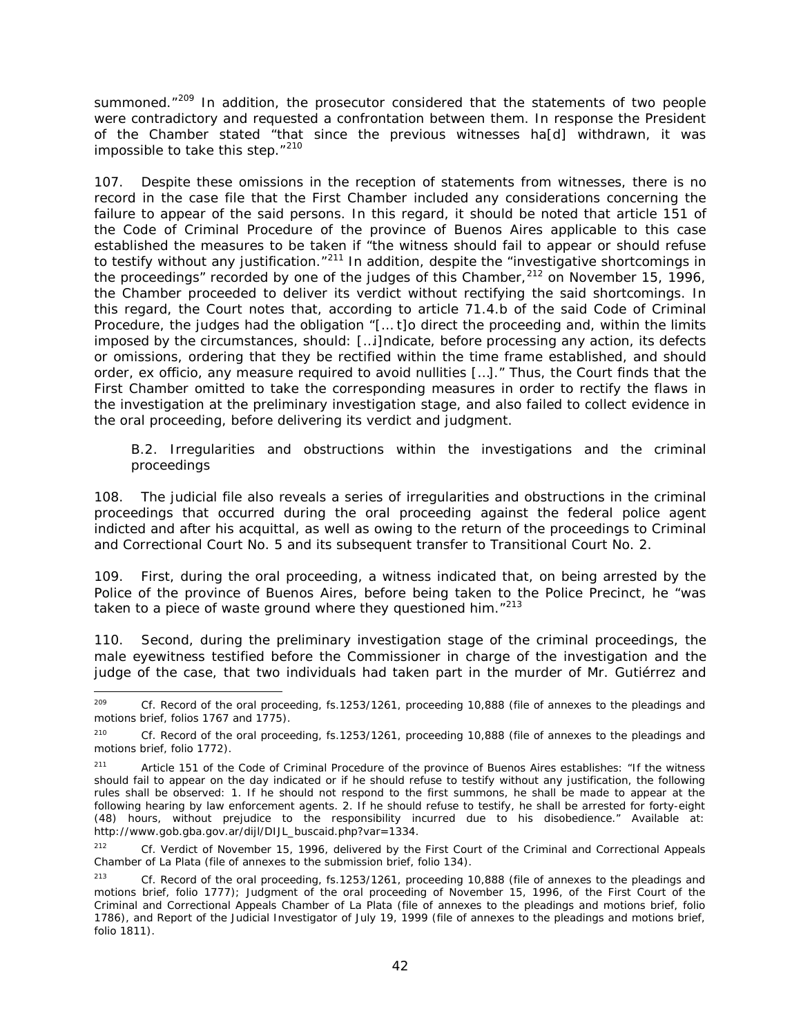summoned."[209] In addition, the prosecutor considered that the statements of two people were contradictory and requested a confrontation between them. In response the President of the Chamber stated "that since the previous witnesses ha[d] withdrawn, it was impossible to take this step."[210]

107. Despite these omissions in the reception of statements from witnesses, there is no record in the case file that the First Chamber included any considerations concerning the failure to appear of the said persons. In this regard, it should be noted that article 151 of the Code of Criminal Procedure of the province of Buenos Aires applicable to this case established the measures to be taken if "the witness should fail to appear or should refuse to testify without any justification."[211] In addition, despite the "investigative shortcomings in the proceedings" recorded by one of the judges of this Chamber,[212] on November 15, 1996, the Chamber proceeded to deliver its verdict without rectifying the said shortcomings. In this regard, the Court notes that, according to article 71.4.b of the said Code of Criminal Procedure, the judges had the obligation "[… t]o direct the proceeding and, within the limits imposed by the circumstances, should: […i]ndicate, before processing any action, its defects or omissions, ordering that they be rectified within the time frame established, and should order, ex officio, any measure required to avoid nullities […]." Thus, the Court finds that the First Chamber omitted to take the corresponding measures in order to rectify the flaws in the investigation at the preliminary investigation stage, and also failed to collect evidence in the oral proceeding, before delivering its verdict and judgment.

B.2. Irregularities and obstructions within the investigations and the criminal proceedings

108. The judicial file also reveals a series of irregularities and obstructions in the criminal proceedings that occurred during the oral proceeding against the federal police agent indicted and after his acquittal, as well as owing to the return of the proceedings to Criminal and Correctional Court No. 5 and its subsequent transfer to Transitional Court No. 2.

109. First, during the oral proceeding, a witness indicated that, on being arrested by the Police of the province of Buenos Aires, before being taken to the Police Precinct, he "was taken to a piece of waste ground where they questioned him."[213]

110. Second, during the preliminary investigation stage of the criminal proceedings, the male eyewitness testified before the Commissioner in charge of the investigation and the judge of the case, that two individuals had taken part in the murder of Mr. Gutiérrez and

---

[209] Cf. Record of the oral proceeding, fs.1253/1261, proceeding 10,888 (file of annexes to the pleadings and motions brief, folios 1767 and 1775).

[210] Cf. Record of the oral proceeding, fs.1253/1261, proceeding 10,888 (file of annexes to the pleadings and motions brief, folio 1772).

[211] Article 151 of the Code of Criminal Procedure of the province of Buenos Aires establishes: "If the witness should fail to appear on the day indicated or if he should refuse to testify without any justification, the following rules shall be observed: 1. If he should not respond to the first summons, he shall be made to appear at the following hearing by law enforcement agents. 2. If he should refuse to testify, he shall be arrested for forty-eight (48) hours, without prejudice to the responsibility incurred due to his disobedience." Available at: http://www.gob.gba.gov.ar/dijl/DIJL_buscaid.php?var=1334.

[212] Cf. Verdict of November 15, 1996, delivered by the First Court of the Criminal and Correctional Appeals Chamber of La Plata (file of annexes to the submission brief, folio 134).

[213] Cf. Record of the oral proceeding, fs.1253/1261, proceeding 10,888 (file of annexes to the pleadings and motions brief, folio 1777); Judgment of the oral proceeding of November 15, 1996, of the First Court of the Criminal and Correctional Appeals Chamber of La Plata (file of annexes to the pleadings and motions brief, folio 1786), and Report of the Judicial Investigator of July 19, 1999 (file of annexes to the pleadings and motions brief, folio 1811).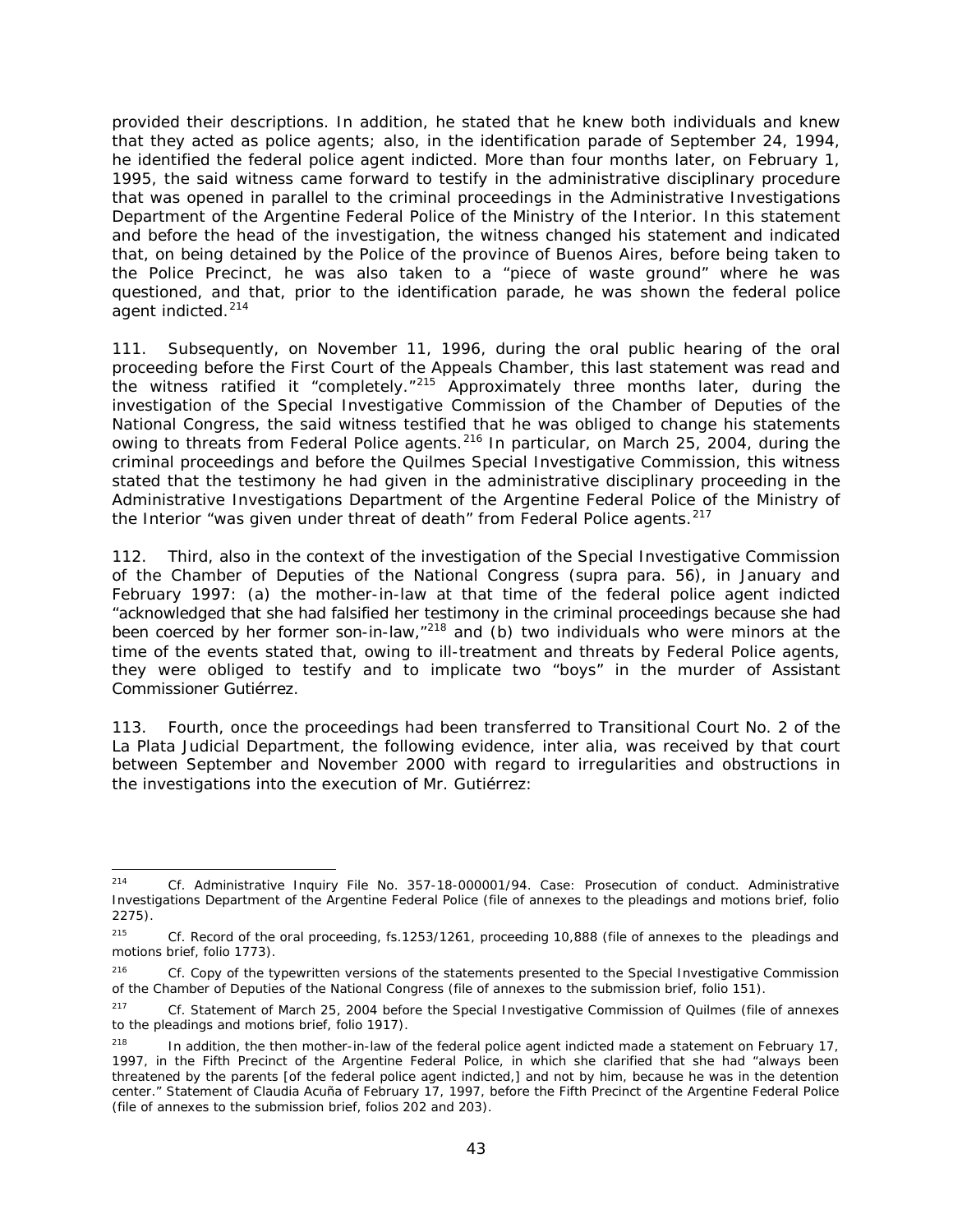provided their descriptions. In addition, he stated that he knew both individuals and knew that they acted as police agents; also, in the identification parade of September 24, 1994, he identified the federal police agent indicted. More than four months later, on February 1, 1995, the said witness came forward to testify in the administrative disciplinary procedure that was opened in parallel to the criminal proceedings in the Administrative Investigations Department of the Argentine Federal Police of the Ministry of the Interior. In this statement and before the head of the investigation, the witness changed his statement and indicated that, on being detained by the Police of the province of Buenos Aires, before being taken to the Police Precinct, he was also taken to a "piece of waste ground" where he was questioned, and that, prior to the identification parade, he was shown the federal police agent indicted.[214]

111. Subsequently, on November 11, 1996, during the oral public hearing of the oral proceeding before the First Court of the Appeals Chamber, this last statement was read and the witness ratified it "completely."[215] Approximately three months later, during the investigation of the Special Investigative Commission of the Chamber of Deputies of the National Congress, the said witness testified that he was obliged to change his statements owing to threats from Federal Police agents.[216] In particular, on March 25, 2004, during the criminal proceedings and before the Quilmes Special Investigative Commission, this witness stated that the testimony he had given in the administrative disciplinary proceeding in the Administrative Investigations Department of the Argentine Federal Police of the Ministry of the Interior "was given under threat of death" from Federal Police agents.[217]

112. Third, also in the context of the investigation of the Special Investigative Commission of the Chamber of Deputies of the National Congress (*supra* para. 56), in January and February 1997: (a) the mother-in-law at that time of the federal police agent indicted "acknowledged that she had falsified her testimony in the criminal proceedings because she had been coerced by her former son-in-law,"[218] and (b) two individuals who were minors at the time of the events stated that, owing to ill-treatment and threats by Federal Police agents, they were obliged to testify and to implicate two "boys" in the murder of Assistant Commissioner Gutiérrez.

113. Fourth, once the proceedings had been transferred to Transitional Court No. 2 of the La Plata Judicial Department, the following evidence, *inter alia*, was received by that court between September and November 2000 with regard to irregularities and obstructions in the investigations into the execution of Mr. Gutiérrez:

---

[214] *Cf.* Administrative Inquiry File No. 357-18-000001/94. Case: Prosecution of conduct. Administrative Investigations Department of the Argentine Federal Police (file of annexes to the pleadings and motions brief, folio 2275).

[215] *Cf.* Record of the oral proceeding, fs.1253/1261, proceeding 10,888 (file of annexes to the pleadings and motions brief, folio 1773).

[216] *Cf.* Copy of the typewritten versions of the statements presented to the Special Investigative Commission of the Chamber of Deputies of the National Congress (file of annexes to the submission brief, folio 151).

[217] *Cf.* Statement of March 25, 2004 before the Special Investigative Commission of Quilmes (file of annexes to the pleadings and motions brief, folio 1917).

[218] In addition, the then mother-in-law of the federal police agent indicted made a statement on February 17, 1997, in the Fifth Precinct of the Argentine Federal Police, in which she clarified that she had "always been threatened by the parents [of the federal police agent indicted,] and not by him, because he was in the detention center." Statement of Claudia Acuña of February 17, 1997, before the Fifth Precinct of the Argentine Federal Police (file of annexes to the submission brief, folios 202 and 203).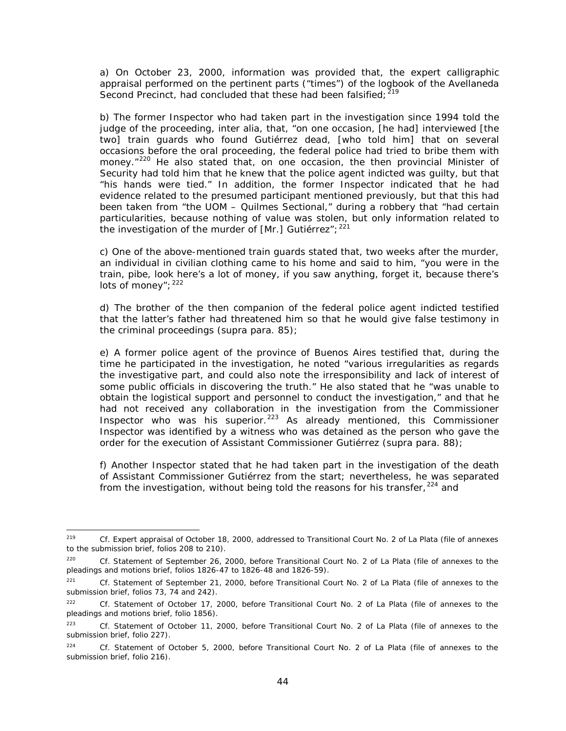a) On October 23, 2000, information was provided that, the expert calligraphic appraisal performed on the pertinent parts ("times") of the logbook of the Avellaneda Second Precinct, had concluded that these had been falsified; [219]

b) The former Inspector who had taken part in the investigation since 1994 told the judge of the proceeding, inter alia, that, "on one occasion, [he had] interviewed [the two] train guards who found Gutiérrez dead, [who told him] that on several occasions before the oral proceeding, the federal police had tried to bribe them with money."[220] He also stated that, on one occasion, the then provincial Minister of Security had told him that he knew that the police agent indicted was guilty, but that "his hands were tied." In addition, the former Inspector indicated that he had evidence related to the presumed participant mentioned previously, but that this had been taken from "the UOM – Quilmes Sectional," during a robbery that "had certain particularities, because nothing of value was stolen, but only information related to the investigation of the murder of [Mr.] Gutiérrez"; [221]

c) One of the above-mentioned train guards stated that, two weeks after the murder, an individual in civilian clothing came to his home and said to him, "you were in the train, pibe, look here's a lot of money, if you saw anything, forget it, because there's lots of money"; [222]

d) The brother of the then companion of the federal police agent indicted testified that the latter's father had threatened him so that he would give false testimony in the criminal proceedings (*supra* para. 85);

e) A former police agent of the province of Buenos Aires testified that, during the time he participated in the investigation, he noted "various irregularities as regards the investigative part, and could also note the irresponsibility and lack of interest of some public officials in discovering the truth." He also stated that he "was unable to obtain the logistical support and personnel to conduct the investigation," and that he had not received any collaboration in the investigation from the Commissioner Inspector who was his superior.[223] As already mentioned, this Commissioner Inspector was identified by a witness who was detained as the person who gave the order for the execution of Assistant Commissioner Gutiérrez (*supra* para. 88);

f) Another Inspector stated that he had taken part in the investigation of the death of Assistant Commissioner Gutiérrez from the start; nevertheless, he was separated from the investigation, without being told the reasons for his transfer,[224] and

---

[219] Cf. Expert appraisal of October 18, 2000, addressed to Transitional Court No. 2 of La Plata (file of annexes to the submission brief, folios 208 to 210).

[220] Cf. Statement of September 26, 2000, before Transitional Court No. 2 of La Plata (file of annexes to the pleadings and motions brief, folios 1826-47 to 1826-48 and 1826-59).

[221] Cf. Statement of September 21, 2000, before Transitional Court No. 2 of La Plata (file of annexes to the submission brief, folios 73, 74 and 242).

[222] Cf. Statement of October 17, 2000, before Transitional Court No. 2 of La Plata (file of annexes to the pleadings and motions brief, folio 1856).

[223] Cf. Statement of October 11, 2000, before Transitional Court No. 2 of La Plata (file of annexes to the submission brief, folio 227).

[224] Cf. Statement of October 5, 2000, before Transitional Court No. 2 of La Plata (file of annexes to the submission brief, folio 216).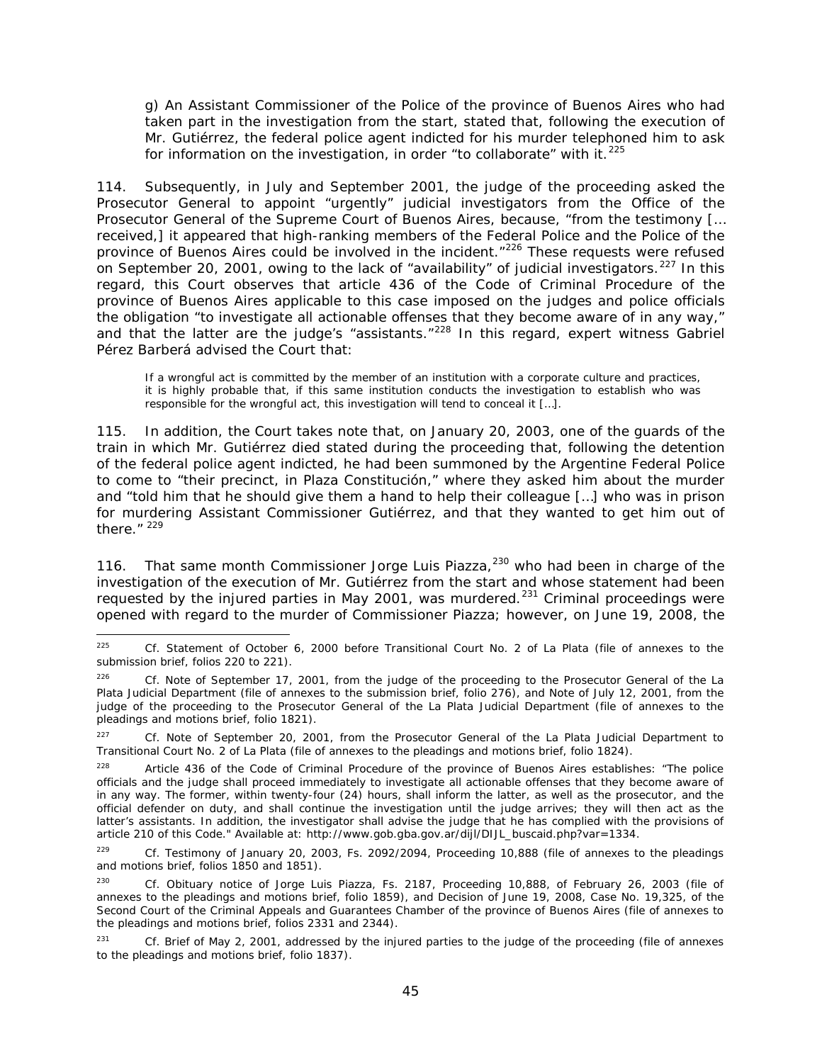g) An Assistant Commissioner of the Police of the province of Buenos Aires who had taken part in the investigation from the start, stated that, following the execution of Mr. Gutiérrez, the federal police agent indicted for his murder telephoned him to ask for information on the investigation, in order "to collaborate" with it.[225]

114. Subsequently, in July and September 2001, the judge of the proceeding asked the Prosecutor General to appoint "urgently" judicial investigators from the Office of the Prosecutor General of the Supreme Court of Buenos Aires, because, "from the testimony [… received,] it appeared that high-ranking members of the Federal Police and the Police of the province of Buenos Aires could be involved in the incident."[226] These requests were refused on September 20, 2001, owing to the lack of "availability" of judicial investigators.[227] In this regard, this Court observes that article 436 of the Code of Criminal Procedure of the province of Buenos Aires applicable to this case imposed on the judges and police officials the obligation "to investigate all actionable offenses that they become aware of in any way," and that the latter are the judge's "assistants."[228] In this regard, expert witness Gabriel Pérez Barberá advised the Court that:

> If a wrongful act is committed by the member of an institution with a corporate culture and practices, it is highly probable that, if this same institution conducts the investigation to establish who was responsible for the wrongful act, this investigation will tend to conceal it […].

115. In addition, the Court takes note that, on January 20, 2003, one of the guards of the train in which Mr. Gutiérrez died stated during the proceeding that, following the detention of the federal police agent indicted, he had been summoned by the Argentine Federal Police to come to "their precinct, in Plaza Constitución," where they asked him about the murder and "told him that he should give them a hand to help their colleague […] who was in prison for murdering Assistant Commissioner Gutiérrez, and that they wanted to get him out of there." [229]

116. That same month Commissioner Jorge Luis Piazza,[230] who had been in charge of the investigation of the execution of Mr. Gutiérrez from the start and whose statement had been requested by the injured parties in May 2001, was murdered.[231] Criminal proceedings were opened with regard to the murder of Commissioner Piazza; however, on June 19, 2008, the

---

[225] Cf. Statement of October 6, 2000 before Transitional Court No. 2 of La Plata (file of annexes to the submission brief, folios 220 to 221).

[226] Cf. Note of September 17, 2001, from the judge of the proceeding to the Prosecutor General of the La Plata Judicial Department (file of annexes to the submission brief, folio 276), and Note of July 12, 2001, from the judge of the proceeding to the Prosecutor General of the La Plata Judicial Department (file of annexes to the pleadings and motions brief, folio 1821).

[227] Cf. Note of September 20, 2001, from the Prosecutor General of the La Plata Judicial Department to Transitional Court No. 2 of La Plata (file of annexes to the pleadings and motions brief, folio 1824).

[228] Article 436 of the Code of Criminal Procedure of the province of Buenos Aires establishes: "The police officials and the judge shall proceed immediately to investigate all actionable offenses that they become aware of in any way. The former, within twenty-four (24) hours, shall inform the latter, as well as the prosecutor, and the official defender on duty, and shall continue the investigation until the judge arrives; they will then act as the latter's assistants. In addition, the investigator shall advise the judge that he has complied with the provisions of article 210 of this Code." Available at: http://www.gob.gba.gov.ar/dijl/DIJL_buscaid.php?var=1334.

[229] Cf. Testimony of January 20, 2003, Fs. 2092/2094, Proceeding 10,888 (file of annexes to the pleadings and motions brief, folios 1850 and 1851).

[230] Cf. Obituary notice of Jorge Luis Piazza, Fs. 2187, Proceeding 10,888, of February 26, 2003 (file of annexes to the pleadings and motions brief, folio 1859), and Decision of June 19, 2008, Case No. 19,325, of the Second Court of the Criminal Appeals and Guarantees Chamber of the province of Buenos Aires (file of annexes to the pleadings and motions brief, folios 2331 and 2344).

[231] Cf. Brief of May 2, 2001, addressed by the injured parties to the judge of the proceeding (file of annexes to the pleadings and motions brief, folio 1837).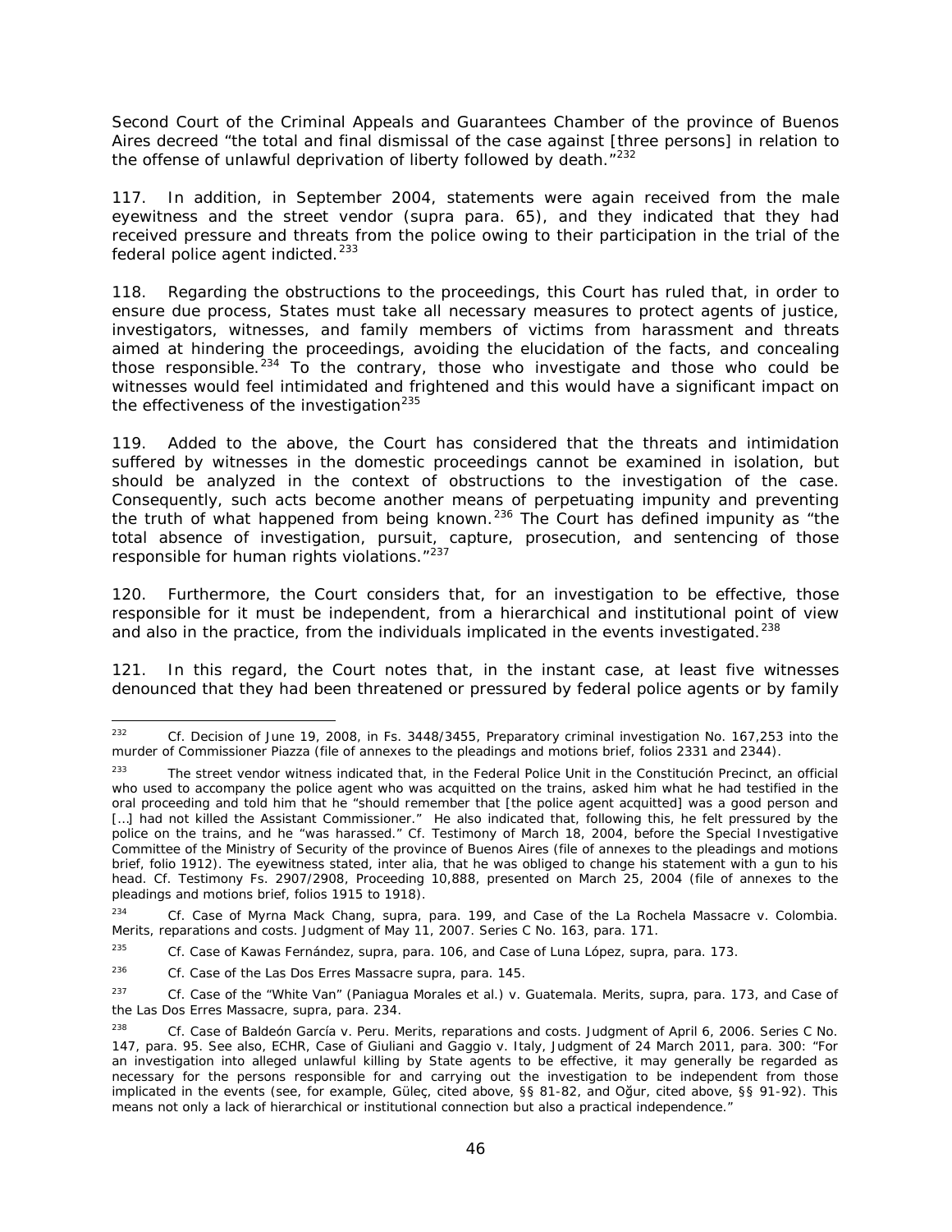Second Court of the Criminal Appeals and Guarantees Chamber of the province of Buenos Aires decreed "the total and final dismissal of the case against [three persons] in relation to the offense of unlawful deprivation of liberty followed by death."[232]

117. In addition, in September 2004, statements were again received from the male eyewitness and the street vendor (supra para. 65), and they indicated that they had received pressure and threats from the police owing to their participation in the trial of the federal police agent indicted.[233]

118. Regarding the obstructions to the proceedings, this Court has ruled that, in order to ensure due process, States must take all necessary measures to protect agents of justice, investigators, witnesses, and family members of victims from harassment and threats aimed at hindering the proceedings, avoiding the elucidation of the facts, and concealing those responsible.[234] To the contrary, those who investigate and those who could be witnesses would feel intimidated and frightened and this would have a significant impact on the effectiveness of the investigation[235]

119. Added to the above, the Court has considered that the threats and intimidation suffered by witnesses in the domestic proceedings cannot be examined in isolation, but should be analyzed in the context of obstructions to the investigation of the case. Consequently, such acts become another means of perpetuating impunity and preventing the truth of what happened from being known.[236] The Court has defined impunity as "the total absence of investigation, pursuit, capture, prosecution, and sentencing of those responsible for human rights violations."[237]

120. Furthermore, the Court considers that, for an investigation to be effective, those responsible for it must be independent, from a hierarchical and institutional point of view and also in the practice, from the individuals implicated in the events investigated.[238]

121. In this regard, the Court notes that, in the instant case, at least five witnesses denounced that they had been threatened or pressured by federal police agents or by family

---

[232] Cf. Decision of June 19, 2008, in Fs. 3448/3455, Preparatory criminal investigation No. 167,253 into the murder of Commissioner Piazza (file of annexes to the pleadings and motions brief, folios 2331 and 2344).

[233] The street vendor witness indicated that, in the Federal Police Unit in the Constitución Precinct, an official who used to accompany the police agent who was acquitted on the trains, asked him what he had testified in the oral proceeding and told him that he "should remember that [the police agent acquitted] was a good person and […] had not killed the Assistant Commissioner." He also indicated that, following this, he felt pressured by the police on the trains, and he "was harassed." Cf. Testimony of March 18, 2004, before the Special Investigative Committee of the Ministry of Security of the province of Buenos Aires (file of annexes to the pleadings and motions brief, folio 1912). The eyewitness stated, inter alia, that he was obliged to change his statement with a gun to his head. Cf. Testimony Fs. 2907/2908, Proceeding 10,888, presented on March 25, 2004 (file of annexes to the pleadings and motions brief, folios 1915 to 1918).

[234] Cf. *Case of Myrna Mack Chang, supra*, para. 199, and *Case of the La Rochela Massacre v. Colombia. Merits, reparations and costs*. Judgment of May 11, 2007. Series C No. 163, para. 171.

[235] Cf. *Case of Kawas Fernández, supra*, para. 106, and *Case of Luna López, supra*, para. 173.

[236] Cf. *Case of the Las Dos Erres Massacre supra*, para. 145.

[237] Cf. *Case of the "White Van" (Paniagua Morales et al.) v. Guatemala. Merits, supra*, para. 173, and *Case of the Las Dos Erres Massacre, supra*, para. 234.

[238] Cf. *Case of Baldeón García v. Peru. Merits, reparations and costs*. Judgment of April 6, 2006. Series C No. 147, para. 95. See also, ECHR, *Case of Giuliani and Gaggio v. Italy*, Judgment of 24 March 2011, para. 300: "For an investigation into alleged unlawful killing by State agents to be effective, it may generally be regarded as necessary for the persons responsible for and carrying out the investigation to be independent from those implicated in the events (see, for example, *Güleç*, cited above, §§ 81-82, and *Oğur*, cited above, §§ 91-92). This means not only a lack of hierarchical or institutional connection but also a practical independence."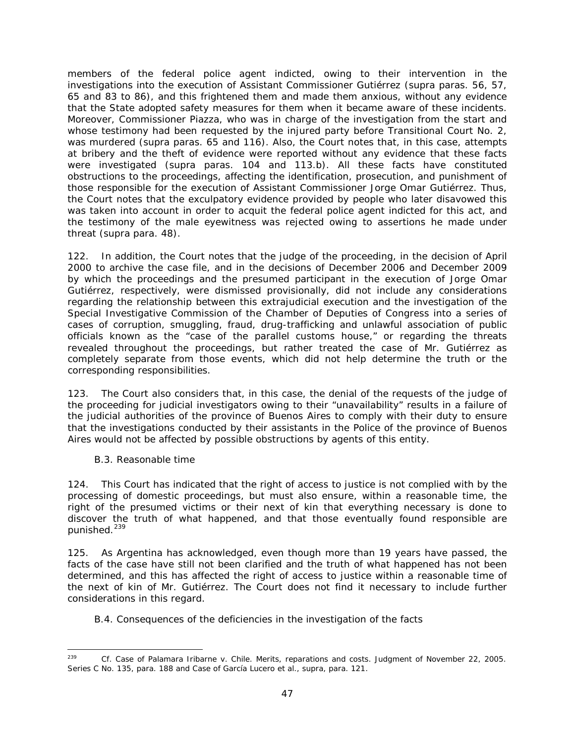members of the federal police agent indicted, owing to their intervention in the investigations into the execution of Assistant Commissioner Gutiérrez (supra paras. 56, 57, 65 and 83 to 86), and this frightened them and made them anxious, without any evidence that the State adopted safety measures for them when it became aware of these incidents. Moreover, Commissioner Piazza, who was in charge of the investigation from the start and whose testimony had been requested by the injured party before Transitional Court No. 2, was murdered (supra paras. 65 and 116). Also, the Court notes that, in this case, attempts at bribery and the theft of evidence were reported without any evidence that these facts were investigated (supra paras. 104 and 113.b). All these facts have constituted obstructions to the proceedings, affecting the identification, prosecution, and punishment of those responsible for the execution of Assistant Commissioner Jorge Omar Gutiérrez. Thus, the Court notes that the exculpatory evidence provided by people who later disavowed this was taken into account in order to acquit the federal police agent indicted for this act, and the testimony of the male eyewitness was rejected owing to assertions he made under threat (supra para. 48).

122. In addition, the Court notes that the judge of the proceeding, in the decision of April 2000 to archive the case file, and in the decisions of December 2006 and December 2009 by which the proceedings and the presumed participant in the execution of Jorge Omar Gutiérrez, respectively, were dismissed provisionally, did not include any considerations regarding the relationship between this extrajudicial execution and the investigation of the Special Investigative Commission of the Chamber of Deputies of Congress into a series of cases of corruption, smuggling, fraud, drug-trafficking and unlawful association of public officials known as the "case of the parallel customs house," or regarding the threats revealed throughout the proceedings, but rather treated the case of Mr. Gutiérrez as completely separate from those events, which did not help determine the truth or the corresponding responsibilities.

123. The Court also considers that, in this case, the denial of the requests of the judge of the proceeding for judicial investigators owing to their "unavailability" results in a failure of the judicial authorities of the province of Buenos Aires to comply with their duty to ensure that the investigations conducted by their assistants in the Police of the province of Buenos Aires would not be affected by possible obstructions by agents of this entity.

### B.3. Reasonable time

124. This Court has indicated that the right of access to justice is not complied with by the processing of domestic proceedings, but must also ensure, within a reasonable time, the right of the presumed victims or their next of kin that everything necessary is done to discover the truth of what happened, and that those eventually found responsible are punished.[239]

125. As Argentina has acknowledged, even though more than 19 years have passed, the facts of the case have still not been clarified and the truth of what happened has not been determined, and this has affected the right of access to justice within a reasonable time of the next of kin of Mr. Gutiérrez. The Court does not find it necessary to include further considerations in this regard.

### B.4. Consequences of the deficiencies in the investigation of the facts

---

[239] Cf. *Case of Palamara Iribarne v. Chile. Merits, reparations and costs.* Judgment of November 22, 2005. Series C No. 135, para. 188 and *Case of García Lucero et al., supra*, para. 121.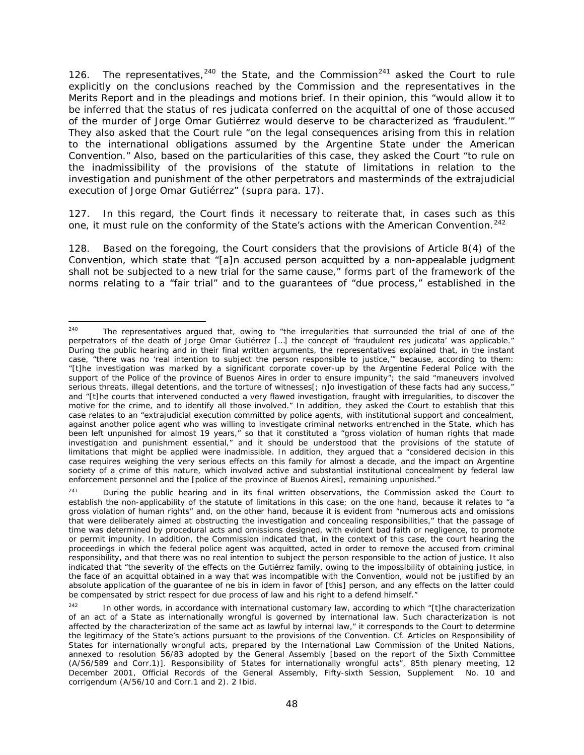126. The representatives,[240] the State, and the Commission[241] asked the Court to rule explicitly on the conclusions reached by the Commission and the representatives in the Merits Report and in the pleadings and motions brief. In their opinion, this "would allow it to be inferred that the status of res judicata conferred on the acquittal of one of those accused of the murder of Jorge Omar Gutiérrez would deserve to be characterized as 'fraudulent.'" They also asked that the Court rule "on the legal consequences arising from this in relation to the international obligations assumed by the Argentine State under the American Convention." Also, based on the particularities of this case, they asked the Court "to rule on the inadmissibility of the provisions of the statute of limitations in relation to the investigation and punishment of the other perpetrators and masterminds of the extrajudicial execution of Jorge Omar Gutiérrez" (*supra* para. 17).

127. In this regard, the Court finds it necessary to reiterate that, in cases such as this one, it must rule on the conformity of the State's actions with the American Convention.[242]

128. Based on the foregoing, the Court considers that the provisions of Article 8(4) of the Convention, which state that "[a]n accused person acquitted by a non-appealable judgment shall not be subjected to a new trial for the same cause," forms part of the framework of the norms relating to a "fair trial" and to the guarantees of "due process," established in the

---

[240] The representatives argued that, owing to "the irregularities that surrounded the trial of one of the perpetrators of the death of Jorge Omar Gutiérrez […] the concept of 'fraudulent res judicata' was applicable." During the public hearing and in their final written arguments, the representatives explained that, in the instant case, "there was no 'real intention to subject the person responsible to justice,'" because, according to them: "[t]he investigation was marked by a significant corporate cover-up by the Argentine Federal Police with the support of the Police of the province of Buenos Aires in order to ensure impunity"; the said "maneuvers involved serious threats, illegal detentions, and the torture of witnesses[; n]o investigation of these facts had any success," and "[t]he courts that intervened conducted a very flawed investigation, fraught with irregularities, to discover the motive for the crime, and to identify all those involved." In addition, they asked the Court to establish that this case relates to an "extrajudicial execution committed by police agents, with institutional support and concealment, against another police agent who was willing to investigate criminal networks entrenched in the State, which has been left unpunished for almost 19 years," so that it constituted a "gross violation of human rights that made investigation and punishment essential," and it should be understood that the provisions of the statute of limitations that might be applied were inadmissible. In addition, they argued that a "considered decision in this case requires weighing the very serious effects on this family for almost a decade, and the impact on Argentine society of a crime of this nature, which involved active and substantial institutional concealment by federal law enforcement personnel and the [police of the province of Buenos Aires], remaining unpunished."

[241] During the public hearing and in its final written observations, the Commission asked the Court to establish the non-applicability of the statute of limitations in this case; on the one hand, because it relates to "a gross violation of human rights" and, on the other hand, because it is evident from "numerous acts and omissions that were deliberately aimed at obstructing the investigation and concealing responsibilities," that the passage of time was determined by procedural acts and omissions designed, with evident bad faith or negligence, to promote or permit impunity. In addition, the Commission indicated that, in the context of this case, the court hearing the proceedings in which the federal police agent was acquitted, acted in order to remove the accused from criminal responsibility, and that there was no real intention to subject the person responsible to the action of justice. It also indicated that "the severity of the effects on the Gutiérrez family, owing to the impossibility of obtaining justice, in the face of an acquittal obtained in a way that was incompatible with the Convention, would not be justified by an absolute application of the guarantee of ne bis in idem in favor of [this] person, and any effects on the latter could be compensated by strict respect for due process of law and his right to a defend himself."

[242] In other words, in accordance with international customary law, according to which "[t]he characterization of an act of a State as internationally wrongful is governed by international law. Such characterization is not affected by the characterization of the same act as lawful by internal law," it corresponds to the Court to determine the legitimacy of the State's actions pursuant to the provisions of the Convention. *Cf.* Articles on Responsibility of States for internationally wrongful acts, prepared by the International Law Commission of the United Nations, annexed to resolution 56/83 adopted by the General Assembly [based on the report of the Sixth Committee (A/56/589 and Corr.1)]. Responsibility of States for internationally wrongful acts", 85th plenary meeting, 12 December 2001, Official Records of the General Assembly, Fifty-sixth Session, Supplement No. 10 and corrigendum (A/56/10 and Corr.1 and 2). 2 Ibid.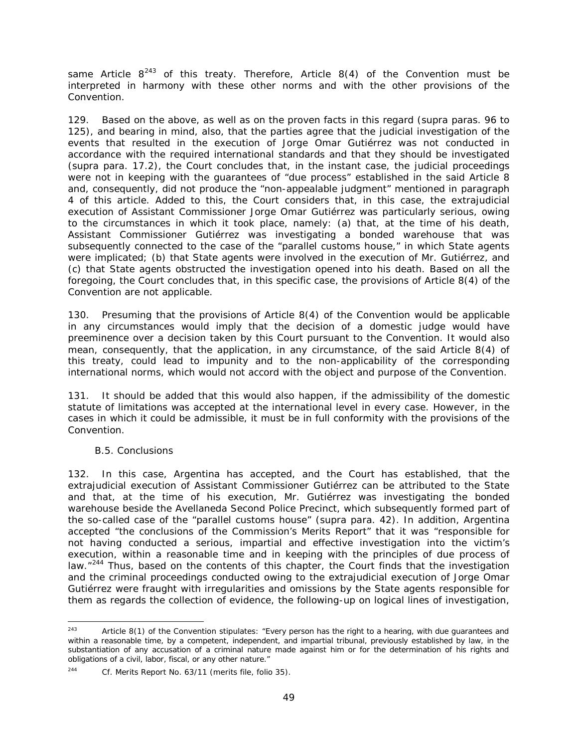same Article 8[243] of this treaty. Therefore, Article 8(4) of the Convention must be interpreted in harmony with these other norms and with the other provisions of the Convention.

129. Based on the above, as well as on the proven facts in this regard (supra paras. 96 to 125), and bearing in mind, also, that the parties agree that the judicial investigation of the events that resulted in the execution of Jorge Omar Gutiérrez was not conducted in accordance with the required international standards and that they should be investigated (supra para. 17.2), the Court concludes that, in the instant case, the judicial proceedings were not in keeping with the guarantees of "due process" established in the said Article 8 and, consequently, did not produce the "non-appealable judgment" mentioned in paragraph 4 of this article. Added to this, the Court considers that, in this case, the extrajudicial execution of Assistant Commissioner Jorge Omar Gutiérrez was particularly serious, owing to the circumstances in which it took place, namely: (a) that, at the time of his death, Assistant Commissioner Gutiérrez was investigating a bonded warehouse that was subsequently connected to the case of the "parallel customs house," in which State agents were implicated; (b) that State agents were involved in the execution of Mr. Gutiérrez, and (c) that State agents obstructed the investigation opened into his death. Based on all the foregoing, the Court concludes that, in this specific case, the provisions of Article 8(4) of the Convention are not applicable.

130. Presuming that the provisions of Article 8(4) of the Convention would be applicable in any circumstances would imply that the decision of a domestic judge would have preeminence over a decision taken by this Court pursuant to the Convention. It would also mean, consequently, that the application, in any circumstance, of the said Article 8(4) of this treaty, could lead to impunity and to the non-applicability of the corresponding international norms, which would not accord with the object and purpose of the Convention.

131. It should be added that this would also happen, if the admissibility of the domestic statute of limitations was accepted at the international level in every case. However, in the cases in which it could be admissible, it must be in full conformity with the provisions of the Convention.

### B.5. Conclusions

132. In this case, Argentina has accepted, and the Court has established, that the extrajudicial execution of Assistant Commissioner Gutiérrez can be attributed to the State and that, at the time of his execution, Mr. Gutiérrez was investigating the bonded warehouse beside the Avellaneda Second Police Precinct, which subsequently formed part of the so-called case of the "parallel customs house" (supra para. 42). In addition, Argentina accepted "the conclusions of the Commission's Merits Report" that it was "responsible for not having conducted a serious, impartial and effective investigation into the victim's execution, within a reasonable time and in keeping with the principles of due process of law."[244] Thus, based on the contents of this chapter, the Court finds that the investigation and the criminal proceedings conducted owing to the extrajudicial execution of Jorge Omar Gutiérrez were fraught with irregularities and omissions by the State agents responsible for them as regards the collection of evidence, the following-up on logical lines of investigation,

---

[243] Article 8(1) of the Convention stipulates: "Every person has the right to a hearing, with due guarantees and within a reasonable time, by a competent, independent, and impartial tribunal, previously established by law, in the substantiation of any accusation of a criminal nature made against him or for the determination of his rights and obligations of a civil, labor, fiscal, or any other nature."

[244] Cf. Merits Report No. 63/11 (merits file, folio 35).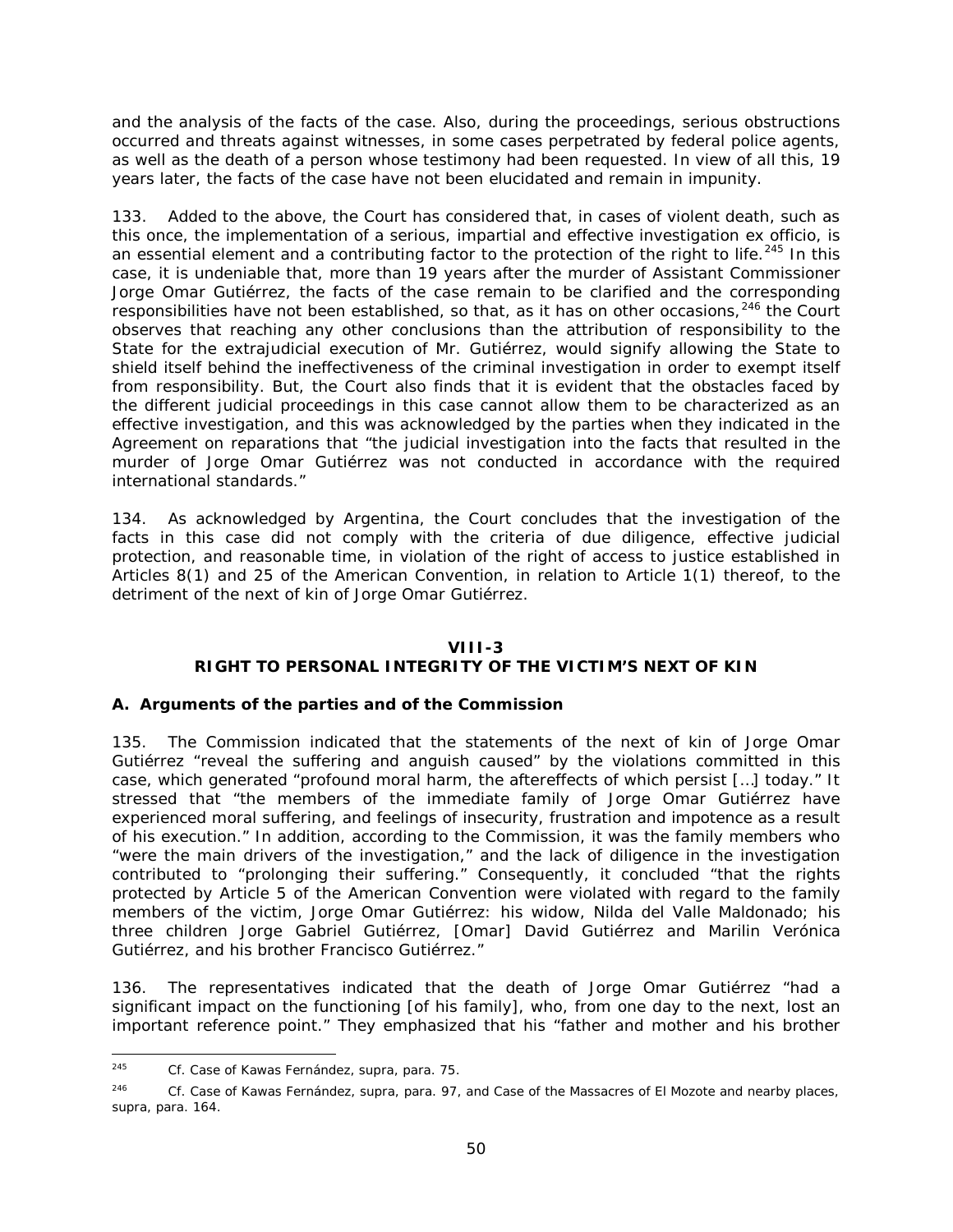and the analysis of the facts of the case. Also, during the proceedings, serious obstructions occurred and threats against witnesses, in some cases perpetrated by federal police agents, as well as the death of a person whose testimony had been requested. In view of all this, 19 years later, the facts of the case have not been elucidated and remain in impunity.

133. Added to the above, the Court has considered that, in cases of violent death, such as this once, the implementation of a serious, impartial and effective investigation *ex officio*, is an essential element and a contributing factor to the protection of the right to life.[245] In this case, it is undeniable that, more than 19 years after the murder of Assistant Commissioner Jorge Omar Gutiérrez, the facts of the case remain to be clarified and the corresponding responsibilities have not been established, so that, as it has on other occasions,[246] the Court observes that reaching any other conclusions than the attribution of responsibility to the State for the extrajudicial execution of Mr. Gutiérrez, would signify allowing the State to shield itself behind the ineffectiveness of the criminal investigation in order to exempt itself from responsibility. But, the Court also finds that it is evident that the obstacles faced by the different judicial proceedings in this case cannot allow them to be characterized as an effective investigation, and this was acknowledged by the parties when they indicated in the Agreement on reparations that "the judicial investigation into the facts that resulted in the murder of Jorge Omar Gutiérrez was not conducted in accordance with the required international standards."

134. As acknowledged by Argentina, the Court concludes that the investigation of the facts in this case did not comply with the criteria of due diligence, effective judicial protection, and reasonable time, in violation of the right of access to justice established in Articles 8(1) and 25 of the American Convention, in relation to Article 1(1) thereof, to the detriment of the next of kin of Jorge Omar Gutiérrez.

## VIII-3
## RIGHT TO PERSONAL INTEGRITY OF THE VICTIM'S NEXT OF KIN

### A. Arguments of the parties and of the Commission

135. The Commission indicated that the statements of the next of kin of Jorge Omar Gutiérrez "reveal the suffering and anguish caused" by the violations committed in this case, which generated "profound moral harm, the aftereffects of which persist […] today." It stressed that "the members of the immediate family of Jorge Omar Gutiérrez have experienced moral suffering, and feelings of insecurity, frustration and impotence as a result of his execution." In addition, according to the Commission, it was the family members who "were the main drivers of the investigation," and the lack of diligence in the investigation contributed to "prolonging their suffering." Consequently, it concluded "that the rights protected by Article 5 of the American Convention were violated with regard to the family members of the victim, Jorge Omar Gutiérrez: his widow, Nilda del Valle Maldonado; his three children Jorge Gabriel Gutiérrez, [Omar] David Gutiérrez and Marilin Verónica Gutiérrez, and his brother Francisco Gutiérrez."

136. The representatives indicated that the death of Jorge Omar Gutiérrez "had a significant impact on the functioning [of his family], who, from one day to the next, lost an important reference point." They emphasized that his "father and mother and his brother

---

[245] *Cf. Case of Kawas Fernández, supra*, para. 75.

[246] *Cf. Case of Kawas Fernández, supra*, para. 97, and *Case of the Massacres of El Mozote and nearby places, supra*, para. 164.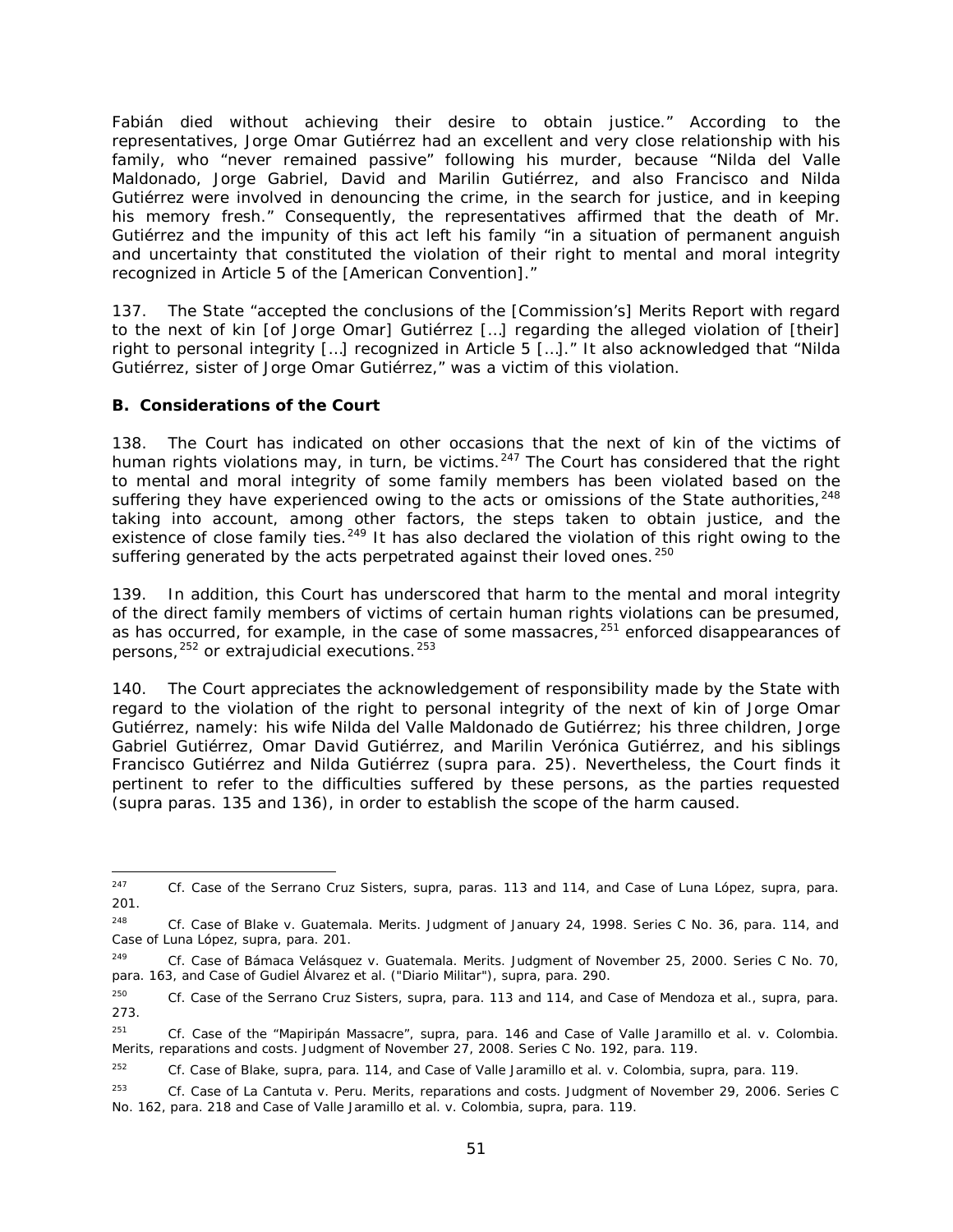Fabián died without achieving their desire to obtain justice." According to the representatives, Jorge Omar Gutiérrez had an excellent and very close relationship with his family, who "never remained passive" following his murder, because "Nilda del Valle Maldonado, Jorge Gabriel, David and Marilin Gutiérrez, and also Francisco and Nilda Gutiérrez were involved in denouncing the crime, in the search for justice, and in keeping his memory fresh." Consequently, the representatives affirmed that the death of Mr. Gutiérrez and the impunity of this act left his family "in a situation of permanent anguish and uncertainty that constituted the violation of their right to mental and moral integrity recognized in Article 5 of the [American Convention]."

137. The State "accepted the conclusions of the [Commission's] Merits Report with regard to the next of kin [of Jorge Omar] Gutiérrez […] regarding the alleged violation of [their] right to personal integrity […] recognized in Article 5 […]." It also acknowledged that "Nilda Gutiérrez, sister of Jorge Omar Gutiérrez," was a victim of this violation.

**B. Considerations of the Court**

138. The Court has indicated on other occasions that the next of kin of the victims of human rights violations may, in turn, be victims.[247] The Court has considered that the right to mental and moral integrity of some family members has been violated based on the suffering they have experienced owing to the acts or omissions of the State authorities,[248] taking into account, among other factors, the steps taken to obtain justice, and the existence of close family ties.[249] It has also declared the violation of this right owing to the suffering generated by the acts perpetrated against their loved ones.[250]

139. In addition, this Court has underscored that harm to the mental and moral integrity of the direct family members of victims of certain human rights violations can be presumed, as has occurred, for example, in the case of some massacres,[251] enforced disappearances of persons,[252] or extrajudicial executions.[253]

140. The Court appreciates the acknowledgement of responsibility made by the State with regard to the violation of the right to personal integrity of the next of kin of Jorge Omar Gutiérrez, namely: his wife Nilda del Valle Maldonado de Gutiérrez; his three children, Jorge Gabriel Gutiérrez, Omar David Gutiérrez, and Marilin Verónica Gutiérrez, and his siblings Francisco Gutiérrez and Nilda Gutiérrez (*supra* para. 25). Nevertheless, the Court finds it pertinent to refer to the difficulties suffered by these persons, as the parties requested (*supra* paras. 135 and 136), in order to establish the scope of the harm caused.

---

[247] *Cf. Case of the Serrano Cruz Sisters, supra,* paras. 113 and 114, and *Case of Luna López, supra,* para. 201.

[248] *Cf. Case of Blake v. Guatemala. Merits.* Judgment of January 24, 1998. Series C No. 36, para. 114, and *Case of Luna López, supra,* para. 201.

[249] *Cf. Case of Bámaca Velásquez v. Guatemala. Merits.* Judgment of November 25, 2000. Series C No. 70, para. 163, and *Case of Gudiel Álvarez et al. ("Diario Militar"), supra,* para. 290.

[250] *Cf. Case of the Serrano Cruz Sisters, supra,* para. 113 and 114, and *Case of Mendoza et al., supra,* para. 273.

[251] *Cf. Case of the "Mapiripán Massacre", supra,* para. 146 and *Case of Valle Jaramillo et al. v. Colombia. Merits, reparations and costs.* Judgment of November 27, 2008. Series C No. 192, para. 119.

[252] *Cf. Case of Blake, supra,* para. 114, and *Case of Valle Jaramillo et al. v. Colombia, supra,* para. 119.

[253] *Cf. Case of La Cantuta v. Peru. Merits, reparations and costs.* Judgment of November 29, 2006. Series C No. 162, para. 218 and *Case of Valle Jaramillo et al. v. Colombia, supra,* para. 119.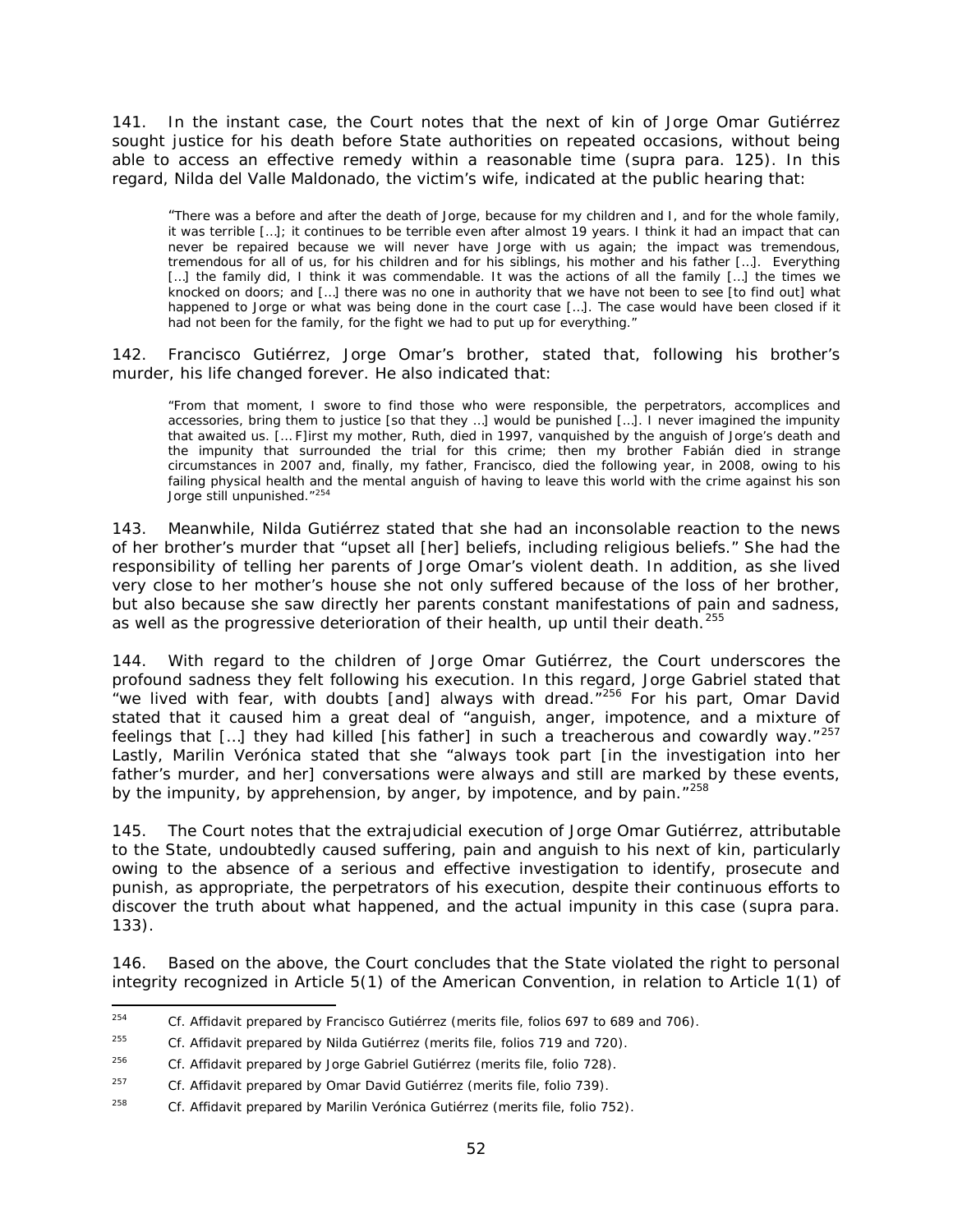141. In the instant case, the Court notes that the next of kin of Jorge Omar Gutiérrez sought justice for his death before State authorities on repeated occasions, without being able to access an effective remedy within a reasonable time (supra para. 125). In this regard, Nilda del Valle Maldonado, the victim's wife, indicated at the public hearing that:

> "There was a before and after the death of Jorge, because for my children and I, and for the whole family, it was terrible […]; it continues to be terrible even after almost 19 years. I think it had an impact that can never be repaired because we will never have Jorge with us again; the impact was tremendous, tremendous for all of us, for his children and for his siblings, his mother and his father […]. Everything […] the family did, I think it was commendable. It was the actions of all the family […] the times we knocked on doors; and […] there was no one in authority that we have not been to see [to find out] what happened to Jorge or what was being done in the court case […]. The case would have been closed if it had not been for the family, for the fight we had to put up for everything."

142. Francisco Gutiérrez, Jorge Omar's brother, stated that, following his brother's murder, his life changed forever. He also indicated that:

> "From that moment, I swore to find those who were responsible, the perpetrators, accomplices and accessories, bring them to justice [so that they …] would be punished […]. I never imagined the impunity that awaited us. [… F]irst my mother, Ruth, died in 1997, vanquished by the anguish of Jorge's death and the impunity that surrounded the trial for this crime; then my brother Fabián died in strange circumstances in 2007 and, finally, my father, Francisco, died the following year, in 2008, owing to his failing physical health and the mental anguish of having to leave this world with the crime against his son Jorge still unpunished."[254]

143. Meanwhile, Nilda Gutiérrez stated that she had an inconsolable reaction to the news of her brother's murder that "upset all [her] beliefs, including religious beliefs." She had the responsibility of telling her parents of Jorge Omar's violent death. In addition, as she lived very close to her mother's house she not only suffered because of the loss of her brother, but also because she saw directly her parents constant manifestations of pain and sadness, as well as the progressive deterioration of their health, up until their death.[255]

144. With regard to the children of Jorge Omar Gutiérrez, the Court underscores the profound sadness they felt following his execution. In this regard, Jorge Gabriel stated that "we lived with fear, with doubts [and] always with dread."[256] For his part, Omar David stated that it caused him a great deal of "anguish, anger, impotence, and a mixture of feelings that […] they had killed [his father] in such a treacherous and cowardly way."[257] Lastly, Marilin Verónica stated that she "always took part [in the investigation into her father's murder, and her] conversations were always and still are marked by these events, by the impunity, by apprehension, by anger, by impotence, and by pain."[258]

145. The Court notes that the extrajudicial execution of Jorge Omar Gutiérrez, attributable to the State, undoubtedly caused suffering, pain and anguish to his next of kin, particularly owing to the absence of a serious and effective investigation to identify, prosecute and punish, as appropriate, the perpetrators of his execution, despite their continuous efforts to discover the truth about what happened, and the actual impunity in this case (supra para. 133).

146. Based on the above, the Court concludes that the State violated the right to personal integrity recognized in Article 5(1) of the American Convention, in relation to Article 1(1) of

---

[254] Cf. Affidavit prepared by Francisco Gutiérrez (merits file, folios 697 to 689 and 706).

[255] Cf. Affidavit prepared by Nilda Gutiérrez (merits file, folios 719 and 720).

[256] Cf. Affidavit prepared by Jorge Gabriel Gutiérrez (merits file, folio 728).

[257] Cf. Affidavit prepared by Omar David Gutiérrez (merits file, folio 739).

[258] Cf. Affidavit prepared by Marilin Verónica Gutiérrez (merits file, folio 752).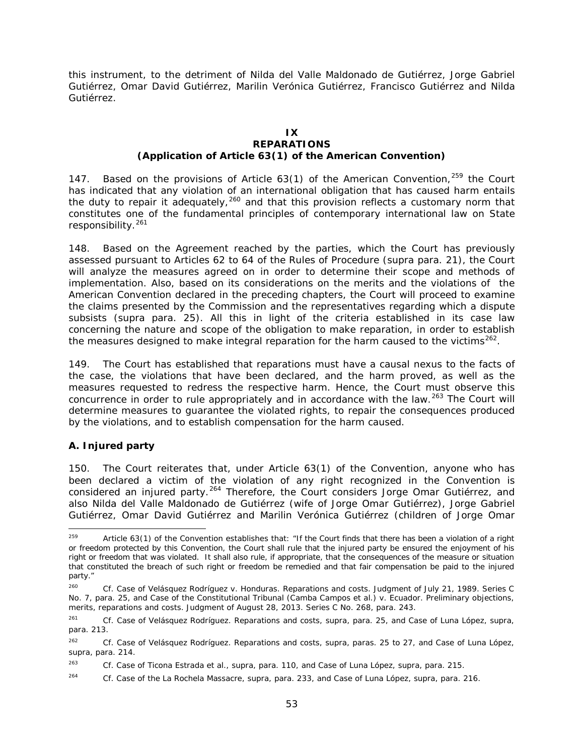this instrument, to the detriment of Nilda del Valle Maldonado de Gutiérrez, Jorge Gabriel Gutiérrez, Omar David Gutiérrez, Marilin Verónica Gutiérrez, Francisco Gutiérrez and Nilda Gutiérrez.

## IX
## REPARATIONS
### (Application of Article 63(1) of the American Convention)

147. Based on the provisions of Article 63(1) of the American Convention,[259] the Court has indicated that any violation of an international obligation that has caused harm entails the duty to repair it adequately,[260] and that this provision reflects a customary norm that constitutes one of the fundamental principles of contemporary international law on State responsibility.[261]

148. Based on the Agreement reached by the parties, which the Court has previously assessed pursuant to Articles 62 to 64 of the Rules of Procedure (supra para. 21), the Court will analyze the measures agreed on in order to determine their scope and methods of implementation. Also, based on its considerations on the merits and the violations of the American Convention declared in the preceding chapters, the Court will proceed to examine the claims presented by the Commission and the representatives regarding which a dispute subsists (supra para. 25). All this in light of the criteria established in its case law concerning the nature and scope of the obligation to make reparation, in order to establish the measures designed to make integral reparation for the harm caused to the victims[262].

149. The Court has established that reparations must have a causal nexus to the facts of the case, the violations that have been declared, and the harm proved, as well as the measures requested to redress the respective harm. Hence, the Court must observe this concurrence in order to rule appropriately and in accordance with the law.[263] The Court will determine measures to guarantee the violated rights, to repair the consequences produced by the violations, and to establish compensation for the harm caused.

**A. Injured party**

150. The Court reiterates that, under Article 63(1) of the Convention, anyone who has been declared a victim of the violation of any right recognized in the Convention is considered an injured party.[264] Therefore, the Court considers Jorge Omar Gutiérrez, and also Nilda del Valle Maldonado de Gutiérrez (wife of Jorge Omar Gutiérrez), Jorge Gabriel Gutiérrez, Omar David Gutiérrez and Marilin Verónica Gutiérrez (children of Jorge Omar

---

[259] Article 63(1) of the Convention establishes that: "If the Court finds that there has been a violation of a right or freedom protected by this Convention, the Court shall rule that the injured party be ensured the enjoyment of his right or freedom that was violated. It shall also rule, if appropriate, that the consequences of the measure or situation that constituted the breach of such right or freedom be remedied and that fair compensation be paid to the injured party."

[260] *Cf. Case of Velásquez Rodríguez v. Honduras. Reparations and costs.* Judgment of July 21, 1989. Series C No. 7, para. 25, and *Case of the Constitutional Tribunal (Camba Campos et al.) v. Ecuador. Preliminary objections, merits, reparations and costs.* Judgment of August 28, 2013. Series C No. 268, para. 243.

[261] *Cf. Case of Velásquez Rodríguez. Reparations and costs, supra,* para. 25, and *Case of Luna López, supra,* para. 213.

[262] *Cf. Case of Velásquez Rodríguez. Reparations and costs, supra,* paras. 25 to 27, and *Case of Luna López, supra,* para. 214.

[263] *Cf. Case of Ticona Estrada et al., supra,* para. 110, and *Case of Luna López, supra,* para. 215.

[264] *Cf. Case of the La Rochela Massacre, supra,* para. 233, and *Case of Luna López, supra,* para. 216.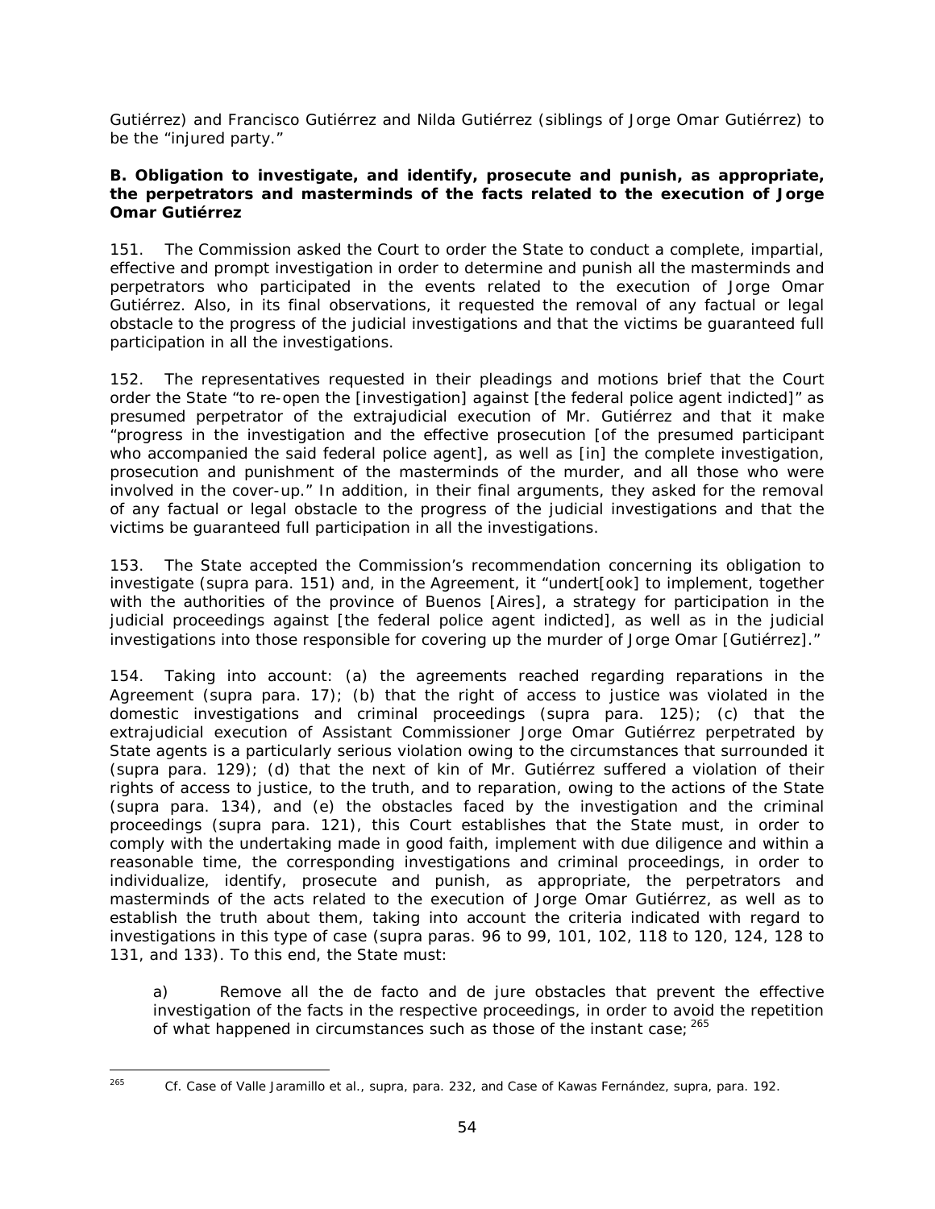Gutiérrez) and Francisco Gutiérrez and Nilda Gutiérrez (siblings of Jorge Omar Gutiérrez) to be the "injured party."

### B. Obligation to investigate, and identify, prosecute and punish, as appropriate, the perpetrators and masterminds of the facts related to the execution of Jorge Omar Gutiérrez

151. The Commission asked the Court to order the State to conduct a complete, impartial, effective and prompt investigation in order to determine and punish all the masterminds and perpetrators who participated in the events related to the execution of Jorge Omar Gutiérrez. Also, in its final observations, it requested the removal of any factual or legal obstacle to the progress of the judicial investigations and that the victims be guaranteed full participation in all the investigations.

152. The representatives requested in their pleadings and motions brief that the Court order the State "to re-open the [investigation] against [the federal police agent indicted]" as presumed perpetrator of the extrajudicial execution of Mr. Gutiérrez and that it make "progress in the investigation and the effective prosecution [of the presumed participant who accompanied the said federal police agent], as well as [in] the complete investigation, prosecution and punishment of the masterminds of the murder, and all those who were involved in the cover-up." In addition, in their final arguments, they asked for the removal of any factual or legal obstacle to the progress of the judicial investigations and that the victims be guaranteed full participation in all the investigations.

153. The State accepted the Commission's recommendation concerning its obligation to investigate (supra para. 151) and, in the Agreement, it "undert[ook] to implement, together with the authorities of the province of Buenos [Aires], a strategy for participation in the judicial proceedings against [the federal police agent indicted], as well as in the judicial investigations into those responsible for covering up the murder of Jorge Omar [Gutiérrez]."

154. Taking into account: (a) the agreements reached regarding reparations in the Agreement (supra para. 17); (b) that the right of access to justice was violated in the domestic investigations and criminal proceedings (supra para. 125); (c) that the extrajudicial execution of Assistant Commissioner Jorge Omar Gutiérrez perpetrated by State agents is a particularly serious violation owing to the circumstances that surrounded it (supra para. 129); (d) that the next of kin of Mr. Gutiérrez suffered a violation of their rights of access to justice, to the truth, and to reparation, owing to the actions of the State (supra para. 134), and (e) the obstacles faced by the investigation and the criminal proceedings (supra para. 121), this Court establishes that the State must, in order to comply with the undertaking made in good faith, implement with due diligence and within a reasonable time, the corresponding investigations and criminal proceedings, in order to individualize, identify, prosecute and punish, as appropriate, the perpetrators and masterminds of the acts related to the execution of Jorge Omar Gutiérrez, as well as to establish the truth about them, taking into account the criteria indicated with regard to investigations in this type of case (supra paras. 96 to 99, 101, 102, 118 to 120, 124, 128 to 131, and 133). To this end, the State must:

> a) Remove all the de facto and de jure obstacles that prevent the effective investigation of the facts in the respective proceedings, in order to avoid the repetition of what happened in circumstances such as those of the instant case; [265]

[265] Cf. Case of Valle Jaramillo et al., supra, para. 232, and Case of Kawas Fernández, supra, para. 192.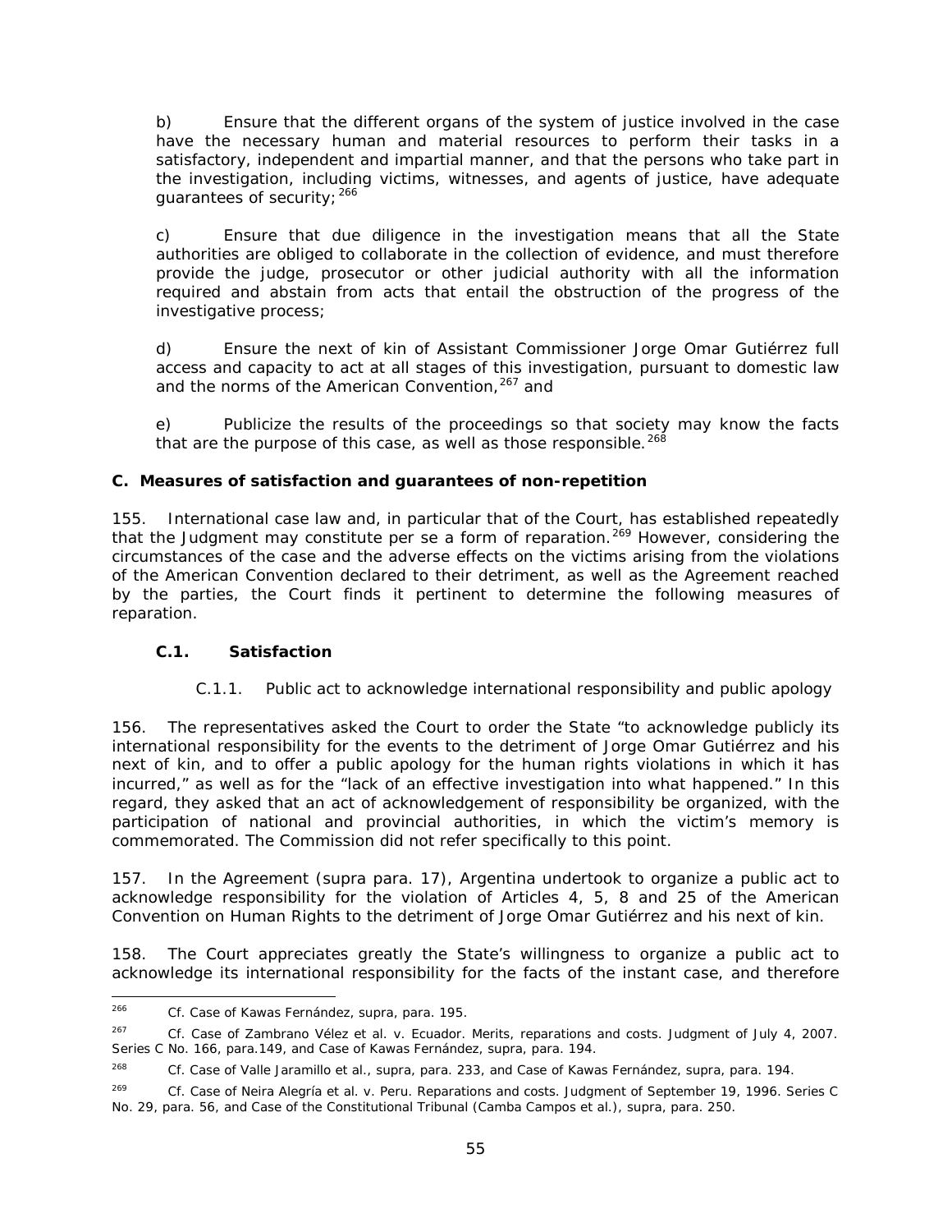b) Ensure that the different organs of the system of justice involved in the case have the necessary human and material resources to perform their tasks in a satisfactory, independent and impartial manner, and that the persons who take part in the investigation, including victims, witnesses, and agents of justice, have adequate guarantees of security;[266]

c) Ensure that due diligence in the investigation means that all the State authorities are obliged to collaborate in the collection of evidence, and must therefore provide the judge, prosecutor or other judicial authority with all the information required and abstain from acts that entail the obstruction of the progress of the investigative process;

d) Ensure the next of kin of Assistant Commissioner Jorge Omar Gutiérrez full access and capacity to act at all stages of this investigation, pursuant to domestic law and the norms of the American Convention,[267] and

e) Publicize the results of the proceedings so that society may know the facts that are the purpose of this case, as well as those responsible.[268]

### C. Measures of satisfaction and guarantees of non-repetition

155. International case law and, in particular that of the Court, has established repeatedly that the Judgment may constitute per se a form of reparation.[269] However, considering the circumstances of the case and the adverse effects on the victims arising from the violations of the American Convention declared to their detriment, as well as the Agreement reached by the parties, the Court finds it pertinent to determine the following measures of reparation.

#### C.1. Satisfaction

##### C.1.1. Public act to acknowledge international responsibility and public apology

156. The representatives asked the Court to order the State "to acknowledge publicly its international responsibility for the events to the detriment of Jorge Omar Gutiérrez and his next of kin, and to offer a public apology for the human rights violations in which it has incurred," as well as for the "lack of an effective investigation into what happened." In this regard, they asked that an act of acknowledgement of responsibility be organized, with the participation of national and provincial authorities, in which the victim's memory is commemorated. The Commission did not refer specifically to this point.

157. In the Agreement (*supra* para. 17), Argentina undertook to organize a public act to acknowledge responsibility for the violation of Articles 4, 5, 8 and 25 of the American Convention on Human Rights to the detriment of Jorge Omar Gutiérrez and his next of kin.

158. The Court appreciates greatly the State's willingness to organize a public act to acknowledge its international responsibility for the facts of the instant case, and therefore

---

[266] *Cf. Case of Kawas Fernández, supra*, para. 195.

[267] *Cf. Case of Zambrano Vélez et al. v. Ecuador. Merits, reparations and costs.* Judgment of July 4, 2007. Series C No. 166, para.149, and *Case of Kawas Fernández, supra*, para. 194.

[268] *Cf. Case of Valle Jaramillo et al., supra*, para. 233, and *Case of Kawas Fernández, supra*, para. 194.

[269] *Cf. Case of Neira Alegría et al. v. Peru. Reparations and costs.* Judgment of September 19, 1996. Series C No. 29, para. 56, and *Case of the Constitutional Tribunal (Camba Campos et al.), supra*, para. 250.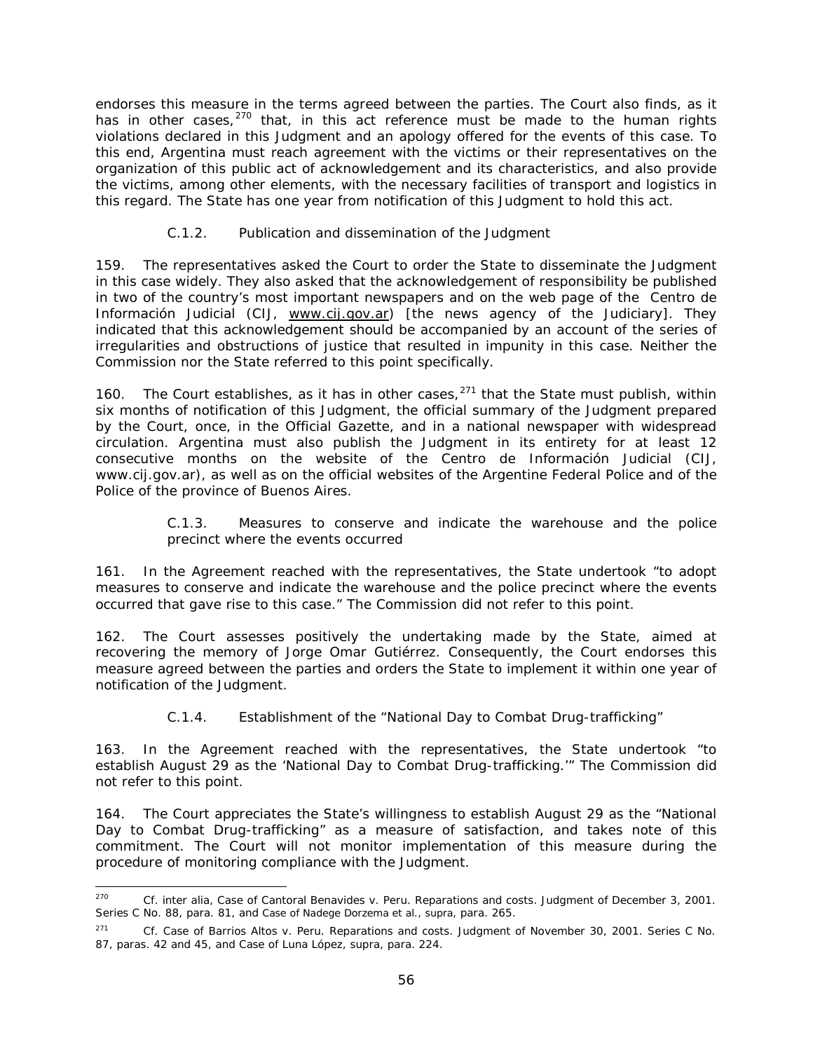endorses this measure in the terms agreed between the parties. The Court also finds, as it has in other cases,[270] that, in this act reference must be made to the human rights violations declared in this Judgment and an apology offered for the events of this case. To this end, Argentina must reach agreement with the victims or their representatives on the organization of this public act of acknowledgement and its characteristics, and also provide the victims, among other elements, with the necessary facilities of transport and logistics in this regard. The State has one year from notification of this Judgment to hold this act.

#### C.1.2. Publication and dissemination of the Judgment

159. The representatives asked the Court to order the State to disseminate the Judgment in this case widely. They also asked that the acknowledgement of responsibility be published in two of the country's most important newspapers and on the web page of the *Centro de Información Judicial* (CIJ, www.cij.gov.ar) [the news agency of the Judiciary]. They indicated that this acknowledgement should be accompanied by an account of the series of irregularities and obstructions of justice that resulted in impunity in this case. Neither the Commission nor the State referred to this point specifically.

160. The Court establishes, as it has in other cases,[271] that the State must publish, within six months of notification of this Judgment, the official summary of the Judgment prepared by the Court, once, in the Official Gazette, and in a national newspaper with widespread circulation. Argentina must also publish the Judgment in its entirety for at least 12 consecutive months on the website of the *Centro de Información Judicial* (CIJ, www.cij.gov.ar), as well as on the official websites of the Argentine Federal Police and of the Police of the province of Buenos Aires.

#### C.1.3. Measures to conserve and indicate the warehouse and the police precinct where the events occurred

161. In the Agreement reached with the representatives, the State undertook "to adopt measures to conserve and indicate the warehouse and the police precinct where the events occurred that gave rise to this case." The Commission did not refer to this point.

162. The Court assesses positively the undertaking made by the State, aimed at recovering the memory of Jorge Omar Gutiérrez. Consequently, the Court endorses this measure agreed between the parties and orders the State to implement it within one year of notification of the Judgment.

#### C.1.4. Establishment of the "National Day to Combat Drug-trafficking"

163. In the Agreement reached with the representatives, the State undertook "to establish August 29 as the 'National Day to Combat Drug-trafficking.'" The Commission did not refer to this point.

164. The Court appreciates the State's willingness to establish August 29 as the "National Day to Combat Drug-trafficking" as a measure of satisfaction, and takes note of this commitment. The Court will not monitor implementation of this measure during the procedure of monitoring compliance with the Judgment.

---

[270] *Cf. inter alia, Case of Cantoral Benavides v. Peru. Reparations and costs.* Judgment of December 3, 2001. Series C No. 88, para. 81, and *Case of Nadege Dorzema et al., supra*, para. 265.

[271] *Cf. Case of Barrios Altos v. Peru. Reparations and costs.* Judgment of November 30, 2001. Series C No. 87, paras. 42 and 45, and *Case of Luna López, supra*, para. 224.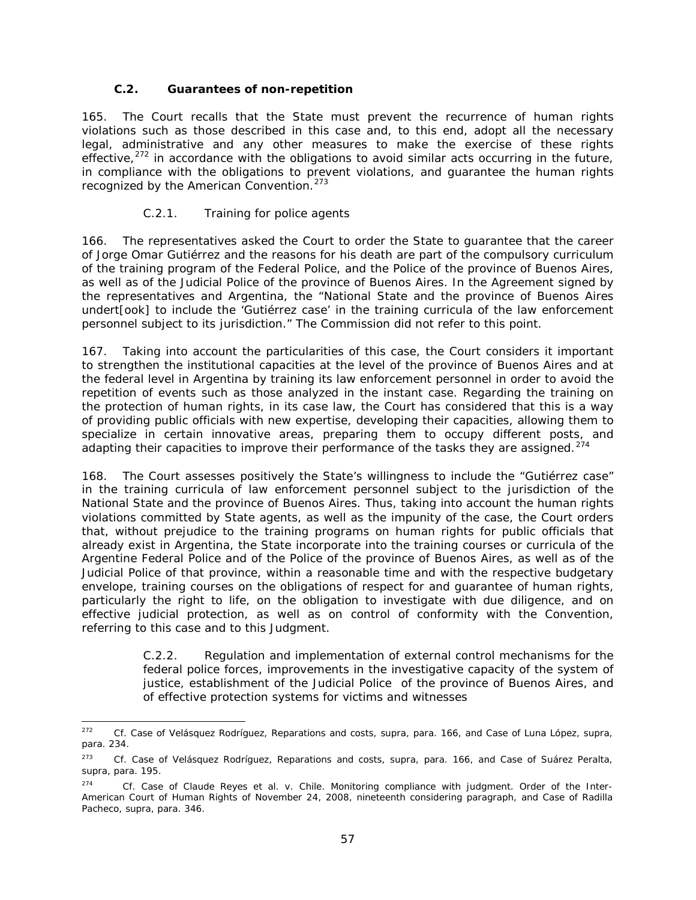### C.2. Guarantees of non-repetition

165. The Court recalls that the State must prevent the recurrence of human rights violations such as those described in this case and, to this end, adopt all the necessary legal, administrative and any other measures to make the exercise of these rights effective,[272] in accordance with the obligations to avoid similar acts occurring in the future, in compliance with the obligations to prevent violations, and guarantee the human rights recognized by the American Convention.[273]

#### C.2.1. Training for police agents

166. The representatives asked the Court to order the State to guarantee that the career of Jorge Omar Gutiérrez and the reasons for his death are part of the compulsory curriculum of the training program of the Federal Police, and the Police of the province of Buenos Aires, as well as of the Judicial Police of the province of Buenos Aires. In the Agreement signed by the representatives and Argentina, the "National State and the province of Buenos Aires undert[ook] to include the 'Gutiérrez case' in the training curricula of the law enforcement personnel subject to its jurisdiction." The Commission did not refer to this point.

167. Taking into account the particularities of this case, the Court considers it important to strengthen the institutional capacities at the level of the province of Buenos Aires and at the federal level in Argentina by training its law enforcement personnel in order to avoid the repetition of events such as those analyzed in the instant case. Regarding the training on the protection of human rights, in its case law, the Court has considered that this is a way of providing public officials with new expertise, developing their capacities, allowing them to specialize in certain innovative areas, preparing them to occupy different posts, and adapting their capacities to improve their performance of the tasks they are assigned.[274]

168. The Court assesses positively the State's willingness to include the "Gutiérrez case" in the training curricula of law enforcement personnel subject to the jurisdiction of the National State and the province of Buenos Aires. Thus, taking into account the human rights violations committed by State agents, as well as the impunity of the case, the Court orders that, without prejudice to the training programs on human rights for public officials that already exist in Argentina, the State incorporate into the training courses or curricula of the Argentine Federal Police and of the Police of the province of Buenos Aires, as well as of the Judicial Police of that province, within a reasonable time and with the respective budgetary envelope, training courses on the obligations of respect for and guarantee of human rights, particularly the right to life, on the obligation to investigate with due diligence, and on effective judicial protection, as well as on control of conformity with the Convention, referring to this case and to this Judgment.

#### C.2.2. Regulation and implementation of external control mechanisms for the federal police forces, improvements in the investigative capacity of the system of justice, establishment of the Judicial Police of the province of Buenos Aires, and of effective protection systems for victims and witnesses

---

[272] Cf. *Case of Velásquez Rodríguez, Reparations and costs, supra*, para. 166, and *Case of Luna López, supra*, para. 234.

[273] Cf. *Case of Velásquez Rodríguez, Reparations and costs, supra*, para. 166, and *Case of Suárez Peralta, supra*, para. 195.

[274] Cf. *Case of Claude Reyes et al. v. Chile. Monitoring compliance with judgment*. Order of the Inter-American Court of Human Rights of November 24, 2008, nineteenth considering paragraph, and *Case of Radilla Pacheco, supra*, para. 346.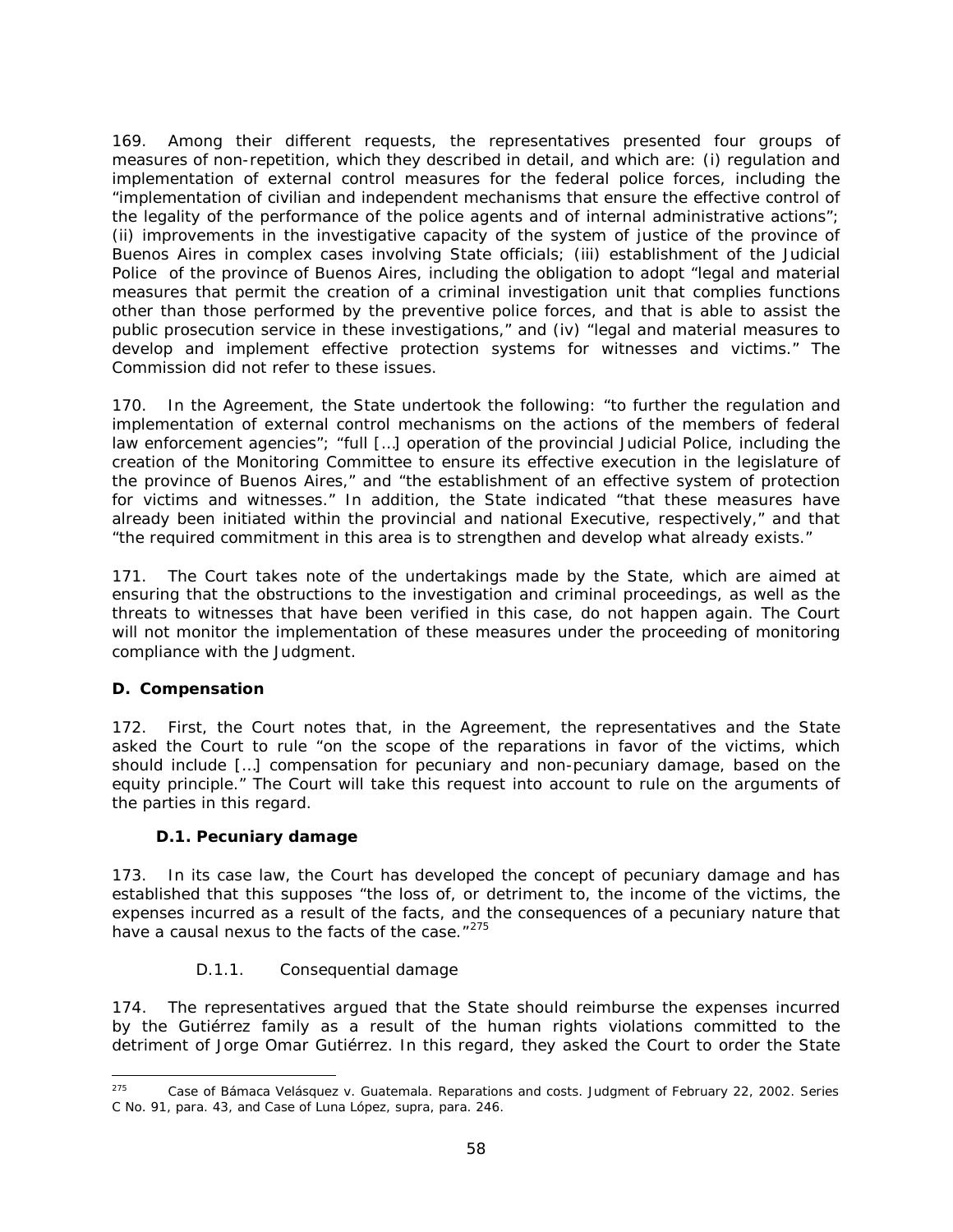169. Among their different requests, the representatives presented four groups of measures of non-repetition, which they described in detail, and which are: (i) regulation and implementation of external control measures for the federal police forces, including the "implementation of civilian and independent mechanisms that ensure the effective control of the legality of the performance of the police agents and of internal administrative actions"; (ii) improvements in the investigative capacity of the system of justice of the province of Buenos Aires in complex cases involving State officials; (iii) establishment of the Judicial Police of the province of Buenos Aires, including the obligation to adopt "legal and material measures that permit the creation of a criminal investigation unit that complies functions other than those performed by the preventive police forces, and that is able to assist the public prosecution service in these investigations," and (iv) "legal and material measures to develop and implement effective protection systems for witnesses and victims." The Commission did not refer to these issues.

170. In the Agreement, the State undertook the following: "to further the regulation and implementation of external control mechanisms on the actions of the members of federal law enforcement agencies"; "full […] operation of the provincial Judicial Police, including the creation of the Monitoring Committee to ensure its effective execution in the legislature of the province of Buenos Aires," and "the establishment of an effective system of protection for victims and witnesses." In addition, the State indicated "that these measures have already been initiated within the provincial and national Executive, respectively," and that "the required commitment in this area is to strengthen and develop what already exists."

171. The Court takes note of the undertakings made by the State, which are aimed at ensuring that the obstructions to the investigation and criminal proceedings, as well as the threats to witnesses that have been verified in this case, do not happen again. The Court will not monitor the implementation of these measures under the proceeding of monitoring compliance with the Judgment.

**D. Compensation**

172. First, the Court notes that, in the Agreement, the representatives and the State asked the Court to rule "on the scope of the reparations in favor of the victims, which should include […] compensation for pecuniary and non-pecuniary damage, based on the equity principle." The Court will take this request into account to rule on the arguments of the parties in this regard.

**D.1. Pecuniary damage**

173. In its case law, the Court has developed the concept of pecuniary damage and has established that this supposes "the loss of, or detriment to, the income of the victims, the expenses incurred as a result of the facts, and the consequences of a pecuniary nature that have a causal nexus to the facts of the case."[275]

D.1.1. Consequential damage

174. The representatives argued that the State should reimburse the expenses incurred by the Gutiérrez family as a result of the human rights violations committed to the detriment of Jorge Omar Gutiérrez. In this regard, they asked the Court to order the State

---

[275] Case of Bámaca Velásquez v. Guatemala. Reparations and costs. Judgment of February 22, 2002. Series C No. 91, para. 43, and Case of Luna López, supra, para. 246.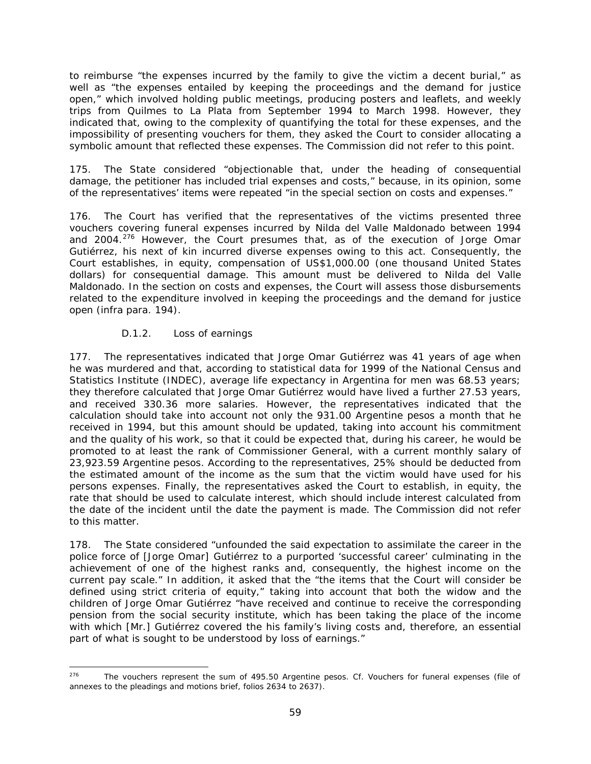to reimburse "the expenses incurred by the family to give the victim a decent burial," as well as "the expenses entailed by keeping the proceedings and the demand for justice open," which involved holding public meetings, producing posters and leaflets, and weekly trips from Quilmes to La Plata from September 1994 to March 1998. However, they indicated that, owing to the complexity of quantifying the total for these expenses, and the impossibility of presenting vouchers for them, they asked the Court to consider allocating a symbolic amount that reflected these expenses. The Commission did not refer to this point.

175. The State considered "objectionable that, under the heading of consequential damage, the petitioner has included trial expenses and costs," because, in its opinion, some of the representatives' items were repeated "in the special section on costs and expenses."

176. The Court has verified that the representatives of the victims presented three vouchers covering funeral expenses incurred by Nilda del Valle Maldonado between 1994 and 2004.[276] However, the Court presumes that, as of the execution of Jorge Omar Gutiérrez, his next of kin incurred diverse expenses owing to this act. Consequently, the Court establishes, in equity, compensation of US$1,000.00 (one thousand United States dollars) for consequential damage. This amount must be delivered to Nilda del Valle Maldonado. In the section on costs and expenses, the Court will assess those disbursements related to the expenditure involved in keeping the proceedings and the demand for justice open (infra para. 194).

### D.1.2. Loss of earnings

177. The representatives indicated that Jorge Omar Gutiérrez was 41 years of age when he was murdered and that, according to statistical data for 1999 of the National Census and Statistics Institute (INDEC), average life expectancy in Argentina for men was 68.53 years; they therefore calculated that Jorge Omar Gutiérrez would have lived a further 27.53 years, and received 330.36 more salaries. However, the representatives indicated that the calculation should take into account not only the 931.00 Argentine pesos a month that he received in 1994, but this amount should be updated, taking into account his commitment and the quality of his work, so that it could be expected that, during his career, he would be promoted to at least the rank of Commissioner General, with a current monthly salary of 23,923.59 Argentine pesos. According to the representatives, 25% should be deducted from the estimated amount of the income as the sum that the victim would have used for his persons expenses. Finally, the representatives asked the Court to establish, in equity, the rate that should be used to calculate interest, which should include interest calculated from the date of the incident until the date the payment is made. The Commission did not refer to this matter.

178. The State considered "unfounded the said expectation to assimilate the career in the police force of [Jorge Omar] Gutiérrez to a purported 'successful career' culminating in the achievement of one of the highest ranks and, consequently, the highest income on the current pay scale." In addition, it asked that the "the items that the Court will consider be defined using strict criteria of equity," taking into account that both the widow and the children of Jorge Omar Gutiérrez "have received and continue to receive the corresponding pension from the social security institute, which has been taking the place of the income with which [Mr.] Gutiérrez covered the his family's living costs and, therefore, an essential part of what is sought to be understood by loss of earnings."

---

[276] The vouchers represent the sum of 495.50 Argentine pesos. Cf. Vouchers for funeral expenses (file of annexes to the pleadings and motions brief, folios 2634 to 2637).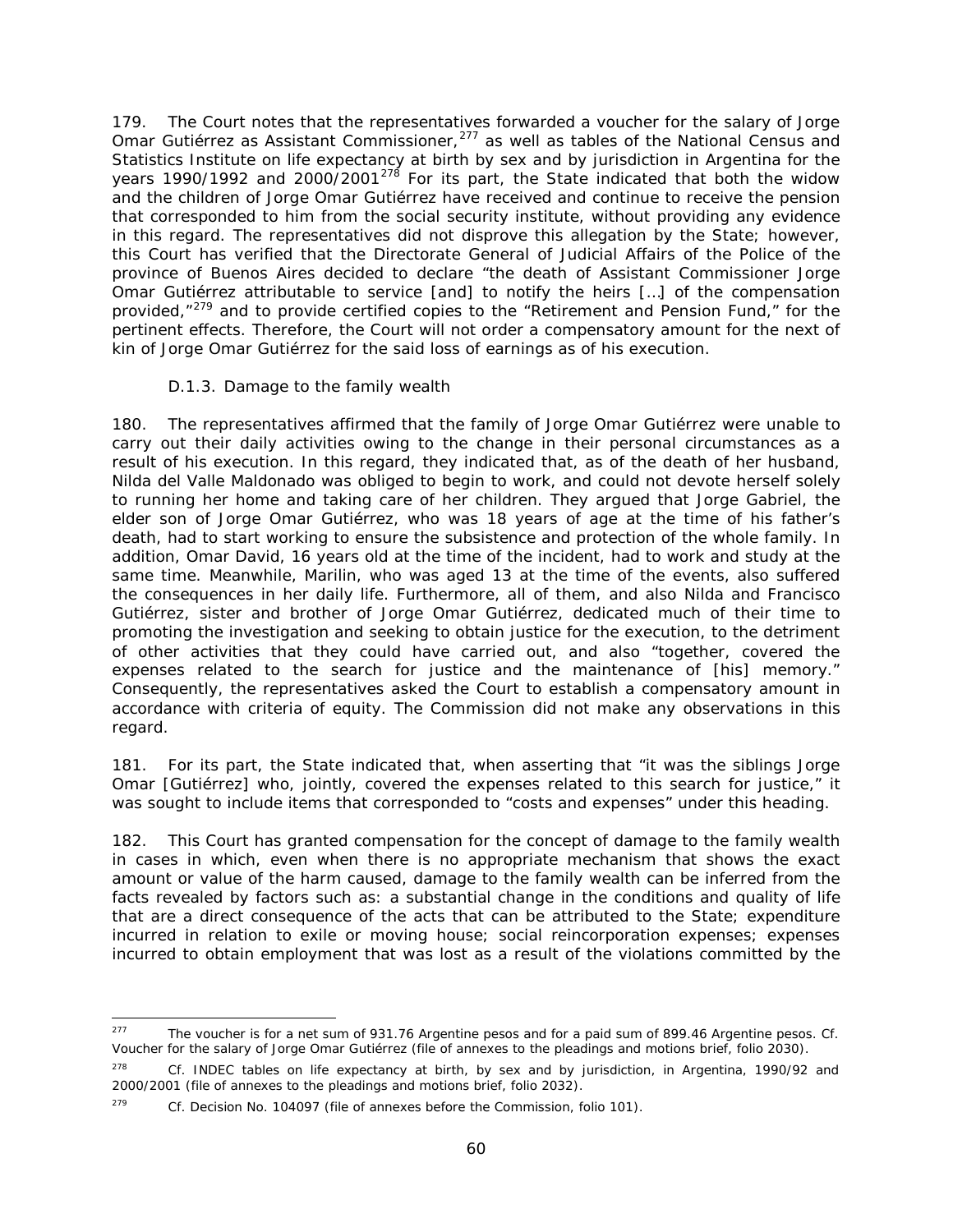179. The Court notes that the representatives forwarded a voucher for the salary of Jorge Omar Gutiérrez as Assistant Commissioner,[277] as well as tables of the National Census and Statistics Institute on life expectancy at birth by sex and by jurisdiction in Argentina for the years 1990/1992 and 2000/2001[278] For its part, the State indicated that both the widow and the children of Jorge Omar Gutiérrez have received and continue to receive the pension that corresponded to him from the social security institute, without providing any evidence in this regard. The representatives did not disprove this allegation by the State; however, this Court has verified that the Directorate General of Judicial Affairs of the Police of the province of Buenos Aires decided to declare "the death of Assistant Commissioner Jorge Omar Gutiérrez attributable to service [and] to notify the heirs […] of the compensation provided,"[279] and to provide certified copies to the "Retirement and Pension Fund," for the pertinent effects. Therefore, the Court will not order a compensatory amount for the next of kin of Jorge Omar Gutiérrez for the said loss of earnings as of his execution.

D.1.3. Damage to the family wealth

180. The representatives affirmed that the family of Jorge Omar Gutiérrez were unable to carry out their daily activities owing to the change in their personal circumstances as a result of his execution. In this regard, they indicated that, as of the death of her husband, Nilda del Valle Maldonado was obliged to begin to work, and could not devote herself solely to running her home and taking care of her children. They argued that Jorge Gabriel, the elder son of Jorge Omar Gutiérrez, who was 18 years of age at the time of his father's death, had to start working to ensure the subsistence and protection of the whole family. In addition, Omar David, 16 years old at the time of the incident, had to work and study at the same time. Meanwhile, Marilin, who was aged 13 at the time of the events, also suffered the consequences in her daily life. Furthermore, all of them, and also Nilda and Francisco Gutiérrez, sister and brother of Jorge Omar Gutiérrez, dedicated much of their time to promoting the investigation and seeking to obtain justice for the execution, to the detriment of other activities that they could have carried out, and also "together, covered the expenses related to the search for justice and the maintenance of [his] memory." Consequently, the representatives asked the Court to establish a compensatory amount in accordance with criteria of equity. The Commission did not make any observations in this regard.

181. For its part, the State indicated that, when asserting that "it was the siblings Jorge Omar [Gutiérrez] who, jointly, covered the expenses related to this search for justice," it was sought to include items that corresponded to "costs and expenses" under this heading.

182. This Court has granted compensation for the concept of damage to the family wealth in cases in which, even when there is no appropriate mechanism that shows the exact amount or value of the harm caused, damage to the family wealth can be inferred from the facts revealed by factors such as: a substantial change in the conditions and quality of life that are a direct consequence of the acts that can be attributed to the State; expenditure incurred in relation to exile or moving house; social reincorporation expenses; expenses incurred to obtain employment that was lost as a result of the violations committed by the

---

[277] The voucher is for a net sum of 931.76 Argentine pesos and for a paid sum of 899.46 Argentine pesos. Cf. Voucher for the salary of Jorge Omar Gutiérrez (file of annexes to the pleadings and motions brief, folio 2030).

[278] Cf. INDEC tables on life expectancy at birth, by sex and by jurisdiction, in Argentina, 1990/92 and 2000/2001 (file of annexes to the pleadings and motions brief, folio 2032).

[279] Cf. Decision No. 104097 (file of annexes before the Commission, folio 101).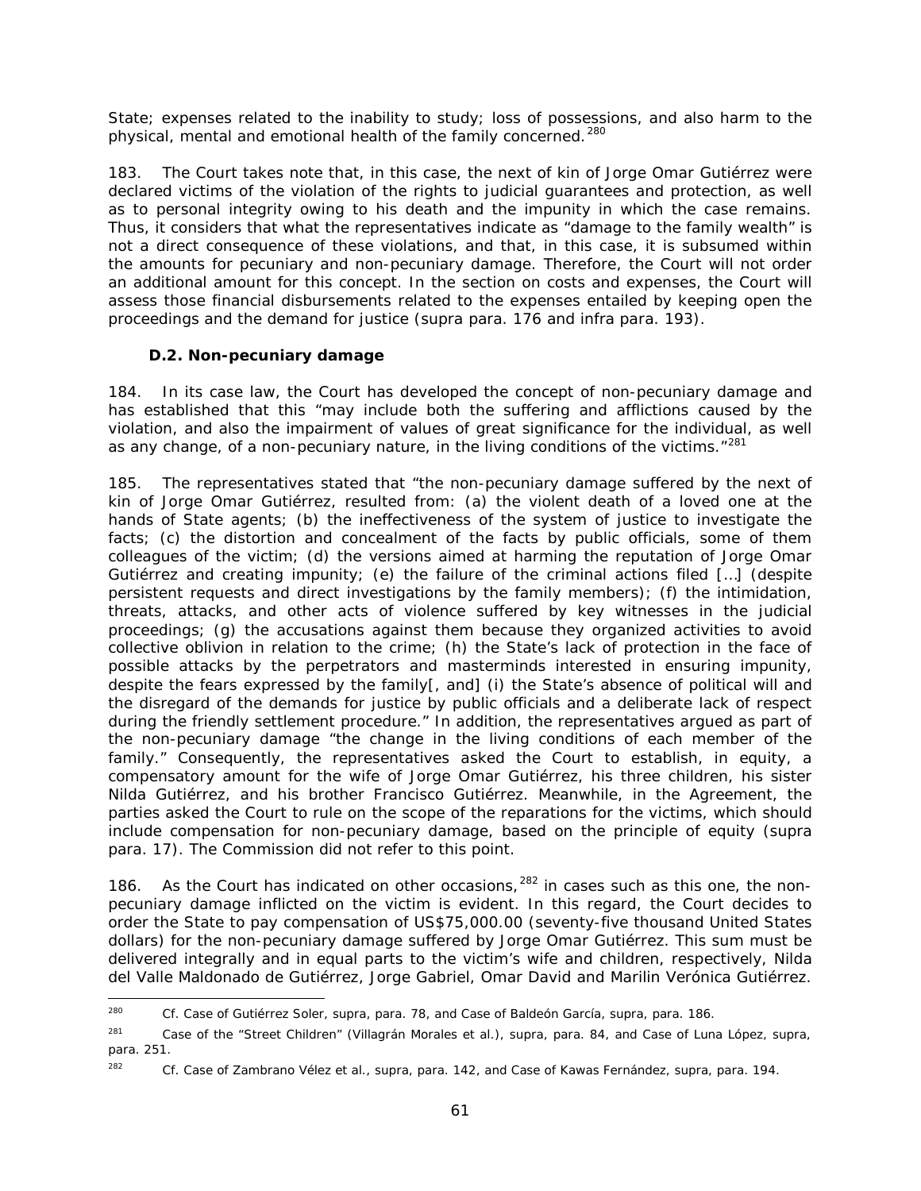State; expenses related to the inability to study; loss of possessions, and also harm to the physical, mental and emotional health of the family concerned.[280]

183. The Court takes note that, in this case, the next of kin of Jorge Omar Gutiérrez were declared victims of the violation of the rights to judicial guarantees and protection, as well as to personal integrity owing to his death and the impunity in which the case remains. Thus, it considers that what the representatives indicate as "damage to the family wealth" is not a direct consequence of these violations, and that, in this case, it is subsumed within the amounts for pecuniary and non-pecuniary damage. Therefore, the Court will not order an additional amount for this concept. In the section on costs and expenses, the Court will assess those financial disbursements related to the expenses entailed by keeping open the proceedings and the demand for justice (*supra* para. 176 and *infra* para. 193).

### D.2. Non-pecuniary damage

184. In its case law, the Court has developed the concept of non-pecuniary damage and has established that this "may include both the suffering and afflictions caused by the violation, and also the impairment of values of great significance for the individual, as well as any change, of a non-pecuniary nature, in the living conditions of the victims."[281]

185. The representatives stated that "the non-pecuniary damage suffered by the next of kin of Jorge Omar Gutiérrez, resulted from: (a) the violent death of a loved one at the hands of State agents; (b) the ineffectiveness of the system of justice to investigate the facts; (c) the distortion and concealment of the facts by public officials, some of them colleagues of the victim; (d) the versions aimed at harming the reputation of Jorge Omar Gutiérrez and creating impunity; (e) the failure of the criminal actions filed […] (despite persistent requests and direct investigations by the family members); (f) the intimidation, threats, attacks, and other acts of violence suffered by key witnesses in the judicial proceedings; (g) the accusations against them because they organized activities to avoid collective oblivion in relation to the crime; (h) the State's lack of protection in the face of possible attacks by the perpetrators and masterminds interested in ensuring impunity, despite the fears expressed by the family[, and] (i) the State's absence of political will and the disregard of the demands for justice by public officials and a deliberate lack of respect during the friendly settlement procedure." In addition, the representatives argued as part of the non-pecuniary damage "the change in the living conditions of each member of the family." Consequently, the representatives asked the Court to establish, in equity, a compensatory amount for the wife of Jorge Omar Gutiérrez, his three children, his sister Nilda Gutiérrez, and his brother Francisco Gutiérrez. Meanwhile, in the Agreement, the parties asked the Court to rule on the scope of the reparations for the victims, which should include compensation for non-pecuniary damage, based on the principle of equity (*supra* para. 17). The Commission did not refer to this point.

186. As the Court has indicated on other occasions,[282] in cases such as this one, the non-pecuniary damage inflicted on the victim is evident. In this regard, the Court decides to order the State to pay compensation of US$75,000.00 (seventy-five thousand United States dollars) for the non-pecuniary damage suffered by Jorge Omar Gutiérrez. This sum must be delivered integrally and in equal parts to the victim's wife and children, respectively, Nilda del Valle Maldonado de Gutiérrez, Jorge Gabriel, Omar David and Marilin Verónica Gutiérrez.

---

[280] *Cf. Case of Gutiérrez Soler, supra*, para. 78, and *Case of Baldeón García, supra*, para. 186.

[281] *Case of the "Street Children" (Villagrán Morales et al.), supra*, para. 84, and *Case of Luna López, supra*, para. 251.

[282] *Cf. Case of Zambrano Vélez et al., supra*, para. 142, and *Case of Kawas Fernández, supra*, para. 194.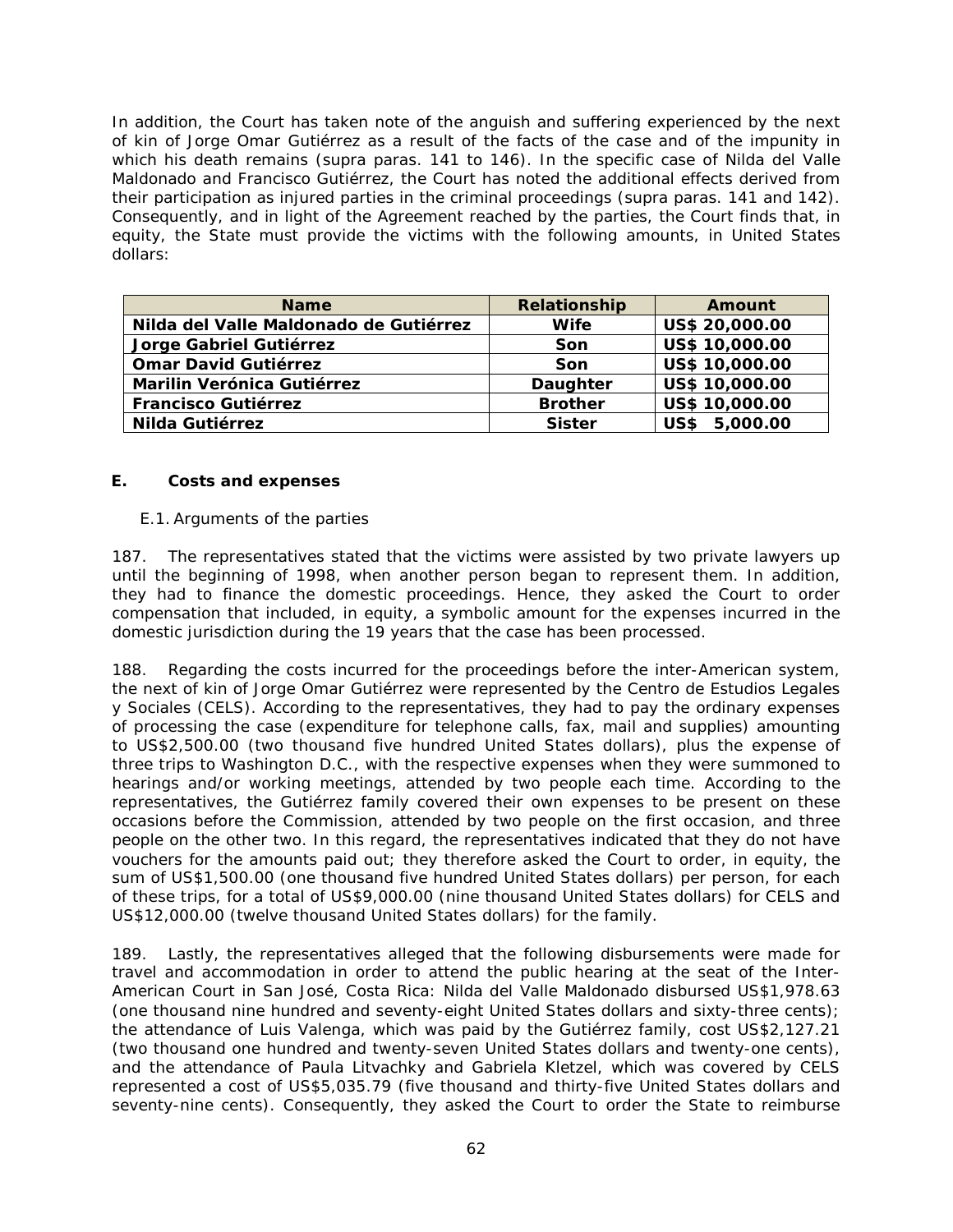In addition, the Court has taken note of the anguish and suffering experienced by the next of kin of Jorge Omar Gutiérrez as a result of the facts of the case and of the impunity in which his death remains (supra paras. 141 to 146). In the specific case of Nilda del Valle Maldonado and Francisco Gutiérrez, the Court has noted the additional effects derived from their participation as injured parties in the criminal proceedings (supra paras. 141 and 142). Consequently, and in light of the Agreement reached by the parties, the Court finds that, in equity, the State must provide the victims with the following amounts, in United States dollars:

| Name | Relationship | Amount |
|---|---|---|
| **Nilda del Valle Maldonado de Gutiérrez** | **Wife** | **US$ 20,000.00** |
| **Jorge Gabriel Gutiérrez** | **Son** | **US$ 10,000.00** |
| **Omar David Gutiérrez** | **Son** | **US$ 10,000.00** |
| **Marilin Verónica Gutiérrez** | **Daughter** | **US$ 10,000.00** |
| **Francisco Gutiérrez** | **Brother** | **US$ 10,000.00** |
| **Nilda Gutiérrez** | **Sister** | **US$ 5,000.00** |

### E. Costs and expenses

E.1. Arguments of the parties

187. The representatives stated that the victims were assisted by two private lawyers up until the beginning of 1998, when another person began to represent them. In addition, they had to finance the domestic proceedings. Hence, they asked the Court to order compensation that included, in equity, a symbolic amount for the expenses incurred in the domestic jurisdiction during the 19 years that the case has been processed.

188. Regarding the costs incurred for the proceedings before the inter-American system, the next of kin of Jorge Omar Gutiérrez were represented by the Centro de Estudios Legales y Sociales (CELS). According to the representatives, they had to pay the ordinary expenses of processing the case (expenditure for telephone calls, fax, mail and supplies) amounting to US$2,500.00 (two thousand five hundred United States dollars), plus the expense of three trips to Washington D.C., with the respective expenses when they were summoned to hearings and/or working meetings, attended by two people each time. According to the representatives, the Gutiérrez family covered their own expenses to be present on these occasions before the Commission, attended by two people on the first occasion, and three people on the other two. In this regard, the representatives indicated that they do not have vouchers for the amounts paid out; they therefore asked the Court to order, in equity, the sum of US$1,500.00 (one thousand five hundred United States dollars) per person, for each of these trips, for a total of US$9,000.00 (nine thousand United States dollars) for CELS and US$12,000.00 (twelve thousand United States dollars) for the family.

189. Lastly, the representatives alleged that the following disbursements were made for travel and accommodation in order to attend the public hearing at the seat of the Inter-American Court in San José, Costa Rica: Nilda del Valle Maldonado disbursed US$1,978.63 (one thousand nine hundred and seventy-eight United States dollars and sixty-three cents); the attendance of Luis Valenga, which was paid by the Gutiérrez family, cost US$2,127.21 (two thousand one hundred and twenty-seven United States dollars and twenty-one cents), and the attendance of Paula Litvachky and Gabriela Kletzel, which was covered by CELS represented a cost of US$5,035.79 (five thousand and thirty-five United States dollars and seventy-nine cents). Consequently, they asked the Court to order the State to reimburse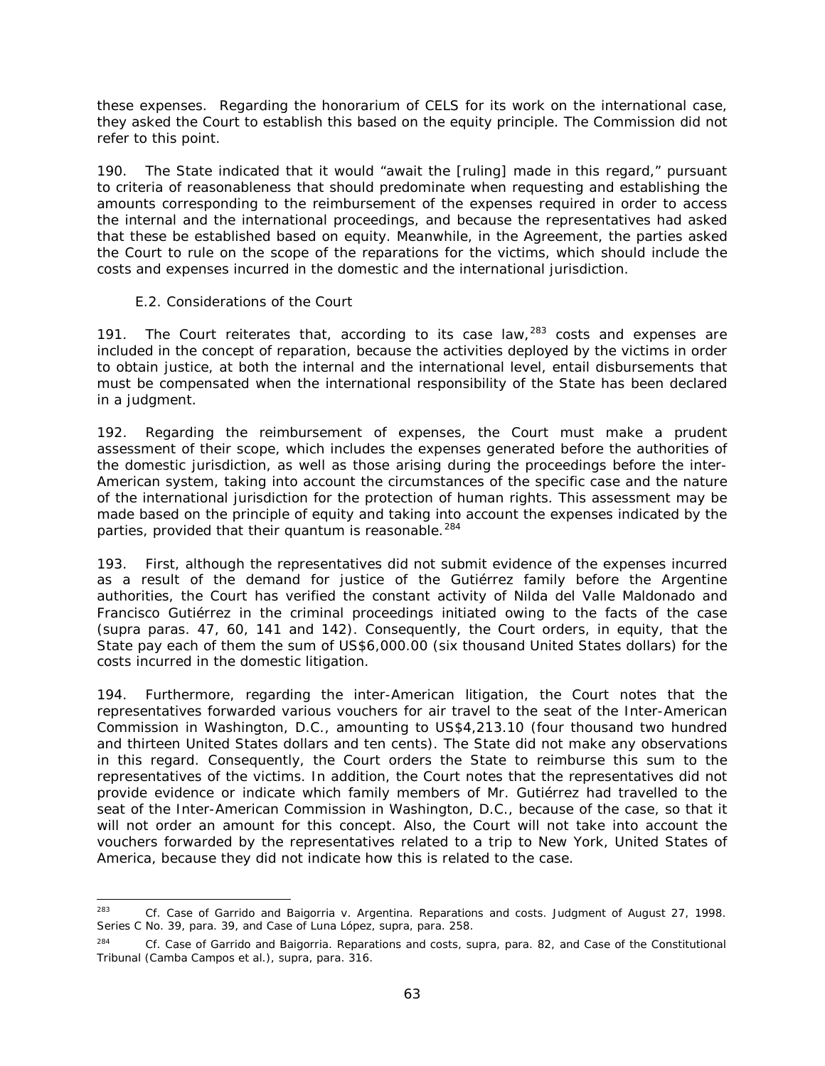these expenses. Regarding the honorarium of CELS for its work on the international case, they asked the Court to establish this based on the equity principle. The Commission did not refer to this point.

190. The State indicated that it would "await the [ruling] made in this regard," pursuant to criteria of reasonableness that should predominate when requesting and establishing the amounts corresponding to the reimbursement of the expenses required in order to access the internal and the international proceedings, and because the representatives had asked that these be established based on equity. Meanwhile, in the Agreement, the parties asked the Court to rule on the scope of the reparations for the victims, which should include the costs and expenses incurred in the domestic and the international jurisdiction.

### E.2. Considerations of the Court

191. The Court reiterates that, according to its case law,[283] costs and expenses are included in the concept of reparation, because the activities deployed by the victims in order to obtain justice, at both the internal and the international level, entail disbursements that must be compensated when the international responsibility of the State has been declared in a judgment.

192. Regarding the reimbursement of expenses, the Court must make a prudent assessment of their scope, which includes the expenses generated before the authorities of the domestic jurisdiction, as well as those arising during the proceedings before the inter-American system, taking into account the circumstances of the specific case and the nature of the international jurisdiction for the protection of human rights. This assessment may be made based on the principle of equity and taking into account the expenses indicated by the parties, provided that their quantum is reasonable.[284]

193. First, although the representatives did not submit evidence of the expenses incurred as a result of the demand for justice of the Gutiérrez family before the Argentine authorities, the Court has verified the constant activity of Nilda del Valle Maldonado and Francisco Gutiérrez in the criminal proceedings initiated owing to the facts of the case (*supra* paras. 47, 60, 141 and 142). Consequently, the Court orders, in equity, that the State pay each of them the sum of US$6,000.00 (six thousand United States dollars) for the costs incurred in the domestic litigation.

194. Furthermore, regarding the inter-American litigation, the Court notes that the representatives forwarded various vouchers for air travel to the seat of the Inter-American Commission in Washington, D.C., amounting to US$4,213.10 (four thousand two hundred and thirteen United States dollars and ten cents). The State did not make any observations in this regard. Consequently, the Court orders the State to reimburse this sum to the representatives of the victims. In addition, the Court notes that the representatives did not provide evidence or indicate which family members of Mr. Gutiérrez had travelled to the seat of the Inter-American Commission in Washington, D.C., because of the case, so that it will not order an amount for this concept. Also, the Court will not take into account the vouchers forwarded by the representatives related to a trip to New York, United States of America, because they did not indicate how this is related to the case.

---

[283] *Cf. Case of Garrido and Baigorria v. Argentina. Reparations and costs.* Judgment of August 27, 1998. Series C No. 39, para. 39, and *Case of Luna López, supra*, para. 258.

[284] *Cf. Case of Garrido and Baigorria. Reparations and costs, supra*, para. 82, and *Case of the Constitutional Tribunal (Camba Campos et al.), supra*, para. 316.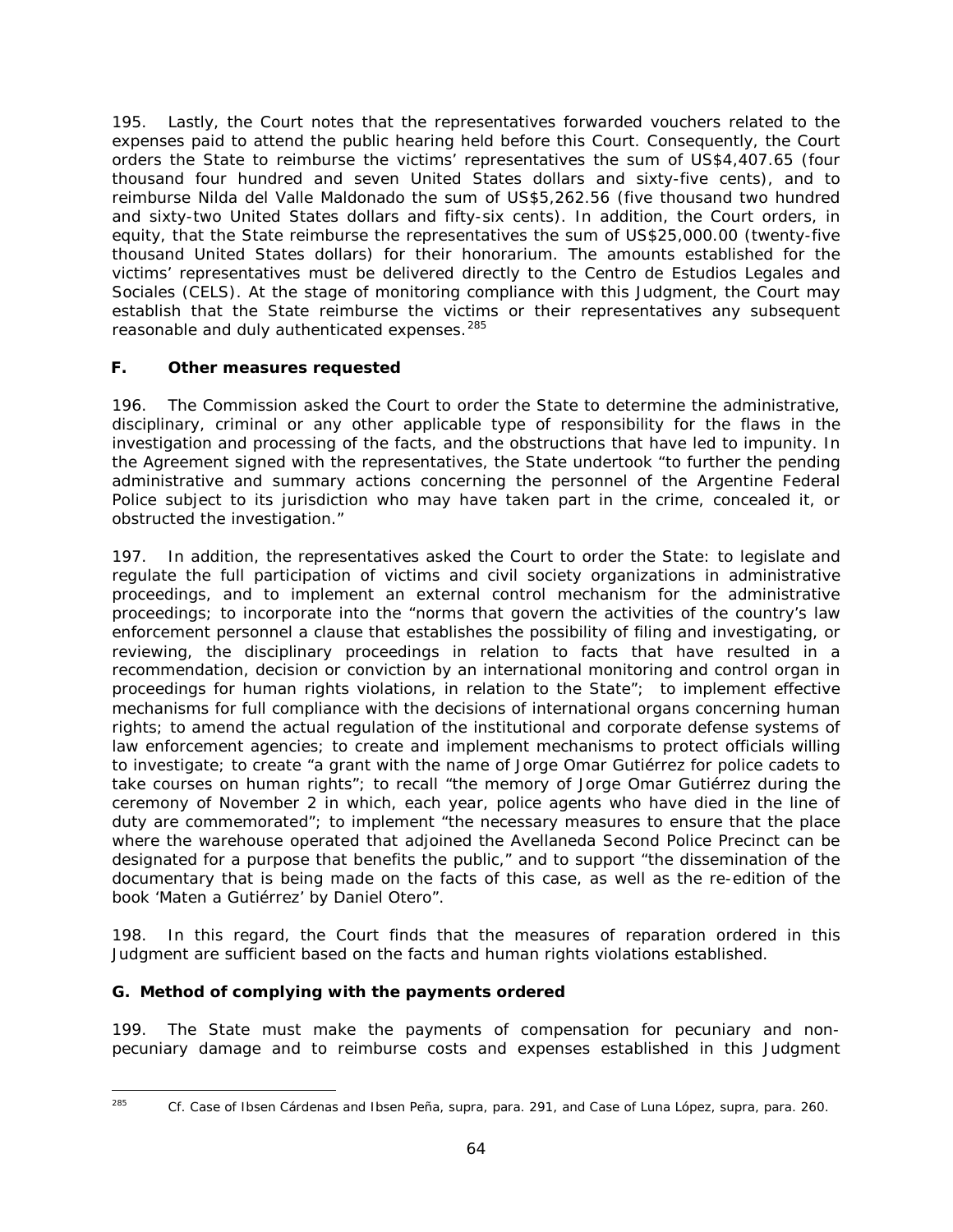195. Lastly, the Court notes that the representatives forwarded vouchers related to the expenses paid to attend the public hearing held before this Court. Consequently, the Court orders the State to reimburse the victims' representatives the sum of US$4,407.65 (four thousand four hundred and seven United States dollars and sixty-five cents), and to reimburse Nilda del Valle Maldonado the sum of US$5,262.56 (five thousand two hundred and sixty-two United States dollars and fifty-six cents). In addition, the Court orders, in equity, that the State reimburse the representatives the sum of US$25,000.00 (twenty-five thousand United States dollars) for their honorarium. The amounts established for the victims' representatives must be delivered directly to the Centro de Estudios Legales and Sociales (CELS). At the stage of monitoring compliance with this Judgment, the Court may establish that the State reimburse the victims or their representatives any subsequent reasonable and duly authenticated expenses.[285]

### F. Other measures requested

196. The Commission asked the Court to order the State to determine the administrative, disciplinary, criminal or any other applicable type of responsibility for the flaws in the investigation and processing of the facts, and the obstructions that have led to impunity. In the Agreement signed with the representatives, the State undertook "to further the pending administrative and summary actions concerning the personnel of the Argentine Federal Police subject to its jurisdiction who may have taken part in the crime, concealed it, or obstructed the investigation."

197. In addition, the representatives asked the Court to order the State: to legislate and regulate the full participation of victims and civil society organizations in administrative proceedings, and to implement an external control mechanism for the administrative proceedings; to incorporate into the "norms that govern the activities of the country's law enforcement personnel a clause that establishes the possibility of filing and investigating, or reviewing, the disciplinary proceedings in relation to facts that have resulted in a recommendation, decision or conviction by an international monitoring and control organ in proceedings for human rights violations, in relation to the State"; to implement effective mechanisms for full compliance with the decisions of international organs concerning human rights; to amend the actual regulation of the institutional and corporate defense systems of law enforcement agencies; to create and implement mechanisms to protect officials willing to investigate; to create "a grant with the name of Jorge Omar Gutiérrez for police cadets to take courses on human rights"; to recall "the memory of Jorge Omar Gutiérrez during the ceremony of November 2 in which, each year, police agents who have died in the line of duty are commemorated"; to implement "the necessary measures to ensure that the place where the warehouse operated that adjoined the Avellaneda Second Police Precinct can be designated for a purpose that benefits the public," and to support "the dissemination of the documentary that is being made on the facts of this case, as well as the re-edition of the book 'Maten a Gutiérrez' by Daniel Otero".

198. In this regard, the Court finds that the measures of reparation ordered in this Judgment are sufficient based on the facts and human rights violations established.

### G. Method of complying with the payments ordered

199. The State must make the payments of compensation for pecuniary and non-pecuniary damage and to reimburse costs and expenses established in this Judgment

---

[285] *Cf. Case of Ibsen Cárdenas and Ibsen Peña, supra*, para. 291, and *Case of Luna López, supra*, para. 260.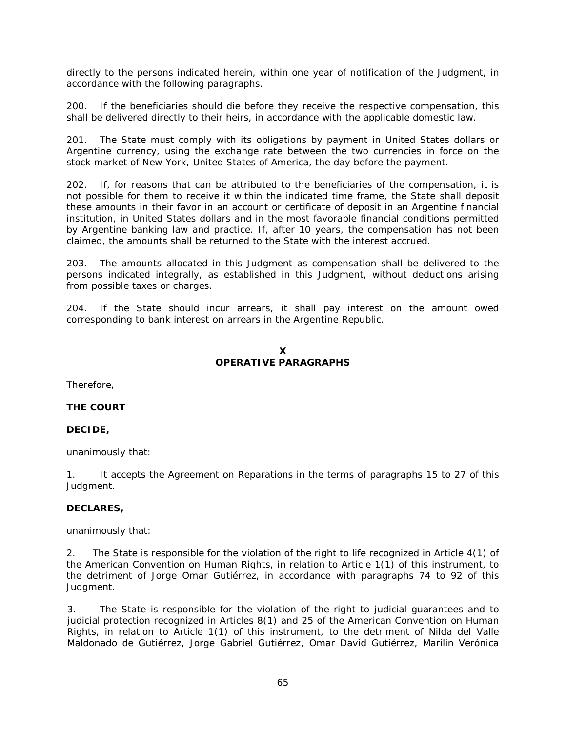directly to the persons indicated herein, within one year of notification of the Judgment, in accordance with the following paragraphs.

200. If the beneficiaries should die before they receive the respective compensation, this shall be delivered directly to their heirs, in accordance with the applicable domestic law.

201. The State must comply with its obligations by payment in United States dollars or Argentine currency, using the exchange rate between the two currencies in force on the stock market of New York, United States of America, the day before the payment.

202. If, for reasons that can be attributed to the beneficiaries of the compensation, it is not possible for them to receive it within the indicated time frame, the State shall deposit these amounts in their favor in an account or certificate of deposit in an Argentine financial institution, in United States dollars and in the most favorable financial conditions permitted by Argentine banking law and practice. If, after 10 years, the compensation has not been claimed, the amounts shall be returned to the State with the interest accrued.

203. The amounts allocated in this Judgment as compensation shall be delivered to the persons indicated integrally, as established in this Judgment, without deductions arising from possible taxes or charges.

204. If the State should incur arrears, it shall pay interest on the amount owed corresponding to bank interest on arrears in the Argentine Republic.

## X
## OPERATIVE PARAGRAPHS

Therefore,

**THE COURT**

**DECIDE,**

unanimously that:

1. It accepts the Agreement on Reparations in the terms of paragraphs 15 to 27 of this Judgment.

**DECLARES,**

unanimously that:

2. The State is responsible for the violation of the right to life recognized in Article 4(1) of the American Convention on Human Rights, in relation to Article 1(1) of this instrument, to the detriment of Jorge Omar Gutiérrez, in accordance with paragraphs 74 to 92 of this Judgment.

3. The State is responsible for the violation of the right to judicial guarantees and to judicial protection recognized in Articles 8(1) and 25 of the American Convention on Human Rights, in relation to Article 1(1) of this instrument, to the detriment of Nilda del Valle Maldonado de Gutiérrez, Jorge Gabriel Gutiérrez, Omar David Gutiérrez, Marilin Verónica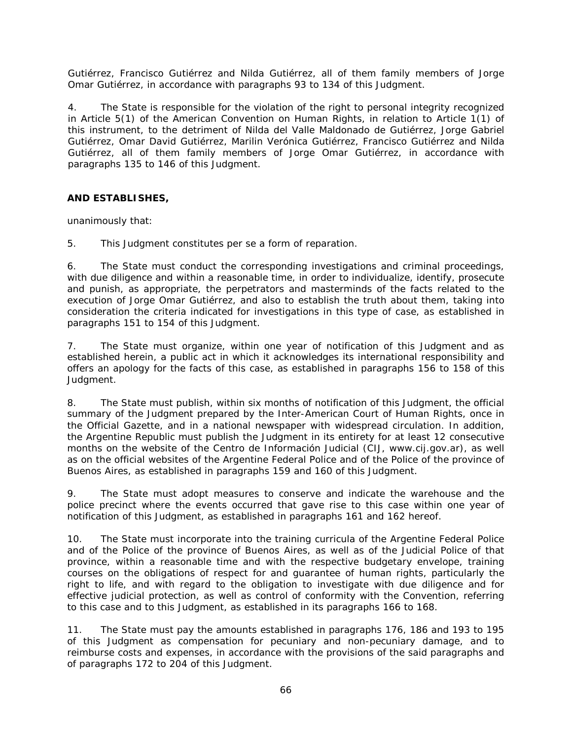Gutiérrez, Francisco Gutiérrez and Nilda Gutiérrez, all of them family members of Jorge Omar Gutiérrez, in accordance with paragraphs 93 to 134 of this Judgment.

4. The State is responsible for the violation of the right to personal integrity recognized in Article 5(1) of the American Convention on Human Rights, in relation to Article 1(1) of this instrument, to the detriment of Nilda del Valle Maldonado de Gutiérrez, Jorge Gabriel Gutiérrez, Omar David Gutiérrez, Marilin Verónica Gutiérrez, Francisco Gutiérrez and Nilda Gutiérrez, all of them family members of Jorge Omar Gutiérrez, in accordance with paragraphs 135 to 146 of this Judgment.

**AND ESTABLISHES,**

unanimously that:

5. This Judgment constitutes per se a form of reparation.

6. The State must conduct the corresponding investigations and criminal proceedings, with due diligence and within a reasonable time, in order to individualize, identify, prosecute and punish, as appropriate, the perpetrators and masterminds of the facts related to the execution of Jorge Omar Gutiérrez, and also to establish the truth about them, taking into consideration the criteria indicated for investigations in this type of case, as established in paragraphs 151 to 154 of this Judgment.

7. The State must organize, within one year of notification of this Judgment and as established herein, a public act in which it acknowledges its international responsibility and offers an apology for the facts of this case, as established in paragraphs 156 to 158 of this Judgment.

8. The State must publish, within six months of notification of this Judgment, the official summary of the Judgment prepared by the Inter-American Court of Human Rights, once in the Official Gazette, and in a national newspaper with widespread circulation. In addition, the Argentine Republic must publish the Judgment in its entirety for at least 12 consecutive months on the website of the Centro de Información Judicial (CIJ, www.cij.gov.ar), as well as on the official websites of the Argentine Federal Police and of the Police of the province of Buenos Aires, as established in paragraphs 159 and 160 of this Judgment.

9. The State must adopt measures to conserve and indicate the warehouse and the police precinct where the events occurred that gave rise to this case within one year of notification of this Judgment, as established in paragraphs 161 and 162 hereof.

10. The State must incorporate into the training curricula of the Argentine Federal Police and of the Police of the province of Buenos Aires, as well as of the Judicial Police of that province, within a reasonable time and with the respective budgetary envelope, training courses on the obligations of respect for and guarantee of human rights, particularly the right to life, and with regard to the obligation to investigate with due diligence and for effective judicial protection, as well as control of conformity with the Convention, referring to this case and to this Judgment, as established in its paragraphs 166 to 168.

11. The State must pay the amounts established in paragraphs 176, 186 and 193 to 195 of this Judgment as compensation for pecuniary and non-pecuniary damage, and to reimburse costs and expenses, in accordance with the provisions of the said paragraphs and of paragraphs 172 to 204 of this Judgment.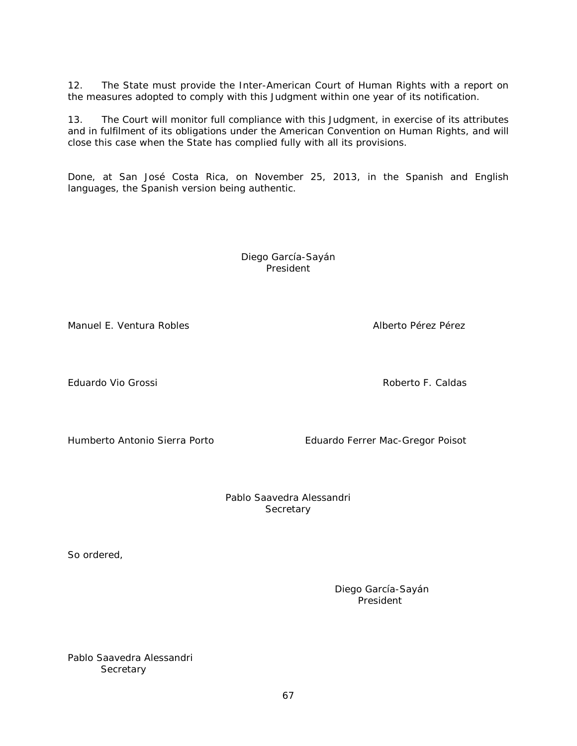12. The State must provide the Inter-American Court of Human Rights with a report on the measures adopted to comply with this Judgment within one year of its notification.

13. The Court will monitor full compliance with this Judgment, in exercise of its attributes and in fulfilment of its obligations under the American Convention on Human Rights, and will close this case when the State has complied fully with all its provisions.

Done, at San José Costa Rica, on November 25, 2013, in the Spanish and English languages, the Spanish version being authentic.

Diego García-Sayán
President

Manuel E. Ventura Robles

Alberto Pérez Pérez

Eduardo Vio Grossi

Roberto F. Caldas

Humberto Antonio Sierra Porto

Eduardo Ferrer Mac-Gregor Poisot

Pablo Saavedra Alessandri
Secretary

So ordered,

Diego García-Sayán
President

Pablo Saavedra Alessandri
Secretary